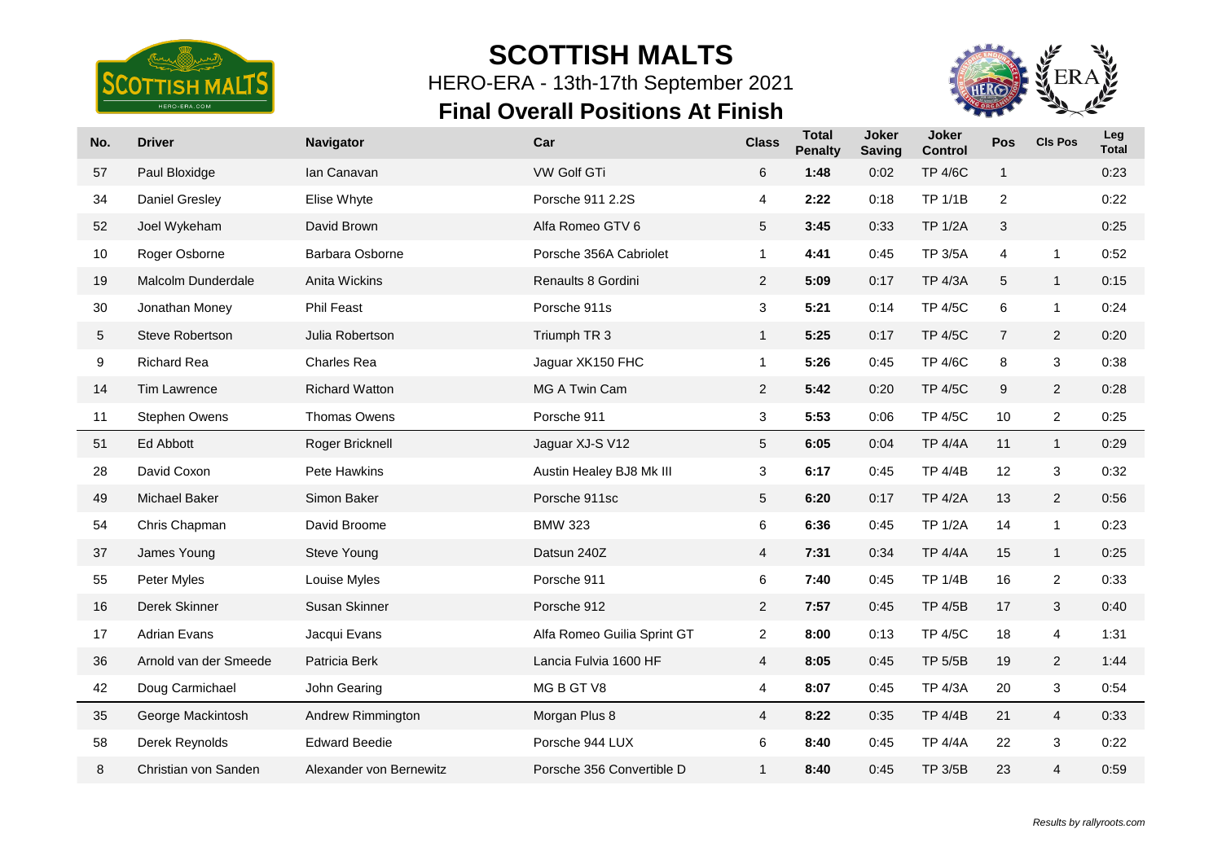# SCOTTISH MALTS

HERO-ERA - 13th-17th September 2021

## Final Overall Positions At Finish

| No. | Driver | Navigator | Car | Class | Total Penalty | Joker Saving | Joker Control | Pos | Cls Pos | Leg Total |
|---|---|---|---|---|---|---|---|---|---|---|
| 57 | Paul Bloxidge | Ian Canavan | VW Golf GTi | 6 | **1:48** | 0:02 | TP 4/6C | 1 | | 0:23 |
| 34 | Daniel Gresley | Elise Whyte | Porsche 911 2.2S | 4 | **2:22** | 0:18 | TP 1/1B | 2 | | 0:22 |
| 52 | Joel Wykeham | David Brown | Alfa Romeo GTV 6 | 5 | **3:45** | 0:33 | TP 1/2A | 3 | | 0:25 |
| 10 | Roger Osborne | Barbara Osborne | Porsche 356A Cabriolet | 1 | **4:41** | 0:45 | TP 3/5A | 4 | 1 | 0:52 |
| 19 | Malcolm Dunderdale | Anita Wickins | Renaults 8 Gordini | 2 | **5:09** | 0:17 | TP 4/3A | 5 | 1 | 0:15 |
| 30 | Jonathan Money | Phil Feast | Porsche 911s | 3 | **5:21** | 0:14 | TP 4/5C | 6 | 1 | 0:24 |
| 5 | Steve Robertson | Julia Robertson | Triumph TR 3 | 1 | **5:25** | 0:17 | TP 4/5C | 7 | 2 | 0:20 |
| 9 | Richard Rea | Charles Rea | Jaguar XK150 FHC | 1 | **5:26** | 0:45 | TP 4/6C | 8 | 3 | 0:38 |
| 14 | Tim Lawrence | Richard Watton | MG A Twin Cam | 2 | **5:42** | 0:20 | TP 4/5C | 9 | 2 | 0:28 |
| 11 | Stephen Owens | Thomas Owens | Porsche 911 | 3 | **5:53** | 0:06 | TP 4/5C | 10 | 2 | 0:25 |
| 51 | Ed Abbott | Roger Bricknell | Jaguar XJ-S V12 | 5 | **6:05** | 0:04 | TP 4/4A | 11 | 1 | 0:29 |
| 28 | David Coxon | Pete Hawkins | Austin Healey BJ8 Mk III | 3 | **6:17** | 0:45 | TP 4/4B | 12 | 3 | 0:32 |
| 49 | Michael Baker | Simon Baker | Porsche 911sc | 5 | **6:20** | 0:17 | TP 4/2A | 13 | 2 | 0:56 |
| 54 | Chris Chapman | David Broome | BMW 323 | 6 | **6:36** | 0:45 | TP 1/2A | 14 | 1 | 0:23 |
| 37 | James Young | Steve Young | Datsun 240Z | 4 | **7:31** | 0:34 | TP 4/4A | 15 | 1 | 0:25 |
| 55 | Peter Myles | Louise Myles | Porsche 911 | 6 | **7:40** | 0:45 | TP 1/4B | 16 | 2 | 0:33 |
| 16 | Derek Skinner | Susan Skinner | Porsche 912 | 2 | **7:57** | 0:45 | TP 4/5B | 17 | 3 | 0:40 |
| 17 | Adrian Evans | Jacqui Evans | Alfa Romeo Guilia Sprint GT | 2 | **8:00** | 0:13 | TP 4/5C | 18 | 4 | 1:31 |
| 36 | Arnold van der Smeede | Patricia Berk | Lancia Fulvia 1600 HF | 4 | **8:05** | 0:45 | TP 5/5B | 19 | 2 | 1:44 |
| 42 | Doug Carmichael | John Gearing | MG B GT V8 | 4 | **8:07** | 0:45 | TP 4/3A | 20 | 3 | 0:54 |
| 35 | George Mackintosh | Andrew Rimmington | Morgan Plus 8 | 4 | **8:22** | 0:35 | TP 4/4B | 21 | 4 | 0:33 |
| 58 | Derek Reynolds | Edward Beedie | Porsche 944 LUX | 6 | **8:40** | 0:45 | TP 4/4A | 22 | 3 | 0:22 |
| 8 | Christian von Sanden | Alexander von Bernewitz | Porsche 356 Convertible D | 1 | **8:40** | 0:45 | TP 3/5B | 23 | 4 | 0:59 |

*Results by rallyroots.com*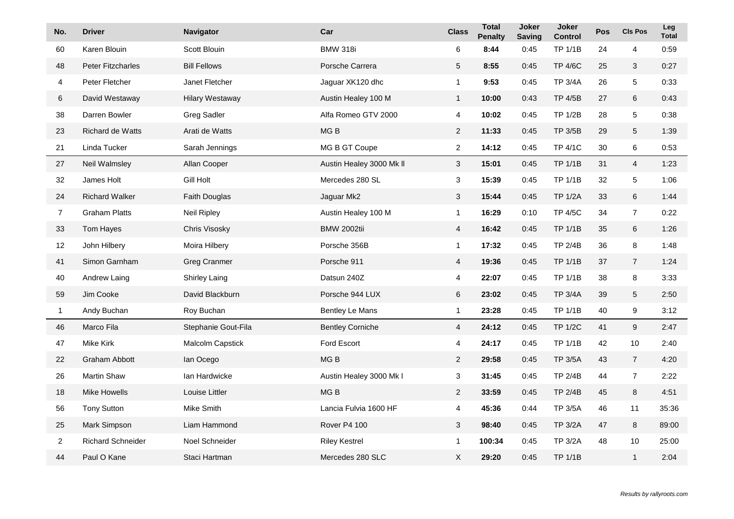| No. | Driver | Navigator | Car | Class | Total Penalty | Joker Saving | Joker Control | Pos | Cls Pos | Leg Total |
|---|---|---|---|---|---|---|---|---|---|---|
| 60 | Karen Blouin | Scott Blouin | BMW 318i | 6 | **8:44** | 0:45 | TP 1/1B | 24 | 4 | 0:59 |
| 48 | Peter Fitzcharles | Bill Fellows | Porsche Carrera | 5 | **8:55** | 0:45 | TP 4/6C | 25 | 3 | 0:27 |
| 4 | Peter Fletcher | Janet Fletcher | Jaguar XK120 dhc | 1 | **9:53** | 0:45 | TP 3/4A | 26 | 5 | 0:33 |
| 6 | David Westaway | Hilary Westaway | Austin Healey 100 M | 1 | **10:00** | 0:43 | TP 4/5B | 27 | 6 | 0:43 |
| 38 | Darren Bowler | Greg Sadler | Alfa Romeo GTV 2000 | 4 | **10:02** | 0:45 | TP 1/2B | 28 | 5 | 0:38 |
| 23 | Richard de Watts | Arati de Watts | MG B | 2 | **11:33** | 0:45 | TP 3/5B | 29 | 5 | 1:39 |
| 21 | Linda Tucker | Sarah Jennings | MG B GT Coupe | 2 | **14:12** | 0:45 | TP 4/1C | 30 | 6 | 0:53 |
| 27 | Neil Walmsley | Allan Cooper | Austin Healey 3000 Mk II | 3 | **15:01** | 0:45 | TP 1/1B | 31 | 4 | 1:23 |
| 32 | James Holt | Gill Holt | Mercedes 280 SL | 3 | **15:39** | 0:45 | TP 1/1B | 32 | 5 | 1:06 |
| 24 | Richard Walker | Faith Douglas | Jaguar Mk2 | 3 | **15:44** | 0:45 | TP 1/2A | 33 | 6 | 1:44 |
| 7 | Graham Platts | Neil Ripley | Austin Healey 100 M | 1 | **16:29** | 0:10 | TP 4/5C | 34 | 7 | 0:22 |
| 33 | Tom Hayes | Chris Visosky | BMW 2002tii | 4 | **16:42** | 0:45 | TP 1/1B | 35 | 6 | 1:26 |
| 12 | John Hilbery | Moira Hilbery | Porsche 356B | 1 | **17:32** | 0:45 | TP 2/4B | 36 | 8 | 1:48 |
| 41 | Simon Garnham | Greg Cranmer | Porsche 911 | 4 | **19:36** | 0:45 | TP 1/1B | 37 | 7 | 1:24 |
| 40 | Andrew Laing | Shirley Laing | Datsun 240Z | 4 | **22:07** | 0:45 | TP 1/1B | 38 | 8 | 3:33 |
| 59 | Jim Cooke | David Blackburn | Porsche 944 LUX | 6 | **23:02** | 0:45 | TP 3/4A | 39 | 5 | 2:50 |
| 1 | Andy Buchan | Roy Buchan | Bentley Le Mans | 1 | **23:28** | 0:45 | TP 1/1B | 40 | 9 | 3:12 |
| 46 | Marco Fila | Stephanie Gout-Fila | Bentley Corniche | 4 | **24:12** | 0:45 | TP 1/2C | 41 | 9 | 2:47 |
| 47 | Mike Kirk | Malcolm Capstick | Ford Escort | 4 | **24:17** | 0:45 | TP 1/1B | 42 | 10 | 2:40 |
| 22 | Graham Abbott | Ian Ocego | MG B | 2 | **29:58** | 0:45 | TP 3/5A | 43 | 7 | 4:20 |
| 26 | Martin Shaw | Ian Hardwicke | Austin Healey 3000 Mk I | 3 | **31:45** | 0:45 | TP 2/4B | 44 | 7 | 2:22 |
| 18 | Mike Howells | Louise Littler | MG B | 2 | **33:59** | 0:45 | TP 2/4B | 45 | 8 | 4:51 |
| 56 | Tony Sutton | Mike Smith | Lancia Fulvia 1600 HF | 4 | **45:36** | 0:44 | TP 3/5A | 46 | 11 | 35:36 |
| 25 | Mark Simpson | Liam Hammond | Rover P4 100 | 3 | **98:40** | 0:45 | TP 3/2A | 47 | 8 | 89:00 |
| 2 | Richard Schneider | Noel Schneider | Riley Kestrel | 1 | **100:34** | 0:45 | TP 3/2A | 48 | 10 | 25:00 |
| 44 | Paul O Kane | Staci Hartman | Mercedes 280 SLC | X | **29:20** | 0:45 | TP 1/1B | | 1 | 2:04 |

*Results by rallyroots.com*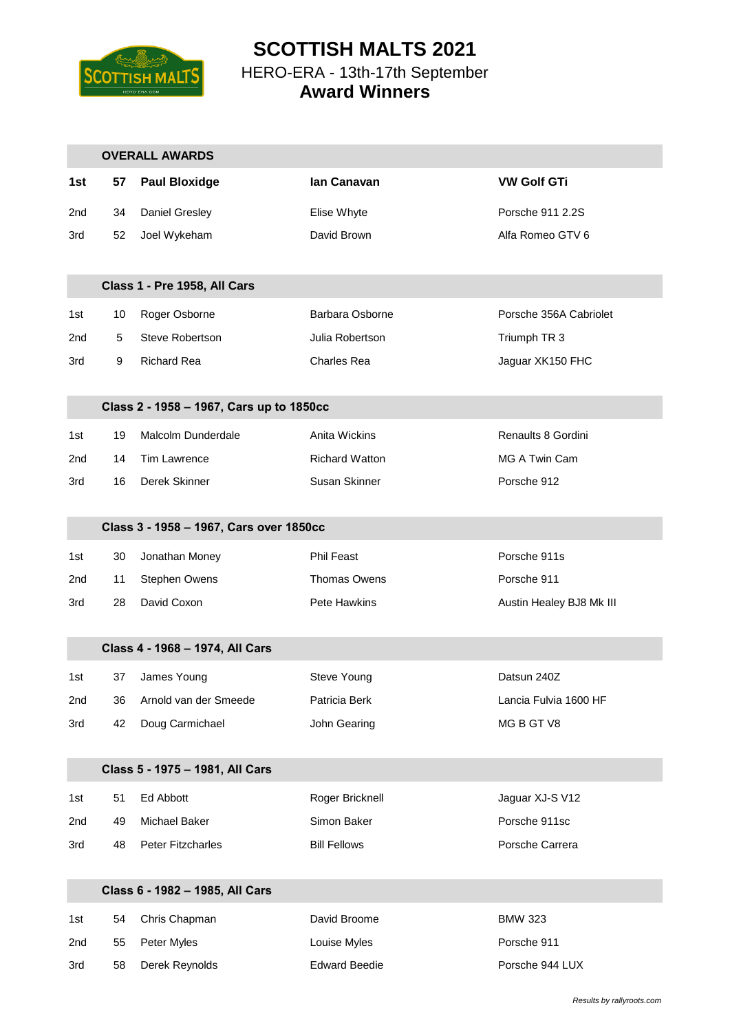# SCOTTISH MALTS 2021

## HERO-ERA - 13th-17th September

## Award Winners

| | | | | |
|---|---|---|---|---|
| | | **OVERALL AWARDS** | | |
| **1st** | **57** | **Paul Bloxidge** | **Ian Canavan** | **VW Golf GTi** |
| 2nd | 34 | Daniel Gresley | Elise Whyte | Porsche 911 2.2S |
| 3rd | 52 | Joel Wykeham | David Brown | Alfa Romeo GTV 6 |
| | | **Class 1 - Pre 1958, All Cars** | | |
| 1st | 10 | Roger Osborne | Barbara Osborne | Porsche 356A Cabriolet |
| 2nd | 5 | Steve Robertson | Julia Robertson | Triumph TR 3 |
| 3rd | 9 | Richard Rea | Charles Rea | Jaguar XK150 FHC |
| | | **Class 2 - 1958 – 1967, Cars up to 1850cc** | | |
| 1st | 19 | Malcolm Dunderdale | Anita Wickins | Renaults 8 Gordini |
| 2nd | 14 | Tim Lawrence | Richard Watton | MG A Twin Cam |
| 3rd | 16 | Derek Skinner | Susan Skinner | Porsche 912 |
| | | **Class 3 - 1958 – 1967, Cars over 1850cc** | | |
| 1st | 30 | Jonathan Money | Phil Feast | Porsche 911s |
| 2nd | 11 | Stephen Owens | Thomas Owens | Porsche 911 |
| 3rd | 28 | David Coxon | Pete Hawkins | Austin Healey BJ8 Mk III |
| | | **Class 4 - 1968 – 1974, All Cars** | | |
| 1st | 37 | James Young | Steve Young | Datsun 240Z |
| 2nd | 36 | Arnold van der Smeede | Patricia Berk | Lancia Fulvia 1600 HF |
| 3rd | 42 | Doug Carmichael | John Gearing | MG B GT V8 |
| | | **Class 5 - 1975 – 1981, All Cars** | | |
| 1st | 51 | Ed Abbott | Roger Bricknell | Jaguar XJ-S V12 |
| 2nd | 49 | Michael Baker | Simon Baker | Porsche 911sc |
| 3rd | 48 | Peter Fitzcharles | Bill Fellows | Porsche Carrera |
| | | **Class 6 - 1982 – 1985, All Cars** | | |
| 1st | 54 | Chris Chapman | David Broome | BMW 323 |
| 2nd | 55 | Peter Myles | Louise Myles | Porsche 911 |
| 3rd | 58 | Derek Reynolds | Edward Beedie | Porsche 944 LUX |

*Results by rallyroots.com*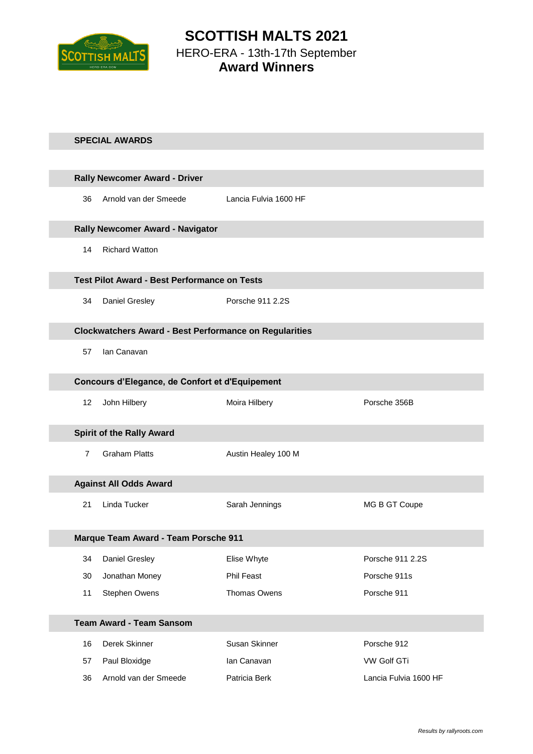# SCOTTISH MALTS 2021

HERO-ERA - 13th-17th September

**Award Winners**

## SPECIAL AWARDS

### Rally Newcomer Award - Driver

| | | |
|---|---|---|
| 36 | Arnold van der Smeede | Lancia Fulvia 1600 HF |

### Rally Newcomer Award - Navigator

| | |
|---|---|
| 14 | Richard Watton |

### Test Pilot Award - Best Performance on Tests

| | | |
|---|---|---|
| 34 | Daniel Gresley | Porsche 911 2.2S |

### Clockwatchers Award - Best Performance on Regularities

| | |
|---|---|
| 57 | Ian Canavan |

### Concours d'Elegance, de Confort et d'Equipement

| | | | |
|---|---|---|---|
| 12 | John Hilbery | Moira Hilbery | Porsche 356B |

### Spirit of the Rally Award

| | | |
|---|---|---|
| 7 | Graham Platts | Austin Healey 100 M |

### Against All Odds Award

| | | | |
|---|---|---|---|
| 21 | Linda Tucker | Sarah Jennings | MG B GT Coupe |

### Marque Team Award - Team Porsche 911

| | | | |
|---|---|---|---|
| 34 | Daniel Gresley | Elise Whyte | Porsche 911 2.2S |
| 30 | Jonathan Money | Phil Feast | Porsche 911s |
| 11 | Stephen Owens | Thomas Owens | Porsche 911 |

### Team Award - Team Sansom

| | | | |
|---|---|---|---|
| 16 | Derek Skinner | Susan Skinner | Porsche 912 |
| 57 | Paul Bloxidge | Ian Canavan | VW Golf GTi |
| 36 | Arnold van der Smeede | Patricia Berk | Lancia Fulvia 1600 HF |

*Results by rallyroots.com*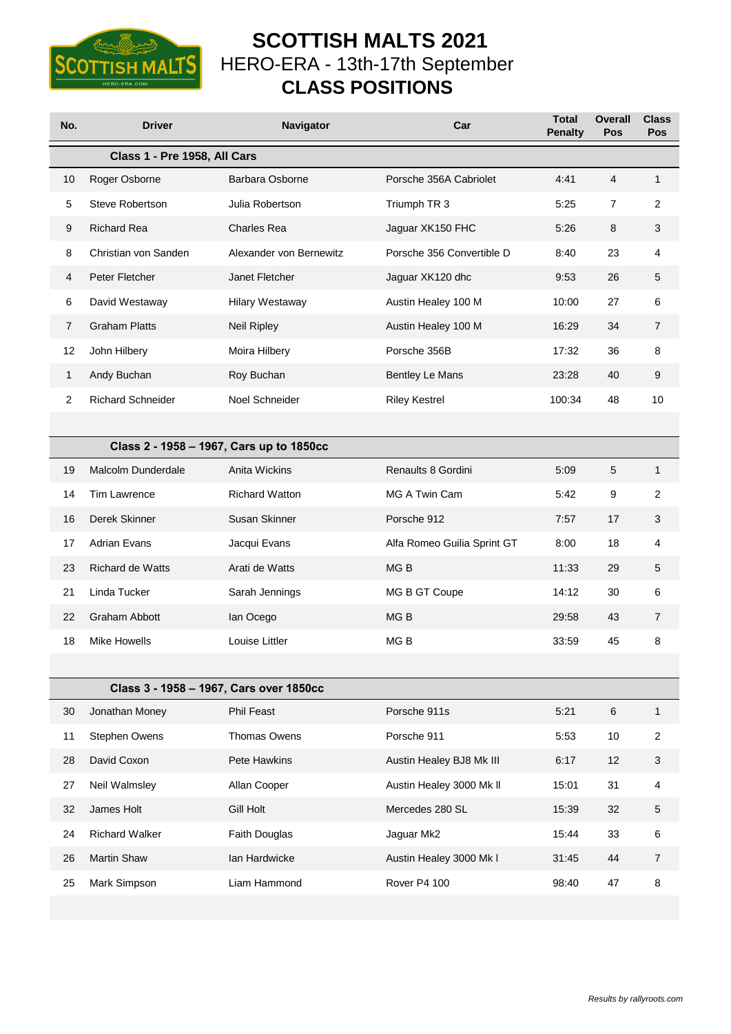# SCOTTISH MALTS 2021

HERO-ERA - 13th-17th September

## CLASS POSITIONS

| No. | Driver | Navigator | Car | Total Penalty | Overall Pos | Class Pos |
|---|---|---|---|---|---|---|
| | **Class 1 - Pre 1958, All Cars** | | | | | |
| 10 | Roger Osborne | Barbara Osborne | Porsche 356A Cabriolet | 4:41 | 4 | 1 |
| 5 | Steve Robertson | Julia Robertson | Triumph TR 3 | 5:25 | 7 | 2 |
| 9 | Richard Rea | Charles Rea | Jaguar XK150 FHC | 5:26 | 8 | 3 |
| 8 | Christian von Sanden | Alexander von Bernewitz | Porsche 356 Convertible D | 8:40 | 23 | 4 |
| 4 | Peter Fletcher | Janet Fletcher | Jaguar XK120 dhc | 9:53 | 26 | 5 |
| 6 | David Westaway | Hilary Westaway | Austin Healey 100 M | 10:00 | 27 | 6 |
| 7 | Graham Platts | Neil Ripley | Austin Healey 100 M | 16:29 | 34 | 7 |
| 12 | John Hilbery | Moira Hilbery | Porsche 356B | 17:32 | 36 | 8 |
| 1 | Andy Buchan | Roy Buchan | Bentley Le Mans | 23:28 | 40 | 9 |
| 2 | Richard Schneider | Noel Schneider | Riley Kestrel | 100:34 | 48 | 10 |
| | **Class 2 - 1958 – 1967, Cars up to 1850cc** | | | | | |
| 19 | Malcolm Dunderdale | Anita Wickins | Renaults 8 Gordini | 5:09 | 5 | 1 |
| 14 | Tim Lawrence | Richard Watton | MG A Twin Cam | 5:42 | 9 | 2 |
| 16 | Derek Skinner | Susan Skinner | Porsche 912 | 7:57 | 17 | 3 |
| 17 | Adrian Evans | Jacqui Evans | Alfa Romeo Guilia Sprint GT | 8:00 | 18 | 4 |
| 23 | Richard de Watts | Arati de Watts | MG B | 11:33 | 29 | 5 |
| 21 | Linda Tucker | Sarah Jennings | MG B GT Coupe | 14:12 | 30 | 6 |
| 22 | Graham Abbott | Ian Ocego | MG B | 29:58 | 43 | 7 |
| 18 | Mike Howells | Louise Littler | MG B | 33:59 | 45 | 8 |
| | **Class 3 - 1958 – 1967, Cars over 1850cc** | | | | | |
| 30 | Jonathan Money | Phil Feast | Porsche 911s | 5:21 | 6 | 1 |
| 11 | Stephen Owens | Thomas Owens | Porsche 911 | 5:53 | 10 | 2 |
| 28 | David Coxon | Pete Hawkins | Austin Healey BJ8 Mk III | 6:17 | 12 | 3 |
| 27 | Neil Walmsley | Allan Cooper | Austin Healey 3000 Mk ll | 15:01 | 31 | 4 |
| 32 | James Holt | Gill Holt | Mercedes 280 SL | 15:39 | 32 | 5 |
| 24 | Richard Walker | Faith Douglas | Jaguar Mk2 | 15:44 | 33 | 6 |
| 26 | Martin Shaw | Ian Hardwicke | Austin Healey 3000 Mk I | 31:45 | 44 | 7 |
| 25 | Mark Simpson | Liam Hammond | Rover P4 100 | 98:40 | 47 | 8 |

*Results by rallyroots.com*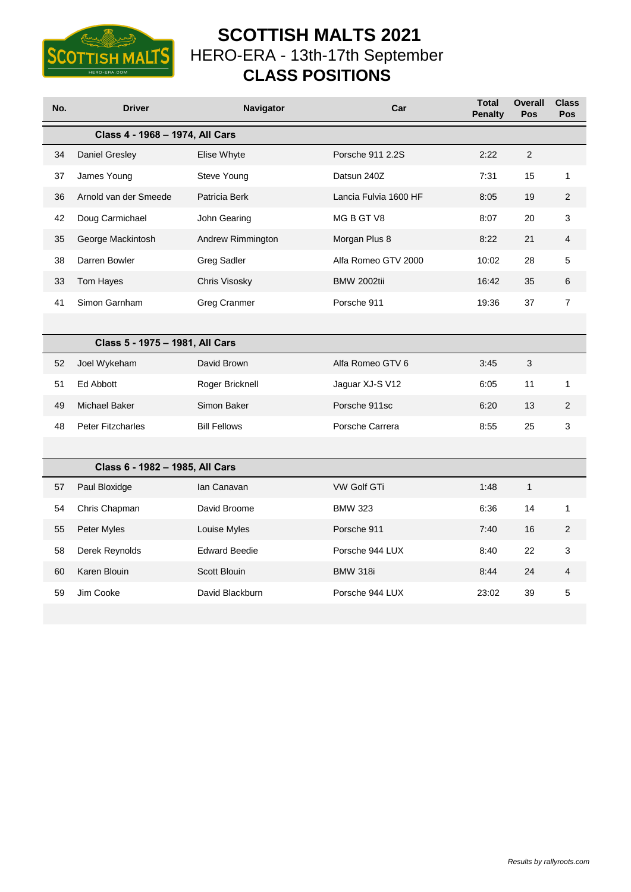# SCOTTISH MALTS 2021

HERO-ERA - 13th-17th September

## CLASS POSITIONS

| No. | Driver | Navigator | Car | Total Penalty | Overall Pos | Class Pos |
|---|---|---|---|---|---|---|
| **Class 4 - 1968 – 1974, All Cars** | | | | | | |
| 34 | Daniel Gresley | Elise Whyte | Porsche 911 2.2S | 2:22 | 2 | |
| 37 | James Young | Steve Young | Datsun 240Z | 7:31 | 15 | 1 |
| 36 | Arnold van der Smeede | Patricia Berk | Lancia Fulvia 1600 HF | 8:05 | 19 | 2 |
| 42 | Doug Carmichael | John Gearing | MG B GT V8 | 8:07 | 20 | 3 |
| 35 | George Mackintosh | Andrew Rimmington | Morgan Plus 8 | 8:22 | 21 | 4 |
| 38 | Darren Bowler | Greg Sadler | Alfa Romeo GTV 2000 | 10:02 | 28 | 5 |
| 33 | Tom Hayes | Chris Visosky | BMW 2002tii | 16:42 | 35 | 6 |
| 41 | Simon Garnham | Greg Cranmer | Porsche 911 | 19:36 | 37 | 7 |
| **Class 5 - 1975 – 1981, All Cars** | | | | | | |
| 52 | Joel Wykeham | David Brown | Alfa Romeo GTV 6 | 3:45 | 3 | |
| 51 | Ed Abbott | Roger Bricknell | Jaguar XJ-S V12 | 6:05 | 11 | 1 |
| 49 | Michael Baker | Simon Baker | Porsche 911sc | 6:20 | 13 | 2 |
| 48 | Peter Fitzcharles | Bill Fellows | Porsche Carrera | 8:55 | 25 | 3 |
| **Class 6 - 1982 – 1985, All Cars** | | | | | | |
| 57 | Paul Bloxidge | Ian Canavan | VW Golf GTi | 1:48 | 1 | |
| 54 | Chris Chapman | David Broome | BMW 323 | 6:36 | 14 | 1 |
| 55 | Peter Myles | Louise Myles | Porsche 911 | 7:40 | 16 | 2 |
| 58 | Derek Reynolds | Edward Beedie | Porsche 944 LUX | 8:40 | 22 | 3 |
| 60 | Karen Blouin | Scott Blouin | BMW 318i | 8:44 | 24 | 4 |
| 59 | Jim Cooke | David Blackburn | Porsche 944 LUX | 23:02 | 39 | 5 |

*Results by rallyroots.com*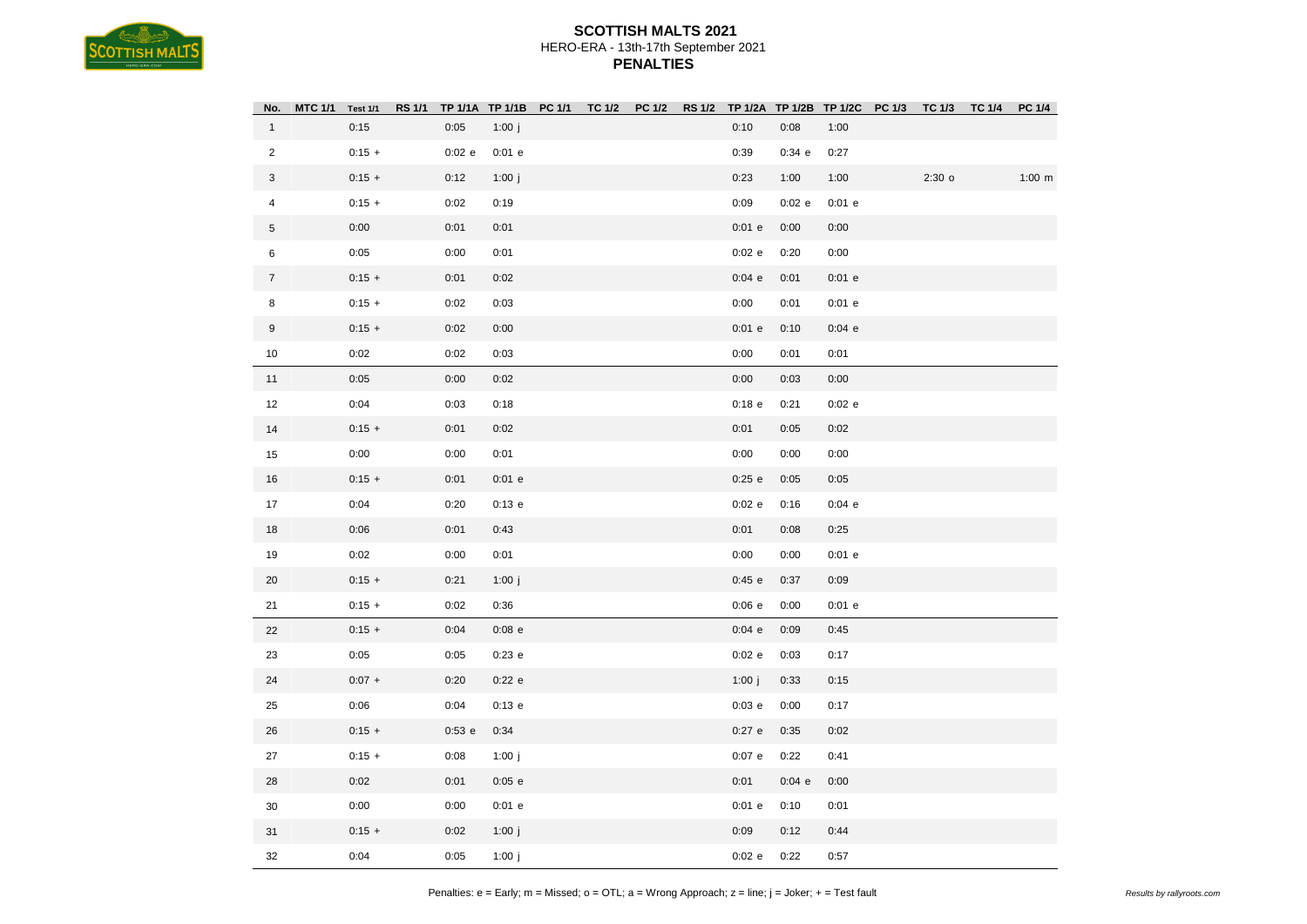**SCOTTISH MALTS 2021**
HERO-ERA - 13th-17th September 2021
**PENALTIES**

| No. | MTC 1/1 | Test 1/1 | RS 1/1 | TP 1/1A | TP 1/1B | PC 1/1 | TC 1/2 | PC 1/2 | RS 1/2 | TP 1/2A | TP 1/2B | TP 1/2C | PC 1/3 | TC 1/3 | TC 1/4 | PC 1/4 |
|---|---|---|---|---|---|---|---|---|---|---|---|---|---|---|---|---|
| 1 | | 0:15 | | 0:05 | 1:00 j | | | | | 0:10 | 0:08 | 1:00 | | | | |
| 2 | | 0:15 + | | 0:02 e | 0:01 e | | | | | 0:39 | 0:34 e | 0:27 | | | | |
| 3 | | 0:15 + | | 0:12 | 1:00 j | | | | | 0:23 | 1:00 | 1:00 | | 2:30 o | | 1:00 m |
| 4 | | 0:15 + | | 0:02 | 0:19 | | | | | 0:09 | 0:02 e | 0:01 e | | | | |
| 5 | | 0:00 | | 0:01 | 0:01 | | | | | 0:01 e | 0:00 | 0:00 | | | | |
| 6 | | 0:05 | | 0:00 | 0:01 | | | | | 0:02 e | 0:20 | 0:00 | | | | |
| 7 | | 0:15 + | | 0:01 | 0:02 | | | | | 0:04 e | 0:01 | 0:01 e | | | | |
| 8 | | 0:15 + | | 0:02 | 0:03 | | | | | 0:00 | 0:01 | 0:01 e | | | | |
| 9 | | 0:15 + | | 0:02 | 0:00 | | | | | 0:01 e | 0:10 | 0:04 e | | | | |
| 10 | | 0:02 | | 0:02 | 0:03 | | | | | 0:00 | 0:01 | 0:01 | | | | |
| 11 | | 0:05 | | 0:00 | 0:02 | | | | | 0:00 | 0:03 | 0:00 | | | | |
| 12 | | 0:04 | | 0:03 | 0:18 | | | | | 0:18 e | 0:21 | 0:02 e | | | | |
| 14 | | 0:15 + | | 0:01 | 0:02 | | | | | 0:01 | 0:05 | 0:02 | | | | |
| 15 | | 0:00 | | 0:00 | 0:01 | | | | | 0:00 | 0:00 | 0:00 | | | | |
| 16 | | 0:15 + | | 0:01 | 0:01 e | | | | | 0:25 e | 0:05 | 0:05 | | | | |
| 17 | | 0:04 | | 0:20 | 0:13 e | | | | | 0:02 e | 0:16 | 0:04 e | | | | |
| 18 | | 0:06 | | 0:01 | 0:43 | | | | | 0:01 | 0:08 | 0:25 | | | | |
| 19 | | 0:02 | | 0:00 | 0:01 | | | | | 0:00 | 0:00 | 0:01 e | | | | |
| 20 | | 0:15 + | | 0:21 | 1:00 j | | | | | 0:45 e | 0:37 | 0:09 | | | | |
| 21 | | 0:15 + | | 0:02 | 0:36 | | | | | 0:06 e | 0:00 | 0:01 e | | | | |
| 22 | | 0:15 + | | 0:04 | 0:08 e | | | | | 0:04 e | 0:09 | 0:45 | | | | |
| 23 | | 0:05 | | 0:05 | 0:23 e | | | | | 0:02 e | 0:03 | 0:17 | | | | |
| 24 | | 0:07 + | | 0:20 | 0:22 e | | | | | 1:00 j | 0:33 | 0:15 | | | | |
| 25 | | 0:06 | | 0:04 | 0:13 e | | | | | 0:03 e | 0:00 | 0:17 | | | | |
| 26 | | 0:15 + | | 0:53 e | 0:34 | | | | | 0:27 e | 0:35 | 0:02 | | | | |
| 27 | | 0:15 + | | 0:08 | 1:00 j | | | | | 0:07 e | 0:22 | 0:41 | | | | |
| 28 | | 0:02 | | 0:01 | 0:05 e | | | | | 0:01 | 0:04 e | 0:00 | | | | |
| 30 | | 0:00 | | 0:00 | 0:01 e | | | | | 0:01 e | 0:10 | 0:01 | | | | |
| 31 | | 0:15 + | | 0:02 | 1:00 j | | | | | 0:09 | 0:12 | 0:44 | | | | |
| 32 | | 0:04 | | 0:05 | 1:00 j | | | | | 0:02 e | 0:22 | 0:57 | | | | |

Penalties: e = Early; m = Missed; o = OTL; a = Wrong Approach; z = line; j = Joker; + = Test fault

*Results by rallyroots.com*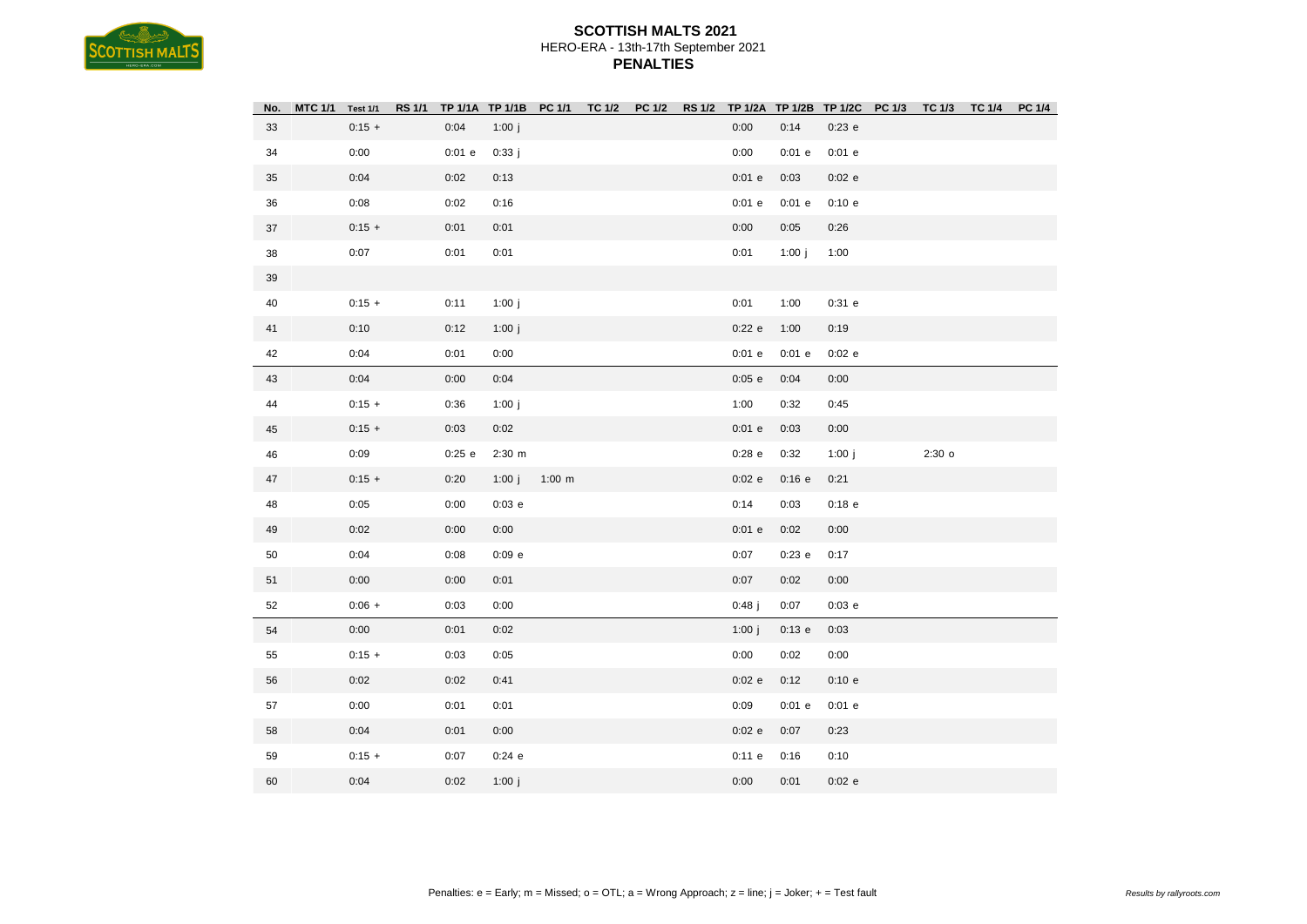# SCOTTISH MALTS 2021

HERO-ERA - 13th-17th September 2021

**PENALTIES**

| No. | MTC 1/1 | Test 1/1 | RS 1/1 | TP 1/1A | TP 1/1B | PC 1/1 | TC 1/2 | PC 1/2 | RS 1/2 | TP 1/2A | TP 1/2B | TP 1/2C | PC 1/3 | TC 1/3 | TC 1/4 | PC 1/4 |
|---|---|---|---|---|---|---|---|---|---|---|---|---|---|---|---|---|
| 33 | | 0:15 + | | 0:04 | 1:00 j | | | | | 0:00 | 0:14 | 0:23 e | | | | |
| 34 | | 0:00 | | 0:01 e | 0:33 j | | | | | 0:00 | 0:01 e | 0:01 e | | | | |
| 35 | | 0:04 | | 0:02 | 0:13 | | | | | 0:01 e | 0:03 | 0:02 e | | | | |
| 36 | | 0:08 | | 0:02 | 0:16 | | | | | 0:01 e | 0:01 e | 0:10 e | | | | |
| 37 | | 0:15 + | | 0:01 | 0:01 | | | | | 0:00 | 0:05 | 0:26 | | | | |
| 38 | | 0:07 | | 0:01 | 0:01 | | | | | 0:01 | 1:00 j | 1:00 | | | | |
| 39 | | | | | | | | | | | | | | | | |
| 40 | | 0:15 + | | 0:11 | 1:00 j | | | | | 0:01 | 1:00 | 0:31 e | | | | |
| 41 | | 0:10 | | 0:12 | 1:00 j | | | | | 0:22 e | 1:00 | 0:19 | | | | |
| 42 | | 0:04 | | 0:01 | 0:00 | | | | | 0:01 e | 0:01 e | 0:02 e | | | | |
| 43 | | 0:04 | | 0:00 | 0:04 | | | | | 0:05 e | 0:04 | 0:00 | | | | |
| 44 | | 0:15 + | | 0:36 | 1:00 j | | | | | 1:00 | 0:32 | 0:45 | | | | |
| 45 | | 0:15 + | | 0:03 | 0:02 | | | | | 0:01 e | 0:03 | 0:00 | | | | |
| 46 | | 0:09 | | 0:25 e | 2:30 m | | | | | 0:28 e | 0:32 | 1:00 j | | 2:30 o | | |
| 47 | | 0:15 + | | 0:20 | 1:00 j | 1:00 m | | | | 0:02 e | 0:16 e | 0:21 | | | | |
| 48 | | 0:05 | | 0:00 | 0:03 e | | | | | 0:14 | 0:03 | 0:18 e | | | | |
| 49 | | 0:02 | | 0:00 | 0:00 | | | | | 0:01 e | 0:02 | 0:00 | | | | |
| 50 | | 0:04 | | 0:08 | 0:09 e | | | | | 0:07 | 0:23 e | 0:17 | | | | |
| 51 | | 0:00 | | 0:00 | 0:01 | | | | | 0:07 | 0:02 | 0:00 | | | | |
| 52 | | 0:06 + | | 0:03 | 0:00 | | | | | 0:48 j | 0:07 | 0:03 e | | | | |
| 54 | | 0:00 | | 0:01 | 0:02 | | | | | 1:00 j | 0:13 e | 0:03 | | | | |
| 55 | | 0:15 + | | 0:03 | 0:05 | | | | | 0:00 | 0:02 | 0:00 | | | | |
| 56 | | 0:02 | | 0:02 | 0:41 | | | | | 0:02 e | 0:12 | 0:10 e | | | | |
| 57 | | 0:00 | | 0:01 | 0:01 | | | | | 0:09 | 0:01 e | 0:01 e | | | | |
| 58 | | 0:04 | | 0:01 | 0:00 | | | | | 0:02 e | 0:07 | 0:23 | | | | |
| 59 | | 0:15 + | | 0:07 | 0:24 e | | | | | 0:11 e | 0:16 | 0:10 | | | | |
| 60 | | 0:04 | | 0:02 | 1:00 j | | | | | 0:00 | 0:01 | 0:02 e | | | | |

Penalties: e = Early; m = Missed; o = OTL; a = Wrong Approach; z = line; j = Joker; + = Test fault

*Results by rallyroots.com*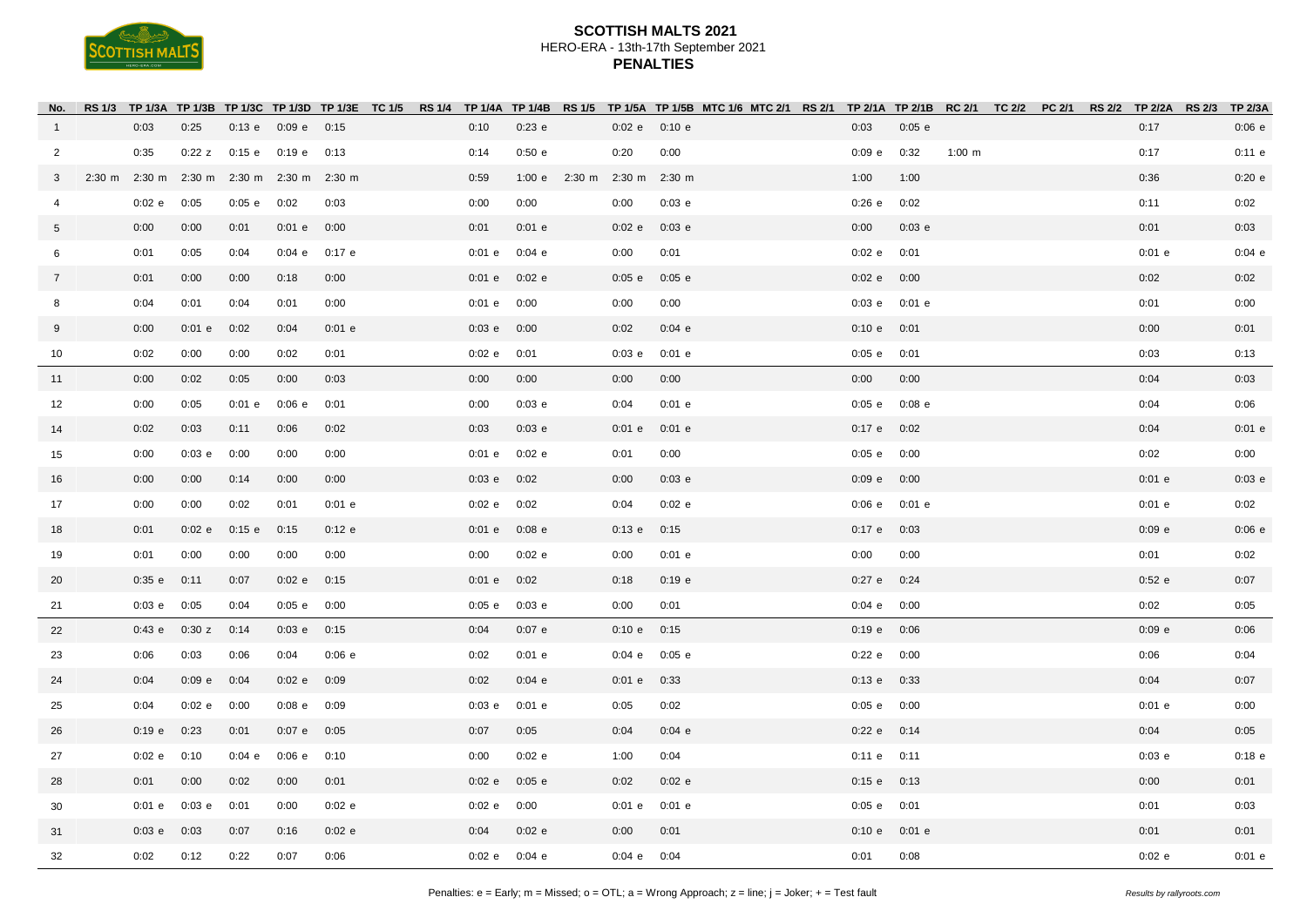# SCOTTISH MALTS 2021

HERO-ERA - 13th-17th September 2021

**PENALTIES**

| No. | RS 1/3 | TP 1/3A | TP 1/3B | TP 1/3C | TP 1/3D | TP 1/3E | TC 1/5 | RS 1/4 | TP 1/4A | TP 1/4B | RS 1/5 | TP 1/5A | TP 1/5B | MTC 1/6 | MTC 2/1 | RS 2/1 | TP 2/1A | TP 2/1B | RC 2/1 | TC 2/2 | PC 2/1 | RS 2/2 | TP 2/2A | RS 2/3 | TP 2/3A |
|---|---|---|---|---|---|---|---|---|---|---|---|---|---|---|---|---|---|---|---|---|---|---|---|---|---|
| 1 | | 0:03 | 0:25 | 0:13 e | 0:09 e | 0:15 | | | 0:10 | 0:23 e | | 0:02 e | 0:10 e | | | | 0:03 | 0:05 e | | | | | 0:17 | | 0:06 e |
| 2 | | 0:35 | 0:22 z | 0:15 e | 0:19 e | 0:13 | | | 0:14 | 0:50 e | | 0:20 | 0:00 | | | | 0:09 e | 0:32 | 1:00 m | | | | 0:17 | | 0:11 e |
| 3 | 2:30 m | 2:30 m | 2:30 m | 2:30 m | 2:30 m | 2:30 m | | | 0:59 | 1:00 e | 2:30 m | 2:30 m | 2:30 m | | | | 1:00 | 1:00 | | | | | 0:36 | | 0:20 e |
| 4 | | 0:02 e | 0:05 | 0:05 e | 0:02 | 0:03 | | | 0:00 | 0:00 | | 0:00 | 0:03 e | | | | 0:26 e | 0:02 | | | | | 0:11 | | 0:02 |
| 5 | | 0:00 | 0:00 | 0:01 | 0:01 e | 0:00 | | | 0:01 | 0:01 e | | 0:02 e | 0:03 e | | | | 0:00 | 0:03 e | | | | | 0:01 | | 0:03 |
| 6 | | 0:01 | 0:05 | 0:04 | 0:04 e | 0:17 e | | | 0:01 e | 0:04 e | | 0:00 | 0:01 | | | | 0:02 e | 0:01 | | | | | 0:01 e | | 0:04 e |
| 7 | | 0:01 | 0:00 | 0:00 | 0:18 | 0:00 | | | 0:01 e | 0:02 e | | 0:05 e | 0:05 e | | | | 0:02 e | 0:00 | | | | | 0:02 | | 0:02 |
| 8 | | 0:04 | 0:01 | 0:04 | 0:01 | 0:00 | | | 0:01 e | 0:00 | | 0:00 | 0:00 | | | | 0:03 e | 0:01 e | | | | | 0:01 | | 0:00 |
| 9 | | 0:00 | 0:01 e | 0:02 | 0:04 | 0:01 e | | | 0:03 e | 0:00 | | 0:02 | 0:04 e | | | | 0:10 e | 0:01 | | | | | 0:00 | | 0:01 |
| 10 | | 0:02 | 0:00 | 0:00 | 0:02 | 0:01 | | | 0:02 e | 0:01 | | 0:03 e | 0:01 e | | | | 0:05 e | 0:01 | | | | | 0:03 | | 0:13 |
| 11 | | 0:00 | 0:02 | 0:05 | 0:00 | 0:03 | | | 0:00 | 0:00 | | 0:00 | 0:00 | | | | 0:00 | 0:00 | | | | | 0:04 | | 0:03 |
| 12 | | 0:00 | 0:05 | 0:01 e | 0:06 e | 0:01 | | | 0:00 | 0:03 e | | 0:04 | 0:01 e | | | | 0:05 e | 0:08 e | | | | | 0:04 | | 0:06 |
| 14 | | 0:02 | 0:03 | 0:11 | 0:06 | 0:02 | | | 0:03 | 0:03 e | | 0:01 e | 0:01 e | | | | 0:17 e | 0:02 | | | | | 0:04 | | 0:01 e |
| 15 | | 0:00 | 0:03 e | 0:00 | 0:00 | 0:00 | | | 0:01 e | 0:02 e | | 0:01 | 0:00 | | | | 0:05 e | 0:00 | | | | | 0:02 | | 0:00 |
| 16 | | 0:00 | 0:00 | 0:14 | 0:00 | 0:00 | | | 0:03 e | 0:02 | | 0:00 | 0:03 e | | | | 0:09 e | 0:00 | | | | | 0:01 e | | 0:03 e |
| 17 | | 0:00 | 0:00 | 0:02 | 0:01 | 0:01 e | | | 0:02 e | 0:02 | | 0:04 | 0:02 e | | | | 0:06 e | 0:01 e | | | | | 0:01 e | | 0:02 |
| 18 | | 0:01 | 0:02 e | 0:15 e | 0:15 | 0:12 e | | | 0:01 e | 0:08 e | | 0:13 e | 0:15 | | | | 0:17 e | 0:03 | | | | | 0:09 e | | 0:06 e |
| 19 | | 0:01 | 0:00 | 0:00 | 0:00 | 0:00 | | | 0:00 | 0:02 e | | 0:00 | 0:01 e | | | | 0:00 | 0:00 | | | | | 0:01 | | 0:02 |
| 20 | | 0:35 e | 0:11 | 0:07 | 0:02 e | 0:15 | | | 0:01 e | 0:02 | | 0:18 | 0:19 e | | | | 0:27 e | 0:24 | | | | | 0:52 e | | 0:07 |
| 21 | | 0:03 e | 0:05 | 0:04 | 0:05 e | 0:00 | | | 0:05 e | 0:03 e | | 0:00 | 0:01 | | | | 0:04 e | 0:00 | | | | | 0:02 | | 0:05 |
| 22 | | 0:43 e | 0:30 z | 0:14 | 0:03 e | 0:15 | | | 0:04 | 0:07 e | | 0:10 e | 0:15 | | | | 0:19 e | 0:06 | | | | | 0:09 e | | 0:06 |
| 23 | | 0:06 | 0:03 | 0:06 | 0:04 | 0:06 e | | | 0:02 | 0:01 e | | 0:04 e | 0:05 e | | | | 0:22 e | 0:00 | | | | | 0:06 | | 0:04 |
| 24 | | 0:04 | 0:09 e | 0:04 | 0:02 e | 0:09 | | | 0:02 | 0:04 e | | 0:01 e | 0:33 | | | | 0:13 e | 0:33 | | | | | 0:04 | | 0:07 |
| 25 | | 0:04 | 0:02 e | 0:00 | 0:08 e | 0:09 | | | 0:03 e | 0:01 e | | 0:05 | 0:02 | | | | 0:05 e | 0:00 | | | | | 0:01 e | | 0:00 |
| 26 | | 0:19 e | 0:23 | 0:01 | 0:07 e | 0:05 | | | 0:07 | 0:05 | | 0:04 | 0:04 e | | | | 0:22 e | 0:14 | | | | | 0:04 | | 0:05 |
| 27 | | 0:02 e | 0:10 | 0:04 e | 0:06 e | 0:10 | | | 0:00 | 0:02 e | | 1:00 | 0:04 | | | | 0:11 e | 0:11 | | | | | 0:03 e | | 0:18 e |
| 28 | | 0:01 | 0:00 | 0:02 | 0:00 | 0:01 | | | 0:02 e | 0:05 e | | 0:02 | 0:02 e | | | | 0:15 e | 0:13 | | | | | 0:00 | | 0:01 |
| 30 | | 0:01 e | 0:03 e | 0:01 | 0:00 | 0:02 e | | | 0:02 e | 0:00 | | 0:01 e | 0:01 e | | | | 0:05 e | 0:01 | | | | | 0:01 | | 0:03 |
| 31 | | 0:03 e | 0:03 | 0:07 | 0:16 | 0:02 e | | | 0:04 | 0:02 e | | 0:00 | 0:01 | | | | 0:10 e | 0:01 e | | | | | 0:01 | | 0:01 |
| 32 | | 0:02 | 0:12 | 0:22 | 0:07 | 0:06 | | | 0:02 e | 0:04 e | | 0:04 e | 0:04 | | | | 0:01 | 0:08 | | | | | 0:02 e | | 0:01 e |

Penalties: e = Early; m = Missed; o = OTL; a = Wrong Approach; z = line; j = Joker; + = Test fault

*Results by rallyroots.com*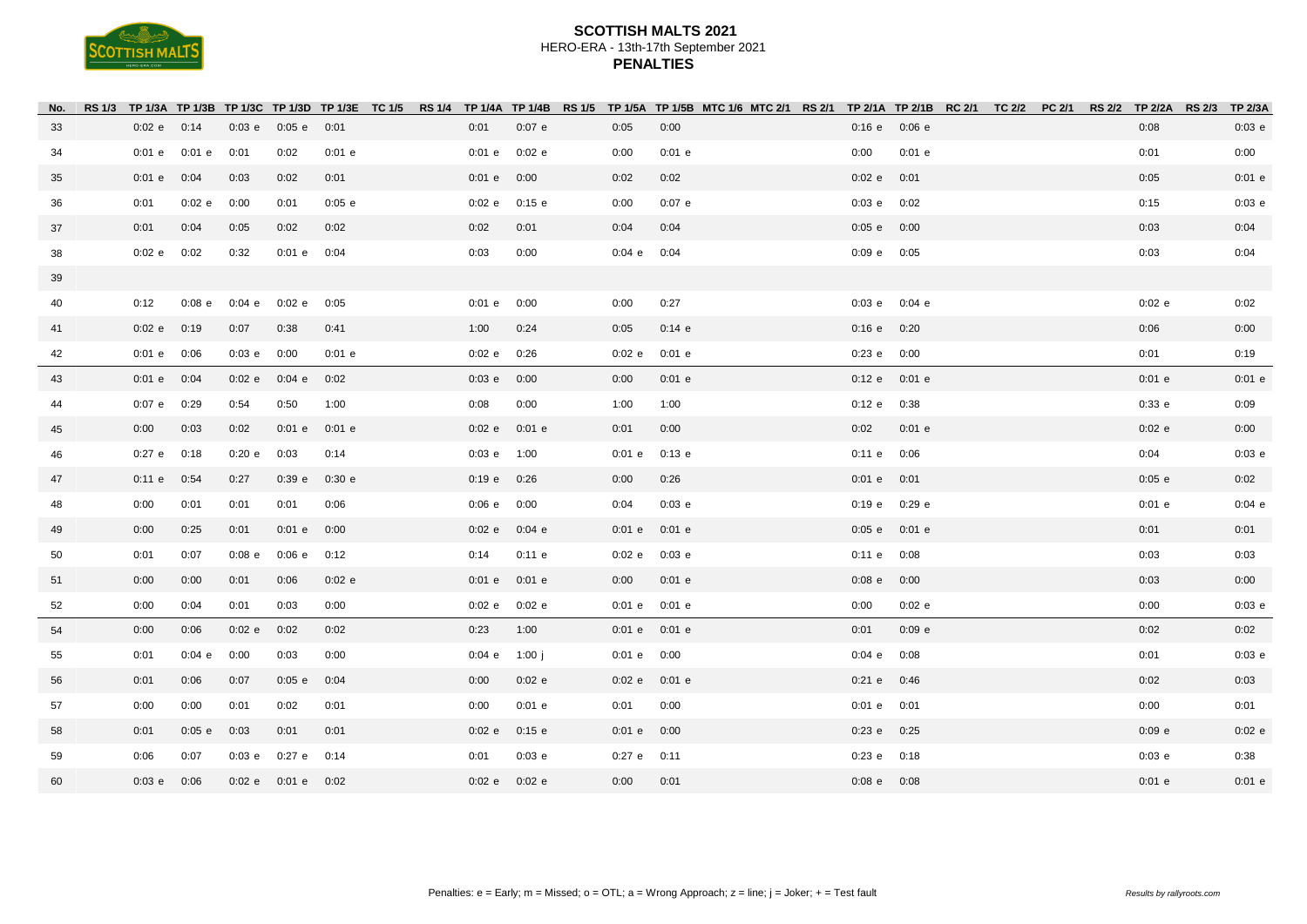# SCOTTISH MALTS 2021

HERO-ERA - 13th-17th September 2021

**PENALTIES**

| No. | RS 1/3 | TP 1/3A | TP 1/3B | TP 1/3C | TP 1/3D | TP 1/3E | TC 1/5 | RS 1/4 | TP 1/4A | TP 1/4B | RS 1/5 | TP 1/5A | TP 1/5B | MTC 1/6 | MTC 2/1 | RS 2/1 | TP 2/1A | TP 2/1B | RC 2/1 | TC 2/2 | PC 2/1 | RS 2/2 | TP 2/2A | RS 2/3 | TP 2/3A |
|---|---|---|---|---|---|---|---|---|---|---|---|---|---|---|---|---|---|---|---|---|---|---|---|---|---|
| 33 | | 0:02 e | 0:14 | 0:03 e | 0:05 e | 0:01 | | | 0:01 | 0:07 e | | 0:05 | 0:00 | | | | 0:16 e | 0:06 e | | | | | 0:08 | | 0:03 e |
| 34 | | 0:01 e | 0:01 e | 0:01 | 0:02 | 0:01 e | | | 0:01 e | 0:02 e | | 0:00 | 0:01 e | | | | 0:00 | 0:01 e | | | | | 0:01 | | 0:00 |
| 35 | | 0:01 e | 0:04 | 0:03 | 0:02 | 0:01 | | | 0:01 e | 0:00 | | 0:02 | 0:02 | | | | 0:02 e | 0:01 | | | | | 0:05 | | 0:01 e |
| 36 | | 0:01 | 0:02 e | 0:00 | 0:01 | 0:05 e | | | 0:02 e | 0:15 e | | 0:00 | 0:07 e | | | | 0:03 e | 0:02 | | | | | 0:15 | | 0:03 e |
| 37 | | 0:01 | 0:04 | 0:05 | 0:02 | 0:02 | | | 0:02 | 0:01 | | 0:04 | 0:04 | | | | 0:05 e | 0:00 | | | | | 0:03 | | 0:04 |
| 38 | | 0:02 e | 0:02 | 0:32 | 0:01 e | 0:04 | | | 0:03 | 0:00 | | 0:04 e | 0:04 | | | | 0:09 e | 0:05 | | | | | 0:03 | | 0:04 |
| 39 | | | | | | | | | | | | | | | | | | | | | | | | | |
| 40 | | 0:12 | 0:08 e | 0:04 e | 0:02 e | 0:05 | | | 0:01 e | 0:00 | | 0:00 | 0:27 | | | | 0:03 e | 0:04 e | | | | | 0:02 e | | 0:02 |
| 41 | | 0:02 e | 0:19 | 0:07 | 0:38 | 0:41 | | | 1:00 | 0:24 | | 0:05 | 0:14 e | | | | 0:16 e | 0:20 | | | | | 0:06 | | 0:00 |
| 42 | | 0:01 e | 0:06 | 0:03 e | 0:00 | 0:01 e | | | 0:02 e | 0:26 | | 0:02 e | 0:01 e | | | | 0:23 e | 0:00 | | | | | 0:01 | | 0:19 |
| 43 | | 0:01 e | 0:04 | 0:02 e | 0:04 e | 0:02 | | | 0:03 e | 0:00 | | 0:00 | 0:01 e | | | | 0:12 e | 0:01 e | | | | | 0:01 e | | 0:01 e |
| 44 | | 0:07 e | 0:29 | 0:54 | 0:50 | 1:00 | | | 0:08 | 0:00 | | 1:00 | 1:00 | | | | 0:12 e | 0:38 | | | | | 0:33 e | | 0:09 |
| 45 | | 0:00 | 0:03 | 0:02 | 0:01 e | 0:01 e | | | 0:02 e | 0:01 e | | 0:01 | 0:00 | | | | 0:02 | 0:01 e | | | | | 0:02 e | | 0:00 |
| 46 | | 0:27 e | 0:18 | 0:20 e | 0:03 | 0:14 | | | 0:03 e | 1:00 | | 0:01 e | 0:13 e | | | | 0:11 e | 0:06 | | | | | 0:04 | | 0:03 e |
| 47 | | 0:11 e | 0:54 | 0:27 | 0:39 e | 0:30 e | | | 0:19 e | 0:26 | | 0:00 | 0:26 | | | | 0:01 e | 0:01 | | | | | 0:05 e | | 0:02 |
| 48 | | 0:00 | 0:01 | 0:01 | 0:01 | 0:06 | | | 0:06 e | 0:00 | | 0:04 | 0:03 e | | | | 0:19 e | 0:29 e | | | | | 0:01 e | | 0:04 e |
| 49 | | 0:00 | 0:25 | 0:01 | 0:01 e | 0:00 | | | 0:02 e | 0:04 e | | 0:01 e | 0:01 e | | | | 0:05 e | 0:01 e | | | | | 0:01 | | 0:01 |
| 50 | | 0:01 | 0:07 | 0:08 e | 0:06 e | 0:12 | | | 0:14 | 0:11 e | | 0:02 e | 0:03 e | | | | 0:11 e | 0:08 | | | | | 0:03 | | 0:03 |
| 51 | | 0:00 | 0:00 | 0:01 | 0:06 | 0:02 e | | | 0:01 e | 0:01 e | | 0:00 | 0:01 e | | | | 0:08 e | 0:00 | | | | | 0:03 | | 0:00 |
| 52 | | 0:00 | 0:04 | 0:01 | 0:03 | 0:00 | | | 0:02 e | 0:02 e | | 0:01 e | 0:01 e | | | | 0:00 | 0:02 e | | | | | 0:00 | | 0:03 e |
| 54 | | 0:00 | 0:06 | 0:02 e | 0:02 | 0:02 | | | 0:23 | 1:00 | | 0:01 e | 0:01 e | | | | 0:01 | 0:09 e | | | | | 0:02 | | 0:02 |
| 55 | | 0:01 | 0:04 e | 0:00 | 0:03 | 0:00 | | | 0:04 e | 1:00 j | | 0:01 e | 0:00 | | | | 0:04 e | 0:08 | | | | | 0:01 | | 0:03 e |
| 56 | | 0:01 | 0:06 | 0:07 | 0:05 e | 0:04 | | | 0:00 | 0:02 e | | 0:02 e | 0:01 e | | | | 0:21 e | 0:46 | | | | | 0:02 | | 0:03 |
| 57 | | 0:00 | 0:00 | 0:01 | 0:02 | 0:01 | | | 0:00 | 0:01 e | | 0:01 | 0:00 | | | | 0:01 e | 0:01 | | | | | 0:00 | | 0:01 |
| 58 | | 0:01 | 0:05 e | 0:03 | 0:01 | 0:01 | | | 0:02 e | 0:15 e | | 0:01 e | 0:00 | | | | 0:23 e | 0:25 | | | | | 0:09 e | | 0:02 e |
| 59 | | 0:06 | 0:07 | 0:03 e | 0:27 e | 0:14 | | | 0:01 | 0:03 e | | 0:27 e | 0:11 | | | | 0:23 e | 0:18 | | | | | 0:03 e | | 0:38 |
| 60 | | 0:03 e | 0:06 | 0:02 e | 0:01 e | 0:02 | | | 0:02 e | 0:02 e | | 0:00 | 0:01 | | | | 0:08 e | 0:08 | | | | | 0:01 e | | 0:01 e |

Penalties: e = Early; m = Missed; o = OTL; a = Wrong Approach; z = line; j = Joker; + = Test fault

*Results by rallyroots.com*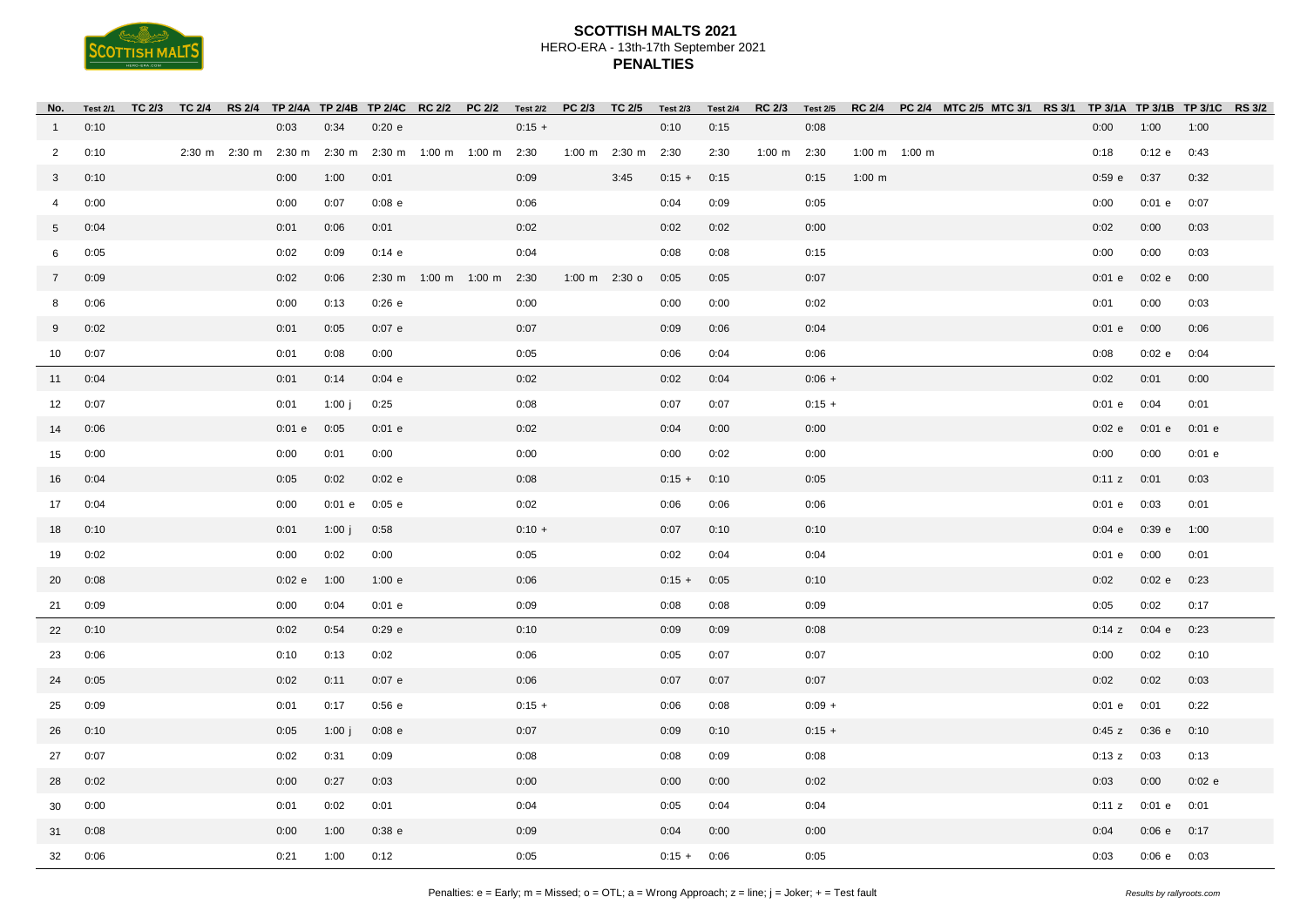# SCOTTISH MALTS 2021

HERO-ERA - 13th-17th September 2021

**PENALTIES**

| No. | Test 2/1 | TC 2/3 | TC 2/4 | RS 2/4 | TP 2/4A | TP 2/4B | TP 2/4C | RC 2/2 | PC 2/2 | Test 2/2 | PC 2/3 | TC 2/5 | Test 2/3 | Test 2/4 | RC 2/3 | Test 2/5 | RC 2/4 | PC 2/4 | MTC 2/5 | MTC 3/1 | RS 3/1 | TP 3/1A | TP 3/1B | TP 3/1C | RS 3/2 |
|---|---|---|---|---|---|---|---|---|---|---|---|---|---|---|---|---|---|---|---|---|---|---|---|---|---|
| 1 | 0:10 | | | | 0:03 | 0:34 | 0:20 e | | | 0:15 + | | | 0:10 | 0:15 | | 0:08 | | | | | | 0:00 | 1:00 | 1:00 | |
| 2 | 0:10 | | 2:30 m | 2:30 m | 2:30 m | 2:30 m | 2:30 m | 1:00 m | 1:00 m | 2:30 | 1:00 m | 2:30 m | 2:30 | 2:30 | 1:00 m | 2:30 | 1:00 m | 1:00 m | | | | 0:18 | 0:12 e | 0:43 | |
| 3 | 0:10 | | | | 0:00 | 1:00 | 0:01 | | | 0:09 | | 3:45 | 0:15 + | 0:15 | | 0:15 | 1:00 m | | | | | 0:59 e | 0:37 | 0:32 | |
| 4 | 0:00 | | | | 0:00 | 0:07 | 0:08 e | | | 0:06 | | | 0:04 | 0:09 | | 0:05 | | | | | | 0:00 | 0:01 e | 0:07 | |
| 5 | 0:04 | | | | 0:01 | 0:06 | 0:01 | | | 0:02 | | | 0:02 | 0:02 | | 0:00 | | | | | | 0:02 | 0:00 | 0:03 | |
| 6 | 0:05 | | | | 0:02 | 0:09 | 0:14 e | | | 0:04 | | | 0:08 | 0:08 | | 0:15 | | | | | | 0:00 | 0:00 | 0:03 | |
| 7 | 0:09 | | | | 0:02 | 0:06 | 2:30 m | 1:00 m | 1:00 m | 2:30 | 1:00 m | 2:30 o | 0:05 | 0:05 | | 0:07 | | | | | | 0:01 e | 0:02 e | 0:00 | |
| 8 | 0:06 | | | | 0:00 | 0:13 | 0:26 e | | | 0:00 | | | 0:00 | 0:00 | | 0:02 | | | | | | 0:01 | 0:00 | 0:03 | |
| 9 | 0:02 | | | | 0:01 | 0:05 | 0:07 e | | | 0:07 | | | 0:09 | 0:06 | | 0:04 | | | | | | 0:01 e | 0:00 | 0:06 | |
| 10 | 0:07 | | | | 0:01 | 0:08 | 0:00 | | | 0:05 | | | 0:06 | 0:04 | | 0:06 | | | | | | 0:08 | 0:02 e | 0:04 | |
| 11 | 0:04 | | | | 0:01 | 0:14 | 0:04 e | | | 0:02 | | | 0:02 | 0:04 | | 0:06 + | | | | | | 0:02 | 0:01 | 0:00 | |
| 12 | 0:07 | | | | 0:01 | 1:00 j | 0:25 | | | 0:08 | | | 0:07 | 0:07 | | 0:15 + | | | | | | 0:01 e | 0:04 | 0:01 | |
| 14 | 0:06 | | | | 0:01 e | 0:05 | 0:01 e | | | 0:02 | | | 0:04 | 0:00 | | 0:00 | | | | | | 0:02 e | 0:01 e | 0:01 e | |
| 15 | 0:00 | | | | 0:00 | 0:01 | 0:00 | | | 0:00 | | | 0:00 | 0:02 | | 0:00 | | | | | | 0:00 | 0:00 | 0:01 e | |
| 16 | 0:04 | | | | 0:05 | 0:02 | 0:02 e | | | 0:08 | | | 0:15 + | 0:10 | | 0:05 | | | | | | 0:11 z | 0:01 | 0:03 | |
| 17 | 0:04 | | | | 0:00 | 0:01 e | 0:05 e | | | 0:02 | | | 0:06 | 0:06 | | 0:06 | | | | | | 0:01 e | 0:03 | 0:01 | |
| 18 | 0:10 | | | | 0:01 | 1:00 j | 0:58 | | | 0:10 + | | | 0:07 | 0:10 | | 0:10 | | | | | | 0:04 e | 0:39 e | 1:00 | |
| 19 | 0:02 | | | | 0:00 | 0:02 | 0:00 | | | 0:05 | | | 0:02 | 0:04 | | 0:04 | | | | | | 0:01 e | 0:00 | 0:01 | |
| 20 | 0:08 | | | | 0:02 e | 1:00 | 1:00 e | | | 0:06 | | | 0:15 + | 0:05 | | 0:10 | | | | | | 0:02 | 0:02 e | 0:23 | |
| 21 | 0:09 | | | | 0:00 | 0:04 | 0:01 e | | | 0:09 | | | 0:08 | 0:08 | | 0:09 | | | | | | 0:05 | 0:02 | 0:17 | |
| 22 | 0:10 | | | | 0:02 | 0:54 | 0:29 e | | | 0:10 | | | 0:09 | 0:09 | | 0:08 | | | | | | 0:14 z | 0:04 e | 0:23 | |
| 23 | 0:06 | | | | 0:10 | 0:13 | 0:02 | | | 0:06 | | | 0:05 | 0:07 | | 0:07 | | | | | | 0:00 | 0:02 | 0:10 | |
| 24 | 0:05 | | | | 0:02 | 0:11 | 0:07 e | | | 0:06 | | | 0:07 | 0:07 | | 0:07 | | | | | | 0:02 | 0:02 | 0:03 | |
| 25 | 0:09 | | | | 0:01 | 0:17 | 0:56 e | | | 0:15 + | | | 0:06 | 0:08 | | 0:09 + | | | | | | 0:01 e | 0:01 | 0:22 | |
| 26 | 0:10 | | | | 0:05 | 1:00 j | 0:08 e | | | 0:07 | | | 0:09 | 0:10 | | 0:15 + | | | | | | 0:45 z | 0:36 e | 0:10 | |
| 27 | 0:07 | | | | 0:02 | 0:31 | 0:09 | | | 0:08 | | | 0:08 | 0:09 | | 0:08 | | | | | | 0:13 z | 0:03 | 0:13 | |
| 28 | 0:02 | | | | 0:00 | 0:27 | 0:03 | | | 0:00 | | | 0:00 | 0:00 | | 0:02 | | | | | | 0:03 | 0:00 | 0:02 e | |
| 30 | 0:00 | | | | 0:01 | 0:02 | 0:01 | | | 0:04 | | | 0:05 | 0:04 | | 0:04 | | | | | | 0:11 z | 0:01 e | 0:01 | |
| 31 | 0:08 | | | | 0:00 | 1:00 | 0:38 e | | | 0:09 | | | 0:04 | 0:00 | | 0:00 | | | | | | 0:04 | 0:06 e | 0:17 | |
| 32 | 0:06 | | | | 0:21 | 1:00 | 0:12 | | | 0:05 | | | 0:15 + | 0:06 | | 0:05 | | | | | | 0:03 | 0:06 e | 0:03 | |

Penalties: e = Early; m = Missed; o = OTL; a = Wrong Approach; z = line; j = Joker; + = Test fault

*Results by rallyroots.com*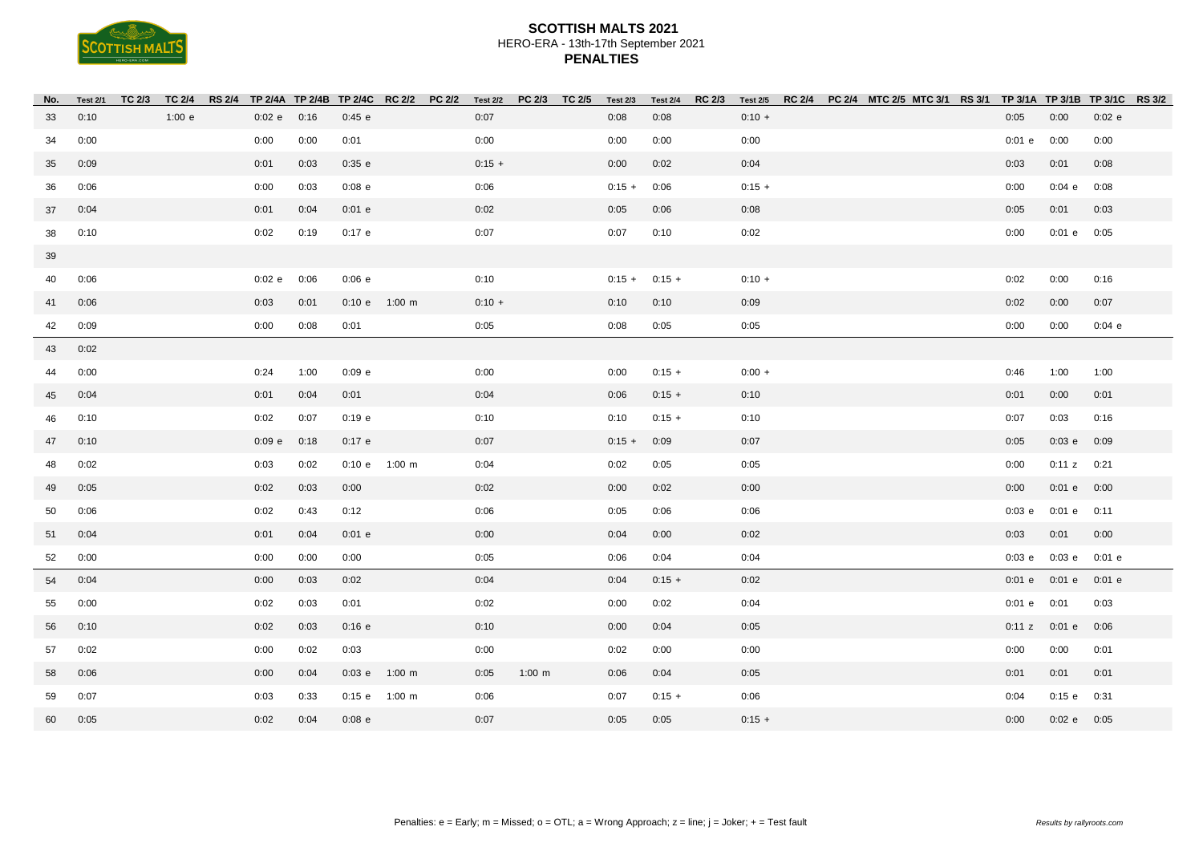# SCOTTISH MALTS 2021

HERO-ERA - 13th-17th September 2021

**PENALTIES**

| No. | Test 2/1 | TC 2/3 | TC 2/4 | RS 2/4 | TP 2/4A | TP 2/4B | TP 2/4C | RC 2/2 | PC 2/2 | Test 2/2 | PC 2/3 | TC 2/5 | Test 2/3 | Test 2/4 | RC 2/3 | Test 2/5 | RC 2/4 | PC 2/4 | MTC 2/5 | MTC 3/1 | RS 3/1 | TP 3/1A | TP 3/1B | TP 3/1C | RS 3/2 |
|---|---|---|---|---|---|---|---|---|---|---|---|---|---|---|---|---|---|---|---|---|---|---|---|---|---|
| 33 | 0:10 | | 1:00 e | | 0:02 e | 0:16 | 0:45 e | | | 0:07 | | | 0:08 | 0:08 | | 0:10 + | | | | | | 0:05 | 0:00 | 0:02 e | |
| 34 | 0:00 | | | | 0:00 | 0:00 | 0:01 | | | 0:00 | | | 0:00 | 0:00 | | 0:00 | | | | | | 0:01 e | 0:00 | 0:00 | |
| 35 | 0:09 | | | | 0:01 | 0:03 | 0:35 e | | | 0:15 + | | | 0:00 | 0:02 | | 0:04 | | | | | | 0:03 | 0:01 | 0:08 | |
| 36 | 0:06 | | | | 0:00 | 0:03 | 0:08 e | | | 0:06 | | | 0:15 + | 0:06 | | 0:15 + | | | | | | 0:00 | 0:04 e | 0:08 | |
| 37 | 0:04 | | | | 0:01 | 0:04 | 0:01 e | | | 0:02 | | | 0:05 | 0:06 | | 0:08 | | | | | | 0:05 | 0:01 | 0:03 | |
| 38 | 0:10 | | | | 0:02 | 0:19 | 0:17 e | | | 0:07 | | | 0:07 | 0:10 | | 0:02 | | | | | | 0:00 | 0:01 e | 0:05 | |
| 39 | | | | | | | | | | | | | | | | | | | | | | | | | |
| 40 | 0:06 | | | | 0:02 e | 0:06 | 0:06 e | | | 0:10 | | | 0:15 + | 0:15 + | | 0:10 + | | | | | | 0:02 | 0:00 | 0:16 | |
| 41 | 0:06 | | | | 0:03 | 0:01 | 0:10 e | 1:00 m | | 0:10 + | | | 0:10 | 0:10 | | 0:09 | | | | | | 0:02 | 0:00 | 0:07 | |
| 42 | 0:09 | | | | 0:00 | 0:08 | 0:01 | | | 0:05 | | | 0:08 | 0:05 | | 0:05 | | | | | | 0:00 | 0:00 | 0:04 e | |
| 43 | 0:02 | | | | | | | | | | | | | | | | | | | | | | | | |
| 44 | 0:00 | | | | 0:24 | 1:00 | 0:09 e | | | 0:00 | | | 0:00 | 0:15 + | | 0:00 + | | | | | | 0:46 | 1:00 | 1:00 | |
| 45 | 0:04 | | | | 0:01 | 0:04 | 0:01 | | | 0:04 | | | 0:06 | 0:15 + | | 0:10 | | | | | | 0:01 | 0:00 | 0:01 | |
| 46 | 0:10 | | | | 0:02 | 0:07 | 0:19 e | | | 0:10 | | | 0:10 | 0:15 + | | 0:10 | | | | | | 0:07 | 0:03 | 0:16 | |
| 47 | 0:10 | | | | 0:09 e | 0:18 | 0:17 e | | | 0:07 | | | 0:15 + | 0:09 | | 0:07 | | | | | | 0:05 | 0:03 e | 0:09 | |
| 48 | 0:02 | | | | 0:03 | 0:02 | 0:10 e | 1:00 m | | 0:04 | | | 0:02 | 0:05 | | 0:05 | | | | | | 0:00 | 0:11 z | 0:21 | |
| 49 | 0:05 | | | | 0:02 | 0:03 | 0:00 | | | 0:02 | | | 0:00 | 0:02 | | 0:00 | | | | | | 0:00 | 0:01 e | 0:00 | |
| 50 | 0:06 | | | | 0:02 | 0:43 | 0:12 | | | 0:06 | | | 0:05 | 0:06 | | 0:06 | | | | | | 0:03 e | 0:01 e | 0:11 | |
| 51 | 0:04 | | | | 0:01 | 0:04 | 0:01 e | | | 0:00 | | | 0:04 | 0:00 | | 0:02 | | | | | | 0:03 | 0:01 | 0:00 | |
| 52 | 0:00 | | | | 0:00 | 0:00 | 0:00 | | | 0:05 | | | 0:06 | 0:04 | | 0:04 | | | | | | 0:03 e | 0:03 e | 0:01 e | |
| 54 | 0:04 | | | | 0:00 | 0:03 | 0:02 | | | 0:04 | | | 0:04 | 0:15 + | | 0:02 | | | | | | 0:01 e | 0:01 e | 0:01 e | |
| 55 | 0:00 | | | | 0:02 | 0:03 | 0:01 | | | 0:02 | | | 0:00 | 0:02 | | 0:04 | | | | | | 0:01 e | 0:01 | 0:03 | |
| 56 | 0:10 | | | | 0:02 | 0:03 | 0:16 e | | | 0:10 | | | 0:00 | 0:04 | | 0:05 | | | | | | 0:11 z | 0:01 e | 0:06 | |
| 57 | 0:02 | | | | 0:00 | 0:02 | 0:03 | | | 0:00 | | | 0:02 | 0:00 | | 0:00 | | | | | | 0:00 | 0:00 | 0:01 | |
| 58 | 0:06 | | | | 0:00 | 0:04 | 0:03 e | 1:00 m | | 0:05 | 1:00 m | | 0:06 | 0:04 | | 0:05 | | | | | | 0:01 | 0:01 | 0:01 | |
| 59 | 0:07 | | | | 0:03 | 0:33 | 0:15 e | 1:00 m | | 0:06 | | | 0:07 | 0:15 + | | 0:06 | | | | | | 0:04 | 0:15 e | 0:31 | |
| 60 | 0:05 | | | | 0:02 | 0:04 | 0:08 e | | | 0:07 | | | 0:05 | 0:05 | | 0:15 + | | | | | | 0:00 | 0:02 e | 0:05 | |

Penalties: e = Early; m = Missed; o = OTL; a = Wrong Approach; z = line; j = Joker; + = Test fault

*Results by rallyroots.com*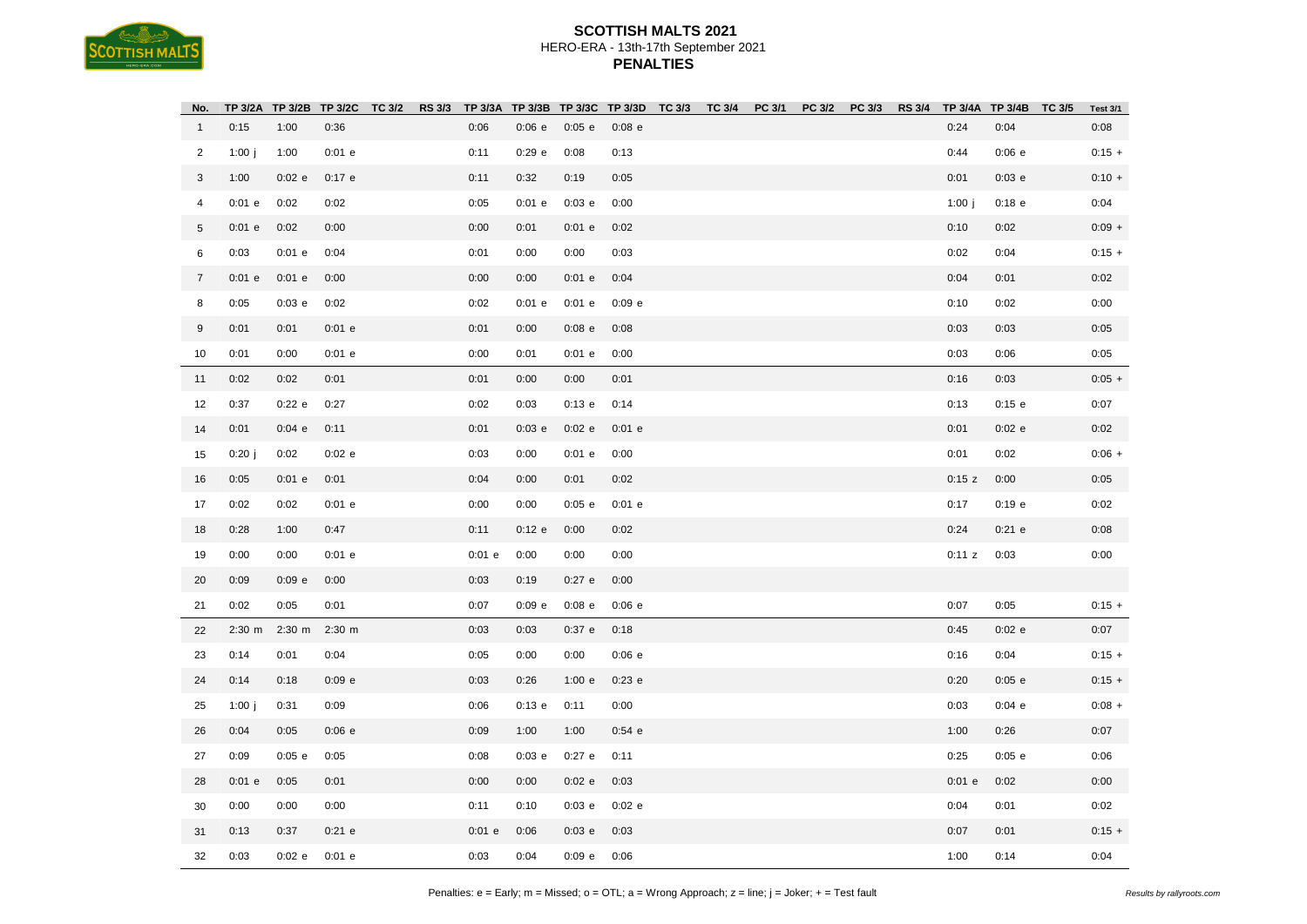# SCOTTISH MALTS 2021

HERO-ERA - 13th-17th September 2021

**PENALTIES**

| No. | TP 3/2A | TP 3/2B | TP 3/2C | TC 3/2 | RS 3/3 | TP 3/3A | TP 3/3B | TP 3/3C | TP 3/3D | TC 3/3 | TC 3/4 | PC 3/1 | PC 3/2 | PC 3/3 | RS 3/4 | TP 3/4A | TP 3/4B | TC 3/5 | Test 3/1 |
|---|---|---|---|---|---|---|---|---|---|---|---|---|---|---|---|---|---|---|---|
| 1 | 0:15 | 1:00 | 0:36 | | | 0:06 | 0:06 e | 0:05 e | 0:08 e | | | | | | | 0:24 | 0:04 | | 0:08 |
| 2 | 1:00 j | 1:00 | 0:01 e | | | 0:11 | 0:29 e | 0:08 | 0:13 | | | | | | | 0:44 | 0:06 e | | 0:15 + |
| 3 | 1:00 | 0:02 e | 0:17 e | | | 0:11 | 0:32 | 0:19 | 0:05 | | | | | | | 0:01 | 0:03 e | | 0:10 + |
| 4 | 0:01 e | 0:02 | 0:02 | | | 0:05 | 0:01 e | 0:03 e | 0:00 | | | | | | | 1:00 j | 0:18 e | | 0:04 |
| 5 | 0:01 e | 0:02 | 0:00 | | | 0:00 | 0:01 | 0:01 e | 0:02 | | | | | | | 0:10 | 0:02 | | 0:09 + |
| 6 | 0:03 | 0:01 e | 0:04 | | | 0:01 | 0:00 | 0:00 | 0:03 | | | | | | | 0:02 | 0:04 | | 0:15 + |
| 7 | 0:01 e | 0:01 e | 0:00 | | | 0:00 | 0:00 | 0:01 e | 0:04 | | | | | | | 0:04 | 0:01 | | 0:02 |
| 8 | 0:05 | 0:03 e | 0:02 | | | 0:02 | 0:01 e | 0:01 e | 0:09 e | | | | | | | 0:10 | 0:02 | | 0:00 |
| 9 | 0:01 | 0:01 | 0:01 e | | | 0:01 | 0:00 | 0:08 e | 0:08 | | | | | | | 0:03 | 0:03 | | 0:05 |
| 10 | 0:01 | 0:00 | 0:01 e | | | 0:00 | 0:01 | 0:01 e | 0:00 | | | | | | | 0:03 | 0:06 | | 0:05 |
| 11 | 0:02 | 0:02 | 0:01 | | | 0:01 | 0:00 | 0:00 | 0:01 | | | | | | | 0:16 | 0:03 | | 0:05 + |
| 12 | 0:37 | 0:22 e | 0:27 | | | 0:02 | 0:03 | 0:13 e | 0:14 | | | | | | | 0:13 | 0:15 e | | 0:07 |
| 14 | 0:01 | 0:04 e | 0:11 | | | 0:01 | 0:03 e | 0:02 e | 0:01 e | | | | | | | 0:01 | 0:02 e | | 0:02 |
| 15 | 0:20 j | 0:02 | 0:02 e | | | 0:03 | 0:00 | 0:01 e | 0:00 | | | | | | | 0:01 | 0:02 | | 0:06 + |
| 16 | 0:05 | 0:01 e | 0:01 | | | 0:04 | 0:00 | 0:01 | 0:02 | | | | | | | 0:15 z | 0:00 | | 0:05 |
| 17 | 0:02 | 0:02 | 0:01 e | | | 0:00 | 0:00 | 0:05 e | 0:01 e | | | | | | | 0:17 | 0:19 e | | 0:02 |
| 18 | 0:28 | 1:00 | 0:47 | | | 0:11 | 0:12 e | 0:00 | 0:02 | | | | | | | 0:24 | 0:21 e | | 0:08 |
| 19 | 0:00 | 0:00 | 0:01 e | | | 0:01 e | 0:00 | 0:00 | 0:00 | | | | | | | 0:11 z | 0:03 | | 0:00 |
| 20 | 0:09 | 0:09 e | 0:00 | | | 0:03 | 0:19 | 0:27 e | 0:00 | | | | | | | | | | |
| 21 | 0:02 | 0:05 | 0:01 | | | 0:07 | 0:09 e | 0:08 e | 0:06 e | | | | | | | 0:07 | 0:05 | | 0:15 + |
| 22 | 2:30 m | 2:30 m | 2:30 m | | | 0:03 | 0:03 | 0:37 e | 0:18 | | | | | | | 0:45 | 0:02 e | | 0:07 |
| 23 | 0:14 | 0:01 | 0:04 | | | 0:05 | 0:00 | 0:00 | 0:06 e | | | | | | | 0:16 | 0:04 | | 0:15 + |
| 24 | 0:14 | 0:18 | 0:09 e | | | 0:03 | 0:26 | 1:00 e | 0:23 e | | | | | | | 0:20 | 0:05 e | | 0:15 + |
| 25 | 1:00 j | 0:31 | 0:09 | | | 0:06 | 0:13 e | 0:11 | 0:00 | | | | | | | 0:03 | 0:04 e | | 0:08 + |
| 26 | 0:04 | 0:05 | 0:06 e | | | 0:09 | 1:00 | 1:00 | 0:54 e | | | | | | | 1:00 | 0:26 | | 0:07 |
| 27 | 0:09 | 0:05 e | 0:05 | | | 0:08 | 0:03 e | 0:27 e | 0:11 | | | | | | | 0:25 | 0:05 e | | 0:06 |
| 28 | 0:01 e | 0:05 | 0:01 | | | 0:00 | 0:00 | 0:02 e | 0:03 | | | | | | | 0:01 e | 0:02 | | 0:00 |
| 30 | 0:00 | 0:00 | 0:00 | | | 0:11 | 0:10 | 0:03 e | 0:02 e | | | | | | | 0:04 | 0:01 | | 0:02 |
| 31 | 0:13 | 0:37 | 0:21 e | | | 0:01 e | 0:06 | 0:03 e | 0:03 | | | | | | | 0:07 | 0:01 | | 0:15 + |
| 32 | 0:03 | 0:02 e | 0:01 e | | | 0:03 | 0:04 | 0:09 e | 0:06 | | | | | | | 1:00 | 0:14 | | 0:04 |

Penalties: e = Early; m = Missed; o = OTL; a = Wrong Approach; z = line; j = Joker; + = Test fault

*Results by rallyroots.com*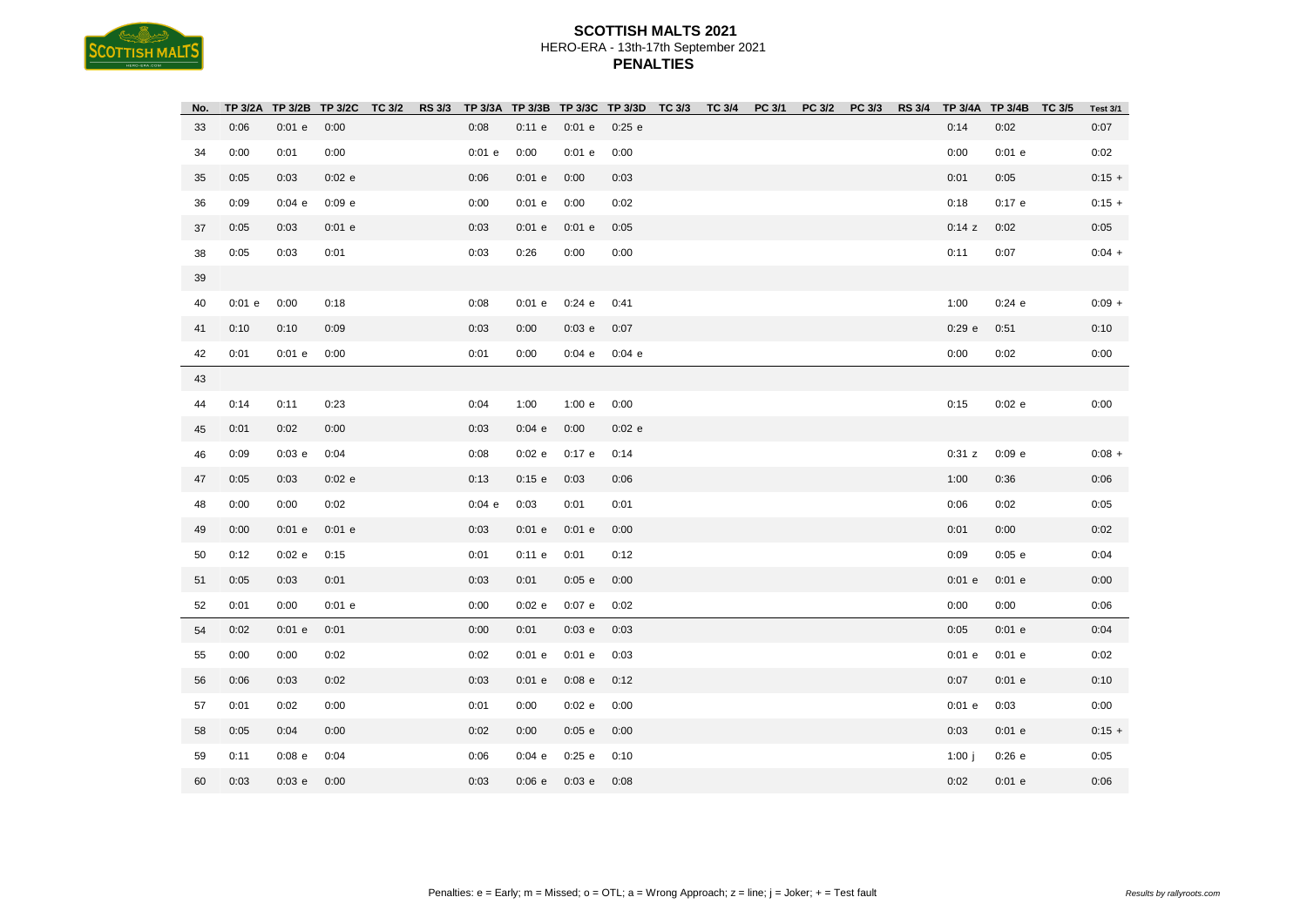# SCOTTISH MALTS 2021

HERO-ERA - 13th-17th September 2021

**PENALTIES**

| No. | TP 3/2A | TP 3/2B | TP 3/2C | TC 3/2 | RS 3/3 | TP 3/3A | TP 3/3B | TP 3/3C | TP 3/3D | TC 3/3 | TC 3/4 | PC 3/1 | PC 3/2 | PC 3/3 | RS 3/4 | TP 3/4A | TP 3/4B | TC 3/5 | Test 3/1 |
|---|---|---|---|---|---|---|---|---|---|---|---|---|---|---|---|---|---|---|---|
| 33 | 0:06 | 0:01 e | 0:00 | | | 0:08 | 0:11 e | 0:01 e | 0:25 e | | | | | | | 0:14 | 0:02 | | 0:07 |
| 34 | 0:00 | 0:01 | 0:00 | | | 0:01 e | 0:00 | 0:01 e | 0:00 | | | | | | | 0:00 | 0:01 e | | 0:02 |
| 35 | 0:05 | 0:03 | 0:02 e | | | 0:06 | 0:01 e | 0:00 | 0:03 | | | | | | | 0:01 | 0:05 | | 0:15 + |
| 36 | 0:09 | 0:04 e | 0:09 e | | | 0:00 | 0:01 e | 0:00 | 0:02 | | | | | | | 0:18 | 0:17 e | | 0:15 + |
| 37 | 0:05 | 0:03 | 0:01 e | | | 0:03 | 0:01 e | 0:01 e | 0:05 | | | | | | | 0:14 z | 0:02 | | 0:05 |
| 38 | 0:05 | 0:03 | 0:01 | | | 0:03 | 0:26 | 0:00 | 0:00 | | | | | | | 0:11 | 0:07 | | 0:04 + |
| 39 | | | | | | | | | | | | | | | | | | | |
| 40 | 0:01 e | 0:00 | 0:18 | | | 0:08 | 0:01 e | 0:24 e | 0:41 | | | | | | | 1:00 | 0:24 e | | 0:09 + |
| 41 | 0:10 | 0:10 | 0:09 | | | 0:03 | 0:00 | 0:03 e | 0:07 | | | | | | | 0:29 e | 0:51 | | 0:10 |
| 42 | 0:01 | 0:01 e | 0:00 | | | 0:01 | 0:00 | 0:04 e | 0:04 e | | | | | | | 0:00 | 0:02 | | 0:00 |
| 43 | | | | | | | | | | | | | | | | | | | |
| 44 | 0:14 | 0:11 | 0:23 | | | 0:04 | 1:00 | 1:00 e | 0:00 | | | | | | | 0:15 | 0:02 e | | 0:00 |
| 45 | 0:01 | 0:02 | 0:00 | | | 0:03 | 0:04 e | 0:00 | 0:02 e | | | | | | | | | | |
| 46 | 0:09 | 0:03 e | 0:04 | | | 0:08 | 0:02 e | 0:17 e | 0:14 | | | | | | | 0:31 z | 0:09 e | | 0:08 + |
| 47 | 0:05 | 0:03 | 0:02 e | | | 0:13 | 0:15 e | 0:03 | 0:06 | | | | | | | 1:00 | 0:36 | | 0:06 |
| 48 | 0:00 | 0:00 | 0:02 | | | 0:04 e | 0:03 | 0:01 | 0:01 | | | | | | | 0:06 | 0:02 | | 0:05 |
| 49 | 0:00 | 0:01 e | 0:01 e | | | 0:03 | 0:01 e | 0:01 e | 0:00 | | | | | | | 0:01 | 0:00 | | 0:02 |
| 50 | 0:12 | 0:02 e | 0:15 | | | 0:01 | 0:11 e | 0:01 | 0:12 | | | | | | | 0:09 | 0:05 e | | 0:04 |
| 51 | 0:05 | 0:03 | 0:01 | | | 0:03 | 0:01 | 0:05 e | 0:00 | | | | | | | 0:01 e | 0:01 e | | 0:00 |
| 52 | 0:01 | 0:00 | 0:01 e | | | 0:00 | 0:02 e | 0:07 e | 0:02 | | | | | | | 0:00 | 0:00 | | 0:06 |
| 54 | 0:02 | 0:01 e | 0:01 | | | 0:00 | 0:01 | 0:03 e | 0:03 | | | | | | | 0:05 | 0:01 e | | 0:04 |
| 55 | 0:00 | 0:00 | 0:02 | | | 0:02 | 0:01 e | 0:01 e | 0:03 | | | | | | | 0:01 e | 0:01 e | | 0:02 |
| 56 | 0:06 | 0:03 | 0:02 | | | 0:03 | 0:01 e | 0:08 e | 0:12 | | | | | | | 0:07 | 0:01 e | | 0:10 |
| 57 | 0:01 | 0:02 | 0:00 | | | 0:01 | 0:00 | 0:02 e | 0:00 | | | | | | | 0:01 e | 0:03 | | 0:00 |
| 58 | 0:05 | 0:04 | 0:00 | | | 0:02 | 0:00 | 0:05 e | 0:00 | | | | | | | 0:03 | 0:01 e | | 0:15 + |
| 59 | 0:11 | 0:08 e | 0:04 | | | 0:06 | 0:04 e | 0:25 e | 0:10 | | | | | | | 1:00 j | 0:26 e | | 0:05 |
| 60 | 0:03 | 0:03 e | 0:00 | | | 0:03 | 0:06 e | 0:03 e | 0:08 | | | | | | | 0:02 | 0:01 e | | 0:06 |

Penalties: e = Early; m = Missed; o = OTL; a = Wrong Approach; z = line; j = Joker; + = Test fault

*Results by rallyroots.com*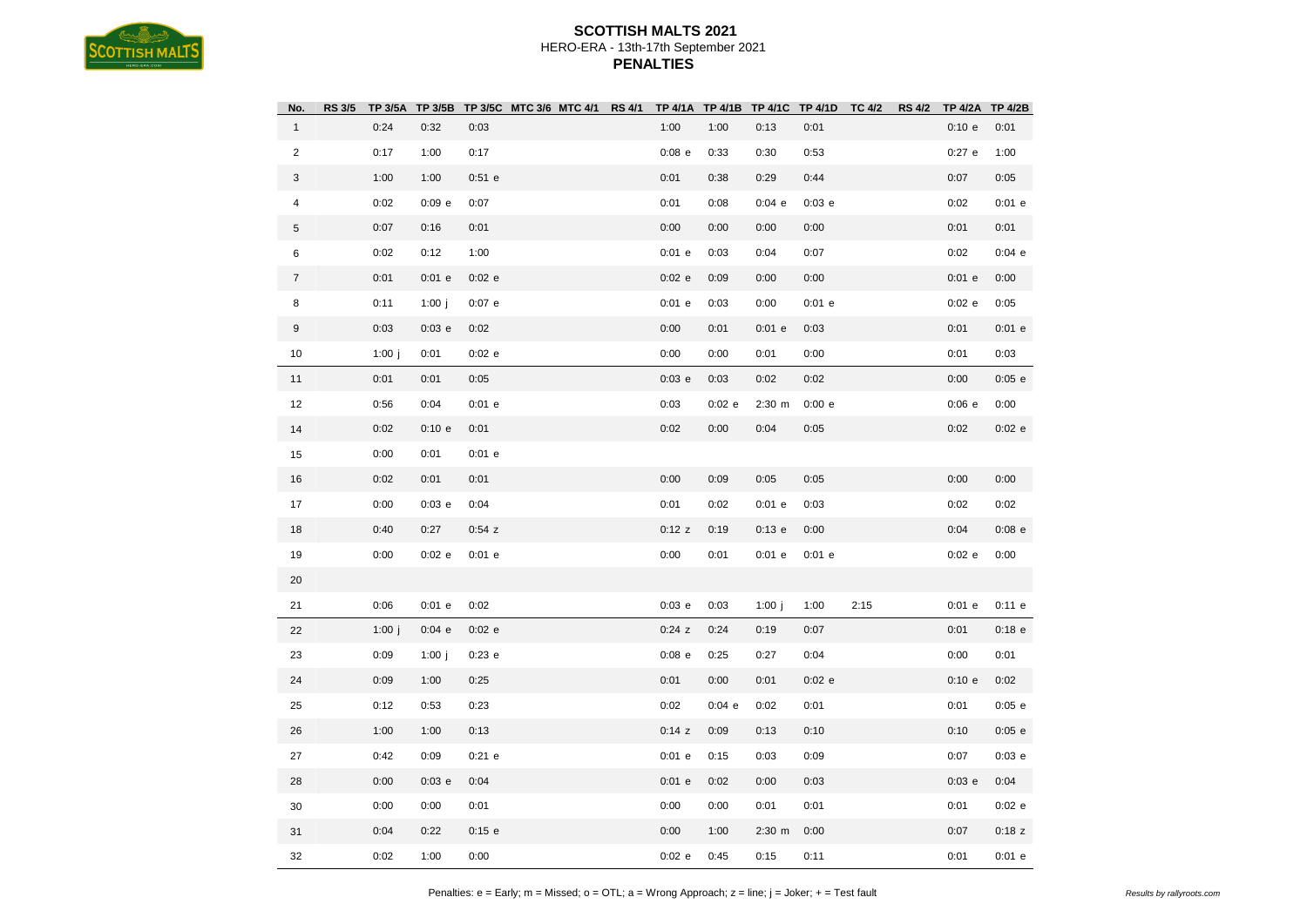**SCOTTISH MALTS 2021**
HERO-ERA - 13th-17th September 2021
**PENALTIES**

| No. | RS 3/5 | TP 3/5A | TP 3/5B | TP 3/5C | MTC 3/6 | MTC 4/1 | RS 4/1 | TP 4/1A | TP 4/1B | TP 4/1C | TP 4/1D | TC 4/2 | RS 4/2 | TP 4/2A | TP 4/2B |
|---|---|---|---|---|---|---|---|---|---|---|---|---|---|---|---|
| 1 | | 0:24 | 0:32 | 0:03 | | | | 1:00 | 1:00 | 0:13 | 0:01 | | | 0:10 e | 0:01 |
| 2 | | 0:17 | 1:00 | 0:17 | | | | 0:08 e | 0:33 | 0:30 | 0:53 | | | 0:27 e | 1:00 |
| 3 | | 1:00 | 1:00 | 0:51 e | | | | 0:01 | 0:38 | 0:29 | 0:44 | | | 0:07 | 0:05 |
| 4 | | 0:02 | 0:09 e | 0:07 | | | | 0:01 | 0:08 | 0:04 e | 0:03 e | | | 0:02 | 0:01 e |
| 5 | | 0:07 | 0:16 | 0:01 | | | | 0:00 | 0:00 | 0:00 | 0:00 | | | 0:01 | 0:01 |
| 6 | | 0:02 | 0:12 | 1:00 | | | | 0:01 e | 0:03 | 0:04 | 0:07 | | | 0:02 | 0:04 e |
| 7 | | 0:01 | 0:01 e | 0:02 e | | | | 0:02 e | 0:09 | 0:00 | 0:00 | | | 0:01 e | 0:00 |
| 8 | | 0:11 | 1:00 j | 0:07 e | | | | 0:01 e | 0:03 | 0:00 | 0:01 e | | | 0:02 e | 0:05 |
| 9 | | 0:03 | 0:03 e | 0:02 | | | | 0:00 | 0:01 | 0:01 e | 0:03 | | | 0:01 | 0:01 e |
| 10 | | 1:00 j | 0:01 | 0:02 e | | | | 0:00 | 0:00 | 0:01 | 0:00 | | | 0:01 | 0:03 |
| 11 | | 0:01 | 0:01 | 0:05 | | | | 0:03 e | 0:03 | 0:02 | 0:02 | | | 0:00 | 0:05 e |
| 12 | | 0:56 | 0:04 | 0:01 e | | | | 0:03 | 0:02 e | 2:30 m | 0:00 e | | | 0:06 e | 0:00 |
| 14 | | 0:02 | 0:10 e | 0:01 | | | | 0:02 | 0:00 | 0:04 | 0:05 | | | 0:02 | 0:02 e |
| 15 | | 0:00 | 0:01 | 0:01 e | | | | | | | | | | | |
| 16 | | 0:02 | 0:01 | 0:01 | | | | 0:00 | 0:09 | 0:05 | 0:05 | | | 0:00 | 0:00 |
| 17 | | 0:00 | 0:03 e | 0:04 | | | | 0:01 | 0:02 | 0:01 e | 0:03 | | | 0:02 | 0:02 |
| 18 | | 0:40 | 0:27 | 0:54 z | | | | 0:12 z | 0:19 | 0:13 e | 0:00 | | | 0:04 | 0:08 e |
| 19 | | 0:00 | 0:02 e | 0:01 e | | | | 0:00 | 0:01 | 0:01 e | 0:01 e | | | 0:02 e | 0:00 |
| 20 | | | | | | | | | | | | | | | |
| 21 | | 0:06 | 0:01 e | 0:02 | | | | 0:03 e | 0:03 | 1:00 j | 1:00 | 2:15 | | 0:01 e | 0:11 e |
| 22 | | 1:00 j | 0:04 e | 0:02 e | | | | 0:24 z | 0:24 | 0:19 | 0:07 | | | 0:01 | 0:18 e |
| 23 | | 0:09 | 1:00 j | 0:23 e | | | | 0:08 e | 0:25 | 0:27 | 0:04 | | | 0:00 | 0:01 |
| 24 | | 0:09 | 1:00 | 0:25 | | | | 0:01 | 0:00 | 0:01 | 0:02 e | | | 0:10 e | 0:02 |
| 25 | | 0:12 | 0:53 | 0:23 | | | | 0:02 | 0:04 e | 0:02 | 0:01 | | | 0:01 | 0:05 e |
| 26 | | 1:00 | 1:00 | 0:13 | | | | 0:14 z | 0:09 | 0:13 | 0:10 | | | 0:10 | 0:05 e |
| 27 | | 0:42 | 0:09 | 0:21 e | | | | 0:01 e | 0:15 | 0:03 | 0:09 | | | 0:07 | 0:03 e |
| 28 | | 0:00 | 0:03 e | 0:04 | | | | 0:01 e | 0:02 | 0:00 | 0:03 | | | 0:03 e | 0:04 |
| 30 | | 0:00 | 0:00 | 0:01 | | | | 0:00 | 0:00 | 0:01 | 0:01 | | | 0:01 | 0:02 e |
| 31 | | 0:04 | 0:22 | 0:15 e | | | | 0:00 | 1:00 | 2:30 m | 0:00 | | | 0:07 | 0:18 z |
| 32 | | 0:02 | 1:00 | 0:00 | | | | 0:02 e | 0:45 | 0:15 | 0:11 | | | 0:01 | 0:01 e |

Penalties: e = Early; m = Missed; o = OTL; a = Wrong Approach; z = line; j = Joker; + = Test fault

*Results by rallyroots.com*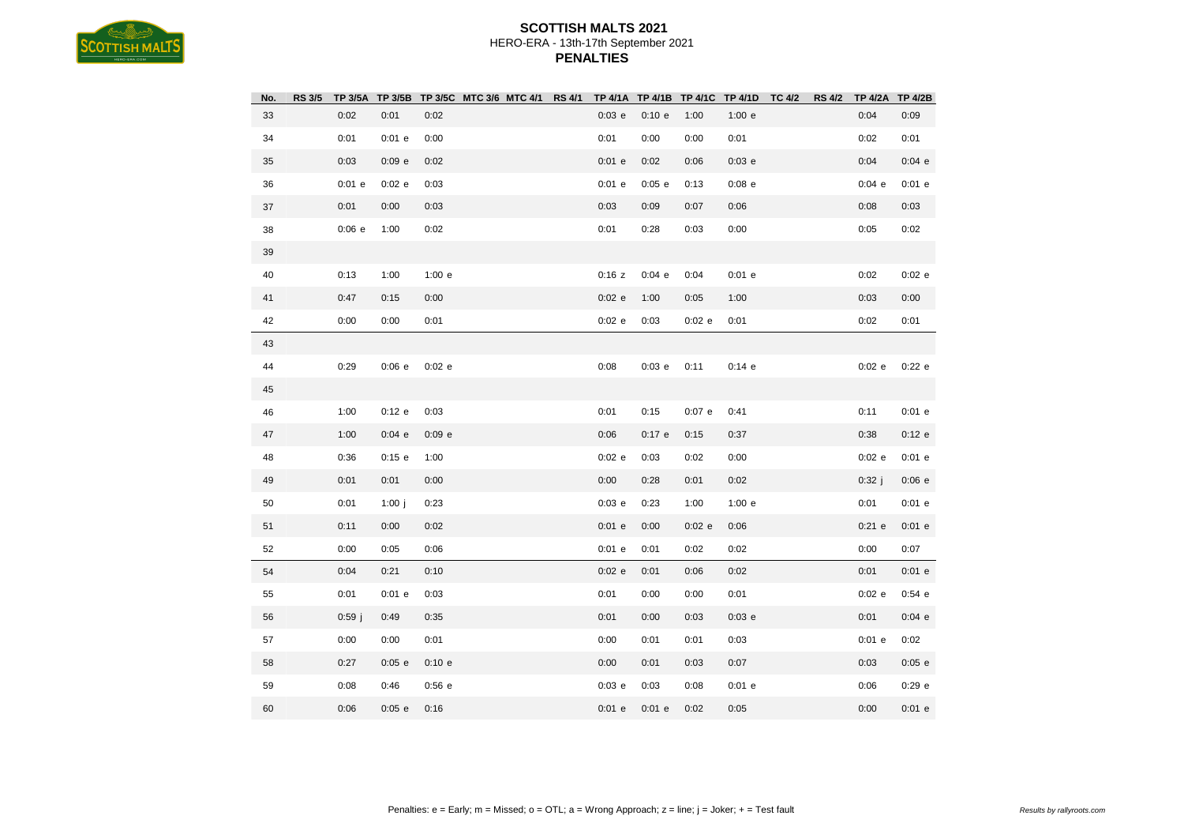**SCOTTISH MALTS 2021**
HERO-ERA - 13th-17th September 2021
**PENALTIES**

| No. | RS 3/5 | TP 3/5A | TP 3/5B | TP 3/5C | MTC 3/6 | MTC 4/1 | RS 4/1 | TP 4/1A | TP 4/1B | TP 4/1C | TP 4/1D | TC 4/2 | RS 4/2 | TP 4/2A | TP 4/2B |
|---|---|---|---|---|---|---|---|---|---|---|---|---|---|---|---|
| 33 | | 0:02 | 0:01 | 0:02 | | | | 0:03 e | 0:10 e | 1:00 | 1:00 e | | | 0:04 | 0:09 |
| 34 | | 0:01 | 0:01 e | 0:00 | | | | 0:01 | 0:00 | 0:00 | 0:01 | | | 0:02 | 0:01 |
| 35 | | 0:03 | 0:09 e | 0:02 | | | | 0:01 e | 0:02 | 0:06 | 0:03 e | | | 0:04 | 0:04 e |
| 36 | | 0:01 e | 0:02 e | 0:03 | | | | 0:01 e | 0:05 e | 0:13 | 0:08 e | | | 0:04 e | 0:01 e |
| 37 | | 0:01 | 0:00 | 0:03 | | | | 0:03 | 0:09 | 0:07 | 0:06 | | | 0:08 | 0:03 |
| 38 | | 0:06 e | 1:00 | 0:02 | | | | 0:01 | 0:28 | 0:03 | 0:00 | | | 0:05 | 0:02 |
| 39 | | | | | | | | | | | | | | | |
| 40 | | 0:13 | 1:00 | 1:00 e | | | | 0:16 z | 0:04 e | 0:04 | 0:01 e | | | 0:02 | 0:02 e |
| 41 | | 0:47 | 0:15 | 0:00 | | | | 0:02 e | 1:00 | 0:05 | 1:00 | | | 0:03 | 0:00 |
| 42 | | 0:00 | 0:00 | 0:01 | | | | 0:02 e | 0:03 | 0:02 e | 0:01 | | | 0:02 | 0:01 |
| 43 | | | | | | | | | | | | | | | |
| 44 | | 0:29 | 0:06 e | 0:02 e | | | | 0:08 | 0:03 e | 0:11 | 0:14 e | | | 0:02 e | 0:22 e |
| 45 | | | | | | | | | | | | | | | |
| 46 | | 1:00 | 0:12 e | 0:03 | | | | 0:01 | 0:15 | 0:07 e | 0:41 | | | 0:11 | 0:01 e |
| 47 | | 1:00 | 0:04 e | 0:09 e | | | | 0:06 | 0:17 e | 0:15 | 0:37 | | | 0:38 | 0:12 e |
| 48 | | 0:36 | 0:15 e | 1:00 | | | | 0:02 e | 0:03 | 0:02 | 0:00 | | | 0:02 e | 0:01 e |
| 49 | | 0:01 | 0:01 | 0:00 | | | | 0:00 | 0:28 | 0:01 | 0:02 | | | 0:32 j | 0:06 e |
| 50 | | 0:01 | 1:00 j | 0:23 | | | | 0:03 e | 0:23 | 1:00 | 1:00 e | | | 0:01 | 0:01 e |
| 51 | | 0:11 | 0:00 | 0:02 | | | | 0:01 e | 0:00 | 0:02 e | 0:06 | | | 0:21 e | 0:01 e |
| 52 | | 0:00 | 0:05 | 0:06 | | | | 0:01 e | 0:01 | 0:02 | 0:02 | | | 0:00 | 0:07 |
| 54 | | 0:04 | 0:21 | 0:10 | | | | 0:02 e | 0:01 | 0:06 | 0:02 | | | 0:01 | 0:01 e |
| 55 | | 0:01 | 0:01 e | 0:03 | | | | 0:01 | 0:00 | 0:00 | 0:01 | | | 0:02 e | 0:54 e |
| 56 | | 0:59 j | 0:49 | 0:35 | | | | 0:01 | 0:00 | 0:03 | 0:03 e | | | 0:01 | 0:04 e |
| 57 | | 0:00 | 0:00 | 0:01 | | | | 0:00 | 0:01 | 0:01 | 0:03 | | | 0:01 e | 0:02 |
| 58 | | 0:27 | 0:05 e | 0:10 e | | | | 0:00 | 0:01 | 0:03 | 0:07 | | | 0:03 | 0:05 e |
| 59 | | 0:08 | 0:46 | 0:56 e | | | | 0:03 e | 0:03 | 0:08 | 0:01 e | | | 0:06 | 0:29 e |
| 60 | | 0:06 | 0:05 e | 0:16 | | | | 0:01 e | 0:01 e | 0:02 | 0:05 | | | 0:00 | 0:01 e |

Penalties: e = Early; m = Missed; o = OTL; a = Wrong Approach; z = line; j = Joker; + = Test fault

*Results by rallyroots.com*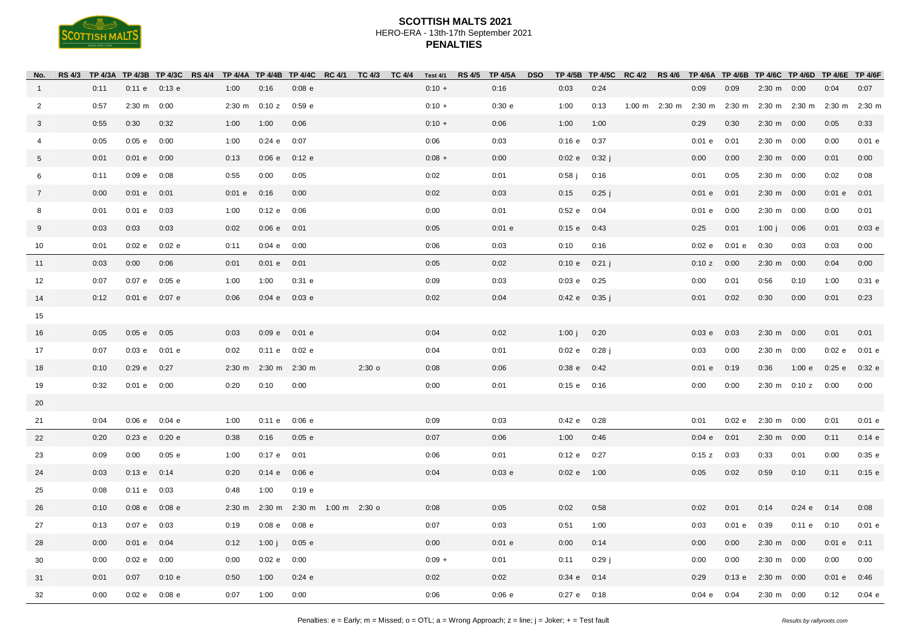# SCOTTISH MALTS 2021

HERO-ERA - 13th-17th September 2021

**PENALTIES**

| No. | RS 4/3 | TP 4/3A | TP 4/3B | TP 4/3C | RS 4/4 | TP 4/4A | TP 4/4B | TP 4/4C | RC 4/1 | TC 4/3 | TC 4/4 | Test 4/1 | RS 4/5 | TP 4/5A | DSO | TP 4/5B | TP 4/5C | RC 4/2 | RS 4/6 | TP 4/6A | TP 4/6B | TP 4/6C | TP 4/6D | TP 4/6E | TP 4/6F |
|---|---|---|---|---|---|---|---|---|---|---|---|---|---|---|---|---|---|---|---|---|---|---|---|---|---|
| 1 | | 0:11 | 0:11 e | 0:13 e | | 1:00 | 0:16 | 0:08 e | | | | 0:10 + | | 0:16 | | 0:03 | 0:24 | | | 0:09 | 0:09 | 2:30 m | 0:00 | 0:04 | 0:07 |
| 2 | | 0:57 | 2:30 m | 0:00 | | 2:30 m | 0:10 z | 0:59 e | | | | 0:10 + | | 0:30 e | | 1:00 | 0:13 | 1:00 m | 2:30 m | 2:30 m | 2:30 m | 2:30 m | 2:30 m | 2:30 m | 2:30 m |
| 3 | | 0:55 | 0:30 | 0:32 | | 1:00 | 1:00 | 0:06 | | | | 0:10 + | | 0:06 | | 1:00 | 1:00 | | | 0:29 | 0:30 | 2:30 m | 0:00 | 0:05 | 0:33 |
| 4 | | 0:05 | 0:05 e | 0:00 | | 1:00 | 0:24 e | 0:07 | | | | 0:06 | | 0:03 | | 0:16 e | 0:37 | | | 0:01 e | 0:01 | 2:30 m | 0:00 | 0:00 | 0:01 e |
| 5 | | 0:01 | 0:01 e | 0:00 | | 0:13 | 0:06 e | 0:12 e | | | | 0:08 + | | 0:00 | | 0:02 e | 0:32 j | | | 0:00 | 0:00 | 2:30 m | 0:00 | 0:01 | 0:00 |
| 6 | | 0:11 | 0:09 e | 0:08 | | 0:55 | 0:00 | 0:05 | | | | 0:02 | | 0:01 | | 0:58 j | 0:16 | | | 0:01 | 0:05 | 2:30 m | 0:00 | 0:02 | 0:08 |
| 7 | | 0:00 | 0:01 e | 0:01 | | 0:01 e | 0:16 | 0:00 | | | | 0:02 | | 0:03 | | 0:15 | 0:25 j | | | 0:01 e | 0:01 | 2:30 m | 0:00 | 0:01 e | 0:01 |
| 8 | | 0:01 | 0:01 e | 0:03 | | 1:00 | 0:12 e | 0:06 | | | | 0:00 | | 0:01 | | 0:52 e | 0:04 | | | 0:01 e | 0:00 | 2:30 m | 0:00 | 0:00 | 0:01 |
| 9 | | 0:03 | 0:03 | 0:03 | | 0:02 | 0:06 e | 0:01 | | | | 0:05 | | 0:01 e | | 0:15 e | 0:43 | | | 0:25 | 0:01 | 1:00 j | 0:06 | 0:01 | 0:03 e |
| 10 | | 0:01 | 0:02 e | 0:02 e | | 0:11 | 0:04 e | 0:00 | | | | 0:06 | | 0:03 | | 0:10 | 0:16 | | | 0:02 e | 0:01 e | 0:30 | 0:03 | 0:03 | 0:00 |
| 11 | | 0:03 | 0:00 | 0:06 | | 0:01 | 0:01 e | 0:01 | | | | 0:05 | | 0:02 | | 0:10 e | 0:21 j | | | 0:10 z | 0:00 | 2:30 m | 0:00 | 0:04 | 0:00 |
| 12 | | 0:07 | 0:07 e | 0:05 e | | 1:00 | 1:00 | 0:31 e | | | | 0:09 | | 0:03 | | 0:03 e | 0:25 | | | 0:00 | 0:01 | 0:56 | 0:10 | 1:00 | 0:31 e |
| 14 | | 0:12 | 0:01 e | 0:07 e | | 0:06 | 0:04 e | 0:03 e | | | | 0:02 | | 0:04 | | 0:42 e | 0:35 j | | | 0:01 | 0:02 | 0:30 | 0:00 | 0:01 | 0:23 |
| 15 | | | | | | | | | | | | | | | | | | | | | | | | | |
| 16 | | 0:05 | 0:05 e | 0:05 | | 0:03 | 0:09 e | 0:01 e | | | | 0:04 | | 0:02 | | 1:00 j | 0:20 | | | 0:03 e | 0:03 | 2:30 m | 0:00 | 0:01 | 0:01 |
| 17 | | 0:07 | 0:03 e | 0:01 e | | 0:02 | 0:11 e | 0:02 e | | | | 0:04 | | 0:01 | | 0:02 e | 0:28 j | | | 0:03 | 0:00 | 2:30 m | 0:00 | 0:02 e | 0:01 e |
| 18 | | 0:10 | 0:29 e | 0:27 | | 2:30 m | 2:30 m | 2:30 m | | 2:30 o | | 0:08 | | 0:06 | | 0:38 e | 0:42 | | | 0:01 e | 0:19 | 0:36 | 1:00 e | 0:25 e | 0:32 e |
| 19 | | 0:32 | 0:01 e | 0:00 | | 0:20 | 0:10 | 0:00 | | | | 0:00 | | 0:01 | | 0:15 e | 0:16 | | | 0:00 | 0:00 | 2:30 m | 0:10 z | 0:00 | 0:00 |
| 20 | | | | | | | | | | | | | | | | | | | | | | | | | |
| 21 | | 0:04 | 0:06 e | 0:04 e | | 1:00 | 0:11 e | 0:06 e | | | | 0:09 | | 0:03 | | 0:42 e | 0:28 | | | 0:01 | 0:02 e | 2:30 m | 0:00 | 0:01 | 0:01 e |
| 22 | | 0:20 | 0:23 e | 0:20 e | | 0:38 | 0:16 | 0:05 e | | | | 0:07 | | 0:06 | | 1:00 | 0:46 | | | 0:04 e | 0:01 | 2:30 m | 0:00 | 0:11 | 0:14 e |
| 23 | | 0:09 | 0:00 | 0:05 e | | 1:00 | 0:17 e | 0:01 | | | | 0:06 | | 0:01 | | 0:12 e | 0:27 | | | 0:15 z | 0:03 | 0:33 | 0:01 | 0:00 | 0:35 e |
| 24 | | 0:03 | 0:13 e | 0:14 | | 0:20 | 0:14 e | 0:06 e | | | | 0:04 | | 0:03 e | | 0:02 e | 1:00 | | | 0:05 | 0:02 | 0:59 | 0:10 | 0:11 | 0:15 e |
| 25 | | 0:08 | 0:11 e | 0:03 | | 0:48 | 1:00 | 0:19 e | | | | | | | | | | | | | | | | | |
| 26 | | 0:10 | 0:08 e | 0:08 e | | 2:30 m | 2:30 m | 2:30 m | 1:00 m | 2:30 o | | 0:08 | | 0:05 | | 0:02 | 0:58 | | | 0:02 | 0:01 | 0:14 | 0:24 e | 0:14 | 0:08 |
| 27 | | 0:13 | 0:07 e | 0:03 | | 0:19 | 0:08 e | 0:08 e | | | | 0:07 | | 0:03 | | 0:51 | 1:00 | | | 0:03 | 0:01 e | 0:39 | 0:11 e | 0:10 | 0:01 e |
| 28 | | 0:00 | 0:01 e | 0:04 | | 0:12 | 1:00 j | 0:05 e | | | | 0:00 | | 0:01 e | | 0:00 | 0:14 | | | 0:00 | 0:00 | 2:30 m | 0:00 | 0:01 e | 0:11 |
| 30 | | 0:00 | 0:02 e | 0:00 | | 0:00 | 0:02 e | 0:00 | | | | 0:09 + | | 0:01 | | 0:11 | 0:29 j | | | 0:00 | 0:00 | 2:30 m | 0:00 | 0:00 | 0:00 |
| 31 | | 0:01 | 0:07 | 0:10 e | | 0:50 | 1:00 | 0:24 e | | | | 0:02 | | 0:02 | | 0:34 e | 0:14 | | | 0:29 | 0:13 e | 2:30 m | 0:00 | 0:01 e | 0:46 |
| 32 | | 0:00 | 0:02 e | 0:08 e | | 0:07 | 1:00 | 0:00 | | | | 0:06 | | 0:06 e | | 0:27 e | 0:18 | | | 0:04 e | 0:04 | 2:30 m | 0:00 | 0:12 | 0:04 e |

Penalties: e = Early; m = Missed; o = OTL; a = Wrong Approach; z = line; j = Joker; + = Test fault

*Results by rallyroots.com*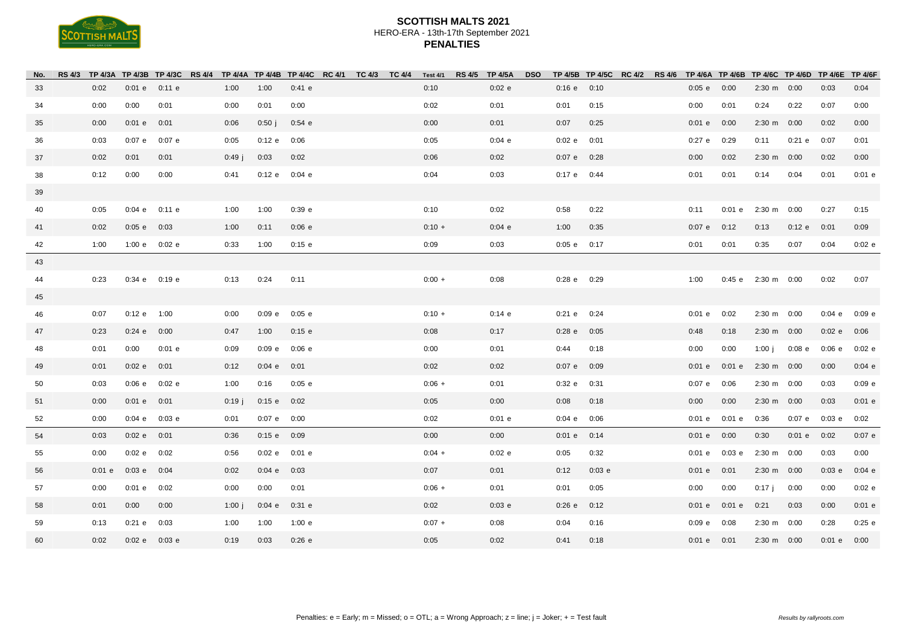# SCOTTISH MALTS 2021

HERO-ERA - 13th-17th September 2021

**PENALTIES**

| No. | RS 4/3 | TP 4/3A | TP 4/3B | TP 4/3C | RS 4/4 | TP 4/4A | TP 4/4B | TP 4/4C | RC 4/1 | TC 4/3 | TC 4/4 | Test 4/1 | RS 4/5 | TP 4/5A | DSO | TP 4/5B | TP 4/5C | RC 4/2 | RS 4/6 | TP 4/6A | TP 4/6B | TP 4/6C | TP 4/6D | TP 4/6E | TP 4/6F |
|---|---|---|---|---|---|---|---|---|---|---|---|---|---|---|---|---|---|---|---|---|---|---|---|---|---|
| 33 | | 0:02 | 0:01 e | 0:11 e | | 1:00 | 1:00 | 0:41 e | | | | 0:10 | | 0:02 e | | 0:16 e | 0:10 | | | 0:05 e | 0:00 | 2:30 m | 0:00 | 0:03 | 0:04 |
| 34 | | 0:00 | 0:00 | 0:01 | | 0:00 | 0:01 | 0:00 | | | | 0:02 | | 0:01 | | 0:01 | 0:15 | | | 0:00 | 0:01 | 0:24 | 0:22 | 0:07 | 0:00 |
| 35 | | 0:00 | 0:01 e | 0:01 | | 0:06 | 0:50 j | 0:54 e | | | | 0:00 | | 0:01 | | 0:07 | 0:25 | | | 0:01 e | 0:00 | 2:30 m | 0:00 | 0:02 | 0:00 |
| 36 | | 0:03 | 0:07 e | 0:07 e | | 0:05 | 0:12 e | 0:06 | | | | 0:05 | | 0:04 e | | 0:02 e | 0:01 | | | 0:27 e | 0:29 | 0:11 | 0:21 e | 0:07 | 0:01 |
| 37 | | 0:02 | 0:01 | 0:01 | | 0:49 j | 0:03 | 0:02 | | | | 0:06 | | 0:02 | | 0:07 e | 0:28 | | | 0:00 | 0:02 | 2:30 m | 0:00 | 0:02 | 0:00 |
| 38 | | 0:12 | 0:00 | 0:00 | | 0:41 | 0:12 e | 0:04 e | | | | 0:04 | | 0:03 | | 0:17 e | 0:44 | | | 0:01 | 0:01 | 0:14 | 0:04 | 0:01 | 0:01 e |
| 39 | | | | | | | | | | | | | | | | | | | | | | | | | |
| 40 | | 0:05 | 0:04 e | 0:11 e | | 1:00 | 1:00 | 0:39 e | | | | 0:10 | | 0:02 | | 0:58 | 0:22 | | | 0:11 | 0:01 e | 2:30 m | 0:00 | 0:27 | 0:15 |
| 41 | | 0:02 | 0:05 e | 0:03 | | 1:00 | 0:11 | 0:06 e | | | | 0:10 + | | 0:04 e | | 1:00 | 0:35 | | | 0:07 e | 0:12 | 0:13 | 0:12 e | 0:01 | 0:09 |
| 42 | | 1:00 | 1:00 e | 0:02 e | | 0:33 | 1:00 | 0:15 e | | | | 0:09 | | 0:03 | | 0:05 e | 0:17 | | | 0:01 | 0:01 | 0:35 | 0:07 | 0:04 | 0:02 e |
| 43 | | | | | | | | | | | | | | | | | | | | | | | | | |
| 44 | | 0:23 | 0:34 e | 0:19 e | | 0:13 | 0:24 | 0:11 | | | | 0:00 + | | 0:08 | | 0:28 e | 0:29 | | | 1:00 | 0:45 e | 2:30 m | 0:00 | 0:02 | 0:07 |
| 45 | | | | | | | | | | | | | | | | | | | | | | | | | |
| 46 | | 0:07 | 0:12 e | 1:00 | | 0:00 | 0:09 e | 0:05 e | | | | 0:10 + | | 0:14 e | | 0:21 e | 0:24 | | | 0:01 e | 0:02 | 2:30 m | 0:00 | 0:04 e | 0:09 e |
| 47 | | 0:23 | 0:24 e | 0:00 | | 0:47 | 1:00 | 0:15 e | | | | 0:08 | | 0:17 | | 0:28 e | 0:05 | | | 0:48 | 0:18 | 2:30 m | 0:00 | 0:02 e | 0:06 |
| 48 | | 0:01 | 0:00 | 0:01 e | | 0:09 | 0:09 e | 0:06 e | | | | 0:00 | | 0:01 | | 0:44 | 0:18 | | | 0:00 | 0:00 | 1:00 j | 0:08 e | 0:06 e | 0:02 e |
| 49 | | 0:01 | 0:02 e | 0:01 | | 0:12 | 0:04 e | 0:01 | | | | 0:02 | | 0:02 | | 0:07 e | 0:09 | | | 0:01 e | 0:01 e | 2:30 m | 0:00 | 0:00 | 0:04 e |
| 50 | | 0:03 | 0:06 e | 0:02 e | | 1:00 | 0:16 | 0:05 e | | | | 0:06 + | | 0:01 | | 0:32 e | 0:31 | | | 0:07 e | 0:06 | 2:30 m | 0:00 | 0:03 | 0:09 e |
| 51 | | 0:00 | 0:01 e | 0:01 | | 0:19 j | 0:15 e | 0:02 | | | | 0:05 | | 0:00 | | 0:08 | 0:18 | | | 0:00 | 0:00 | 2:30 m | 0:00 | 0:03 | 0:01 e |
| 52 | | 0:00 | 0:04 e | 0:03 e | | 0:01 | 0:07 e | 0:00 | | | | 0:02 | | 0:01 e | | 0:04 e | 0:06 | | | 0:01 e | 0:01 e | 0:36 | 0:07 e | 0:03 e | 0:02 |
| 54 | | 0:03 | 0:02 e | 0:01 | | 0:36 | 0:15 e | 0:09 | | | | 0:00 | | 0:00 | | 0:01 e | 0:14 | | | 0:01 e | 0:00 | 0:30 | 0:01 e | 0:02 | 0:07 e |
| 55 | | 0:00 | 0:02 e | 0:02 | | 0:56 | 0:02 e | 0:01 e | | | | 0:04 + | | 0:02 e | | 0:05 | 0:32 | | | 0:01 e | 0:03 e | 2:30 m | 0:00 | 0:03 | 0:00 |
| 56 | | 0:01 e | 0:03 e | 0:04 | | 0:02 | 0:04 e | 0:03 | | | | 0:07 | | 0:01 | | 0:12 | 0:03 e | | | 0:01 e | 0:01 | 2:30 m | 0:00 | 0:03 e | 0:04 e |
| 57 | | 0:00 | 0:01 e | 0:02 | | 0:00 | 0:00 | 0:01 | | | | 0:06 + | | 0:01 | | 0:01 | 0:05 | | | 0:00 | 0:00 | 0:17 j | 0:00 | 0:00 | 0:02 e |
| 58 | | 0:01 | 0:00 | 0:00 | | 1:00 j | 0:04 e | 0:31 e | | | | 0:02 | | 0:03 e | | 0:26 e | 0:12 | | | 0:01 e | 0:01 e | 0:21 | 0:03 | 0:00 | 0:01 e |
| 59 | | 0:13 | 0:21 e | 0:03 | | 1:00 | 1:00 | 1:00 e | | | | 0:07 + | | 0:08 | | 0:04 | 0:16 | | | 0:09 e | 0:08 | 2:30 m | 0:00 | 0:28 | 0:25 e |
| 60 | | 0:02 | 0:02 e | 0:03 e | | 0:19 | 0:03 | 0:26 e | | | | 0:05 | | 0:02 | | 0:41 | 0:18 | | | 0:01 e | 0:01 | 2:30 m | 0:00 | 0:01 e | 0:00 |

Penalties: e = Early; m = Missed; o = OTL; a = Wrong Approach; z = line; j = Joker; + = Test fault

*Results by rallyroots.com*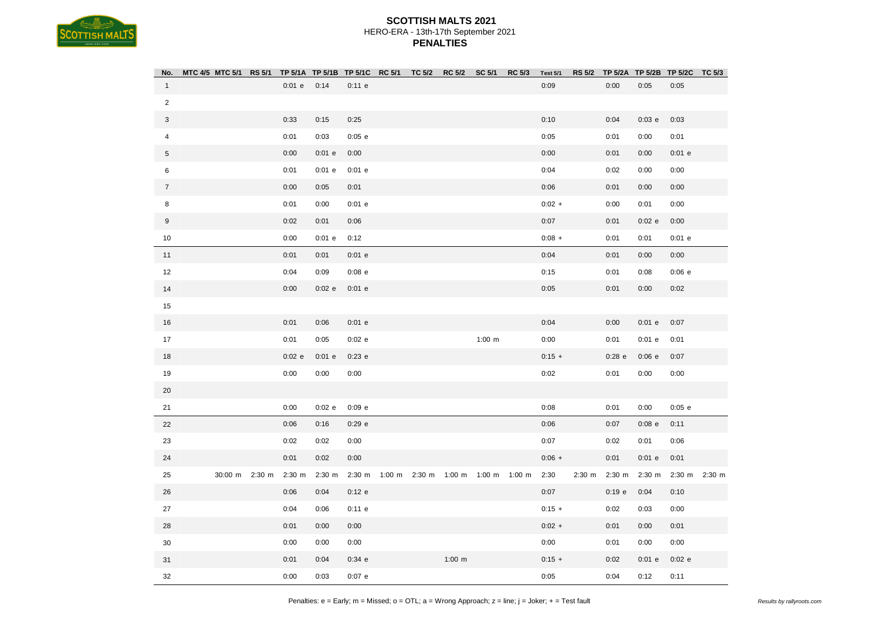# SCOTTISH MALTS 2021

HERO-ERA - 13th-17th September 2021

## PENALTIES

| No. | MTC 4/5 | MTC 5/1 | RS 5/1 | TP 5/1A | TP 5/1B | TP 5/1C | RC 5/1 | TC 5/2 | RC 5/2 | SC 5/1 | RC 5/3 | Test 5/1 | RS 5/2 | TP 5/2A | TP 5/2B | TP 5/2C | TC 5/3 |
|---|---|---|---|---|---|---|---|---|---|---|---|---|---|---|---|---|---|
| 1 | | | | 0:01 e | 0:14 | 0:11 e | | | | | | 0:09 | | 0:00 | 0:05 | 0:05 | |
| 2 | | | | | | | | | | | | | | | | | |
| 3 | | | | 0:33 | 0:15 | 0:25 | | | | | | 0:10 | | 0:04 | 0:03 e | 0:03 | |
| 4 | | | | 0:01 | 0:03 | 0:05 e | | | | | | 0:05 | | 0:01 | 0:00 | 0:01 | |
| 5 | | | | 0:00 | 0:01 e | 0:00 | | | | | | 0:00 | | 0:01 | 0:00 | 0:01 e | |
| 6 | | | | 0:01 | 0:01 e | 0:01 e | | | | | | 0:04 | | 0:02 | 0:00 | 0:00 | |
| 7 | | | | 0:00 | 0:05 | 0:01 | | | | | | 0:06 | | 0:01 | 0:00 | 0:00 | |
| 8 | | | | 0:01 | 0:00 | 0:01 e | | | | | | 0:02 + | | 0:00 | 0:01 | 0:00 | |
| 9 | | | | 0:02 | 0:01 | 0:06 | | | | | | 0:07 | | 0:01 | 0:02 e | 0:00 | |
| 10 | | | | 0:00 | 0:01 e | 0:12 | | | | | | 0:08 + | | 0:01 | 0:01 | 0:01 e | |
| 11 | | | | 0:01 | 0:01 | 0:01 e | | | | | | 0:04 | | 0:01 | 0:00 | 0:00 | |
| 12 | | | | 0:04 | 0:09 | 0:08 e | | | | | | 0:15 | | 0:01 | 0:08 | 0:06 e | |
| 14 | | | | 0:00 | 0:02 e | 0:01 e | | | | | | 0:05 | | 0:01 | 0:00 | 0:02 | |
| 15 | | | | | | | | | | | | | | | | | |
| 16 | | | | 0:01 | 0:06 | 0:01 e | | | | | | 0:04 | | 0:00 | 0:01 e | 0:07 | |
| 17 | | | | 0:01 | 0:05 | 0:02 e | | | | 1:00 m | | 0:00 | | 0:01 | 0:01 e | 0:01 | |
| 18 | | | | 0:02 e | 0:01 e | 0:23 e | | | | | | 0:15 + | | 0:28 e | 0:06 e | 0:07 | |
| 19 | | | | 0:00 | 0:00 | 0:00 | | | | | | 0:02 | | 0:01 | 0:00 | 0:00 | |
| 20 | | | | | | | | | | | | | | | | | |
| 21 | | | | 0:00 | 0:02 e | 0:09 e | | | | | | 0:08 | | 0:01 | 0:00 | 0:05 e | |
| 22 | | | | 0:06 | 0:16 | 0:29 e | | | | | | 0:06 | | 0:07 | 0:08 e | 0:11 | |
| 23 | | | | 0:02 | 0:02 | 0:00 | | | | | | 0:07 | | 0:02 | 0:01 | 0:06 | |
| 24 | | | | 0:01 | 0:02 | 0:00 | | | | | | 0:06 + | | 0:01 | 0:01 e | 0:01 | |
| 25 | | 30:00 m | 2:30 m | 2:30 m | 2:30 m | 2:30 m | 1:00 m | 2:30 m | 1:00 m | 1:00 m | 1:00 m | 2:30 | 2:30 m | 2:30 m | 2:30 m | 2:30 m | 2:30 m |
| 26 | | | | 0:06 | 0:04 | 0:12 e | | | | | | 0:07 | | 0:19 e | 0:04 | 0:10 | |
| 27 | | | | 0:04 | 0:06 | 0:11 e | | | | | | 0:15 + | | 0:02 | 0:03 | 0:00 | |
| 28 | | | | 0:01 | 0:00 | 0:00 | | | | | | 0:02 + | | 0:01 | 0:00 | 0:01 | |
| 30 | | | | 0:00 | 0:00 | 0:00 | | | | | | 0:00 | | 0:01 | 0:00 | 0:00 | |
| 31 | | | | 0:01 | 0:04 | 0:34 e | | | 1:00 m | | | 0:15 + | | 0:02 | 0:01 e | 0:02 e | |
| 32 | | | | 0:00 | 0:03 | 0:07 e | | | | | | 0:05 | | 0:04 | 0:12 | 0:11 | |

Penalties: e = Early; m = Missed; o = OTL; a = Wrong Approach; z = line; j = Joker; + = Test fault

*Results by rallyroots.com*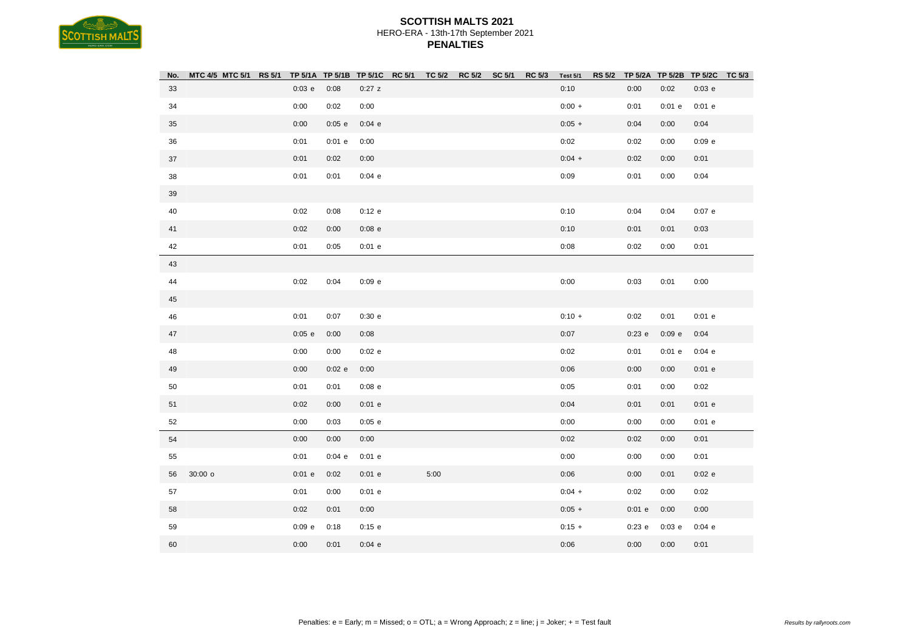# SCOTTISH MALTS 2021

HERO-ERA - 13th-17th September 2021

**PENALTIES**

| No. | MTC 4/5 | MTC 5/1 | RS 5/1 | TP 5/1A | TP 5/1B | TP 5/1C | RC 5/1 | TC 5/2 | RC 5/2 | SC 5/1 | RC 5/3 | Test 5/1 | RS 5/2 | TP 5/2A | TP 5/2B | TP 5/2C | TC 5/3 |
|---|---|---|---|---|---|---|---|---|---|---|---|---|---|---|---|---|---|
| 33 | | | | 0:03 e | 0:08 | 0:27 z | | | | | | 0:10 | | 0:00 | 0:02 | 0:03 e | |
| 34 | | | | 0:00 | 0:02 | 0:00 | | | | | | 0:00 + | | 0:01 | 0:01 e | 0:01 e | |
| 35 | | | | 0:00 | 0:05 e | 0:04 e | | | | | | 0:05 + | | 0:04 | 0:00 | 0:04 | |
| 36 | | | | 0:01 | 0:01 e | 0:00 | | | | | | 0:02 | | 0:02 | 0:00 | 0:09 e | |
| 37 | | | | 0:01 | 0:02 | 0:00 | | | | | | 0:04 + | | 0:02 | 0:00 | 0:01 | |
| 38 | | | | 0:01 | 0:01 | 0:04 e | | | | | | 0:09 | | 0:01 | 0:00 | 0:04 | |
| 39 | | | | | | | | | | | | | | | | | |
| 40 | | | | 0:02 | 0:08 | 0:12 e | | | | | | 0:10 | | 0:04 | 0:04 | 0:07 e | |
| 41 | | | | 0:02 | 0:00 | 0:08 e | | | | | | 0:10 | | 0:01 | 0:01 | 0:03 | |
| 42 | | | | 0:01 | 0:05 | 0:01 e | | | | | | 0:08 | | 0:02 | 0:00 | 0:01 | |
| 43 | | | | | | | | | | | | | | | | | |
| 44 | | | | 0:02 | 0:04 | 0:09 e | | | | | | 0:00 | | 0:03 | 0:01 | 0:00 | |
| 45 | | | | | | | | | | | | | | | | | |
| 46 | | | | 0:01 | 0:07 | 0:30 e | | | | | | 0:10 + | | 0:02 | 0:01 | 0:01 e | |
| 47 | | | | 0:05 e | 0:00 | 0:08 | | | | | | 0:07 | | 0:23 e | 0:09 e | 0:04 | |
| 48 | | | | 0:00 | 0:00 | 0:02 e | | | | | | 0:02 | | 0:01 | 0:01 e | 0:04 e | |
| 49 | | | | 0:00 | 0:02 e | 0:00 | | | | | | 0:06 | | 0:00 | 0:00 | 0:01 e | |
| 50 | | | | 0:01 | 0:01 | 0:08 e | | | | | | 0:05 | | 0:01 | 0:00 | 0:02 | |
| 51 | | | | 0:02 | 0:00 | 0:01 e | | | | | | 0:04 | | 0:01 | 0:01 | 0:01 e | |
| 52 | | | | 0:00 | 0:03 | 0:05 e | | | | | | 0:00 | | 0:00 | 0:00 | 0:01 e | |
| 54 | | | | 0:00 | 0:00 | 0:00 | | | | | | 0:02 | | 0:02 | 0:00 | 0:01 | |
| 55 | | | | 0:01 | 0:04 e | 0:01 e | | | | | | 0:00 | | 0:00 | 0:00 | 0:01 | |
| 56 | 30:00 o | | | 0:01 e | 0:02 | 0:01 e | | 5:00 | | | | 0:06 | | 0:00 | 0:01 | 0:02 e | |
| 57 | | | | 0:01 | 0:00 | 0:01 e | | | | | | 0:04 + | | 0:02 | 0:00 | 0:02 | |
| 58 | | | | 0:02 | 0:01 | 0:00 | | | | | | 0:05 + | | 0:01 e | 0:00 | 0:00 | |
| 59 | | | | 0:09 e | 0:18 | 0:15 e | | | | | | 0:15 + | | 0:23 e | 0:03 e | 0:04 e | |
| 60 | | | | 0:00 | 0:01 | 0:04 e | | | | | | 0:06 | | 0:00 | 0:00 | 0:01 | |

Penalties: e = Early; m = Missed; o = OTL; a = Wrong Approach; z = line; j = Joker; + = Test fault

*Results by rallyroots.com*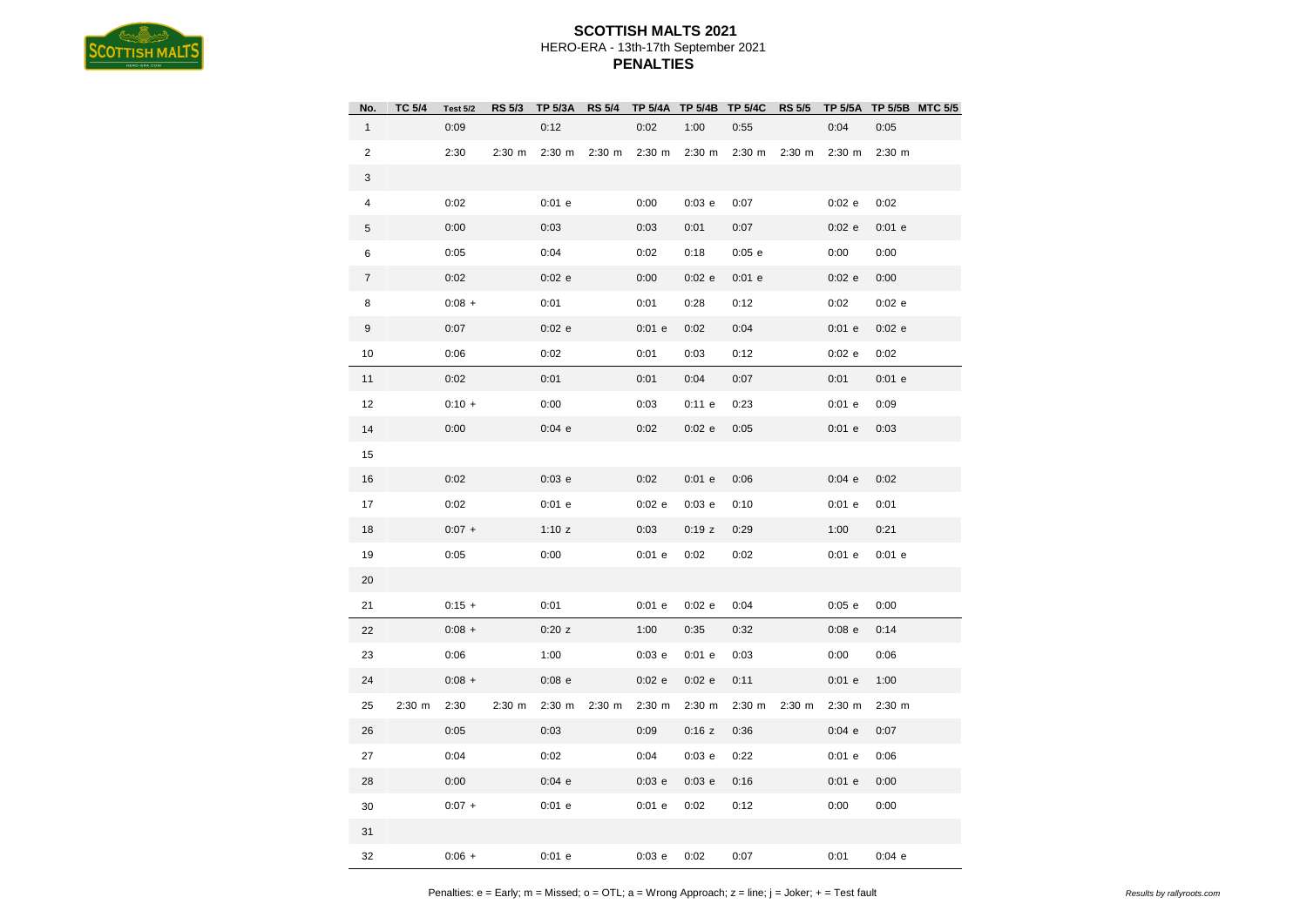## SCOTTISH MALTS 2021

HERO-ERA - 13th-17th September 2021

**PENALTIES**

| No. | TC 5/4 | Test 5/2 | RS 5/3 | TP 5/3A | RS 5/4 | TP 5/4A | TP 5/4B | TP 5/4C | RS 5/5 | TP 5/5A | TP 5/5B | MTC 5/5 |
|---|---|---|---|---|---|---|---|---|---|---|---|---|
| 1 | | 0:09 | | 0:12 | | 0:02 | 1:00 | 0:55 | | 0:04 | 0:05 | |
| 2 | | 2:30 | 2:30 m | 2:30 m | 2:30 m | 2:30 m | 2:30 m | 2:30 m | 2:30 m | 2:30 m | 2:30 m | |
| 3 | | | | | | | | | | | | |
| 4 | | 0:02 | | 0:01 e | | 0:00 | 0:03 e | 0:07 | | 0:02 e | 0:02 | |
| 5 | | 0:00 | | 0:03 | | 0:03 | 0:01 | 0:07 | | 0:02 e | 0:01 e | |
| 6 | | 0:05 | | 0:04 | | 0:02 | 0:18 | 0:05 e | | 0:00 | 0:00 | |
| 7 | | 0:02 | | 0:02 e | | 0:00 | 0:02 e | 0:01 e | | 0:02 e | 0:00 | |
| 8 | | 0:08 + | | 0:01 | | 0:01 | 0:28 | 0:12 | | 0:02 | 0:02 e | |
| 9 | | 0:07 | | 0:02 e | | 0:01 e | 0:02 | 0:04 | | 0:01 e | 0:02 e | |
| 10 | | 0:06 | | 0:02 | | 0:01 | 0:03 | 0:12 | | 0:02 e | 0:02 | |
| 11 | | 0:02 | | 0:01 | | 0:01 | 0:04 | 0:07 | | 0:01 | 0:01 e | |
| 12 | | 0:10 + | | 0:00 | | 0:03 | 0:11 e | 0:23 | | 0:01 e | 0:09 | |
| 14 | | 0:00 | | 0:04 e | | 0:02 | 0:02 e | 0:05 | | 0:01 e | 0:03 | |
| 15 | | | | | | | | | | | | |
| 16 | | 0:02 | | 0:03 e | | 0:02 | 0:01 e | 0:06 | | 0:04 e | 0:02 | |
| 17 | | 0:02 | | 0:01 e | | 0:02 e | 0:03 e | 0:10 | | 0:01 e | 0:01 | |
| 18 | | 0:07 + | | 1:10 z | | 0:03 | 0:19 z | 0:29 | | 1:00 | 0:21 | |
| 19 | | 0:05 | | 0:00 | | 0:01 e | 0:02 | 0:02 | | 0:01 e | 0:01 e | |
| 20 | | | | | | | | | | | | |
| 21 | | 0:15 + | | 0:01 | | 0:01 e | 0:02 e | 0:04 | | 0:05 e | 0:00 | |
| 22 | | 0:08 + | | 0:20 z | | 1:00 | 0:35 | 0:32 | | 0:08 e | 0:14 | |
| 23 | | 0:06 | | 1:00 | | 0:03 e | 0:01 e | 0:03 | | 0:00 | 0:06 | |
| 24 | | 0:08 + | | 0:08 e | | 0:02 e | 0:02 e | 0:11 | | 0:01 e | 1:00 | |
| 25 | 2:30 m | 2:30 | 2:30 m | 2:30 m | 2:30 m | 2:30 m | 2:30 m | 2:30 m | 2:30 m | 2:30 m | 2:30 m | |
| 26 | | 0:05 | | 0:03 | | 0:09 | 0:16 z | 0:36 | | 0:04 e | 0:07 | |
| 27 | | 0:04 | | 0:02 | | 0:04 | 0:03 e | 0:22 | | 0:01 e | 0:06 | |
| 28 | | 0:00 | | 0:04 e | | 0:03 e | 0:03 e | 0:16 | | 0:01 e | 0:00 | |
| 30 | | 0:07 + | | 0:01 e | | 0:01 e | 0:02 | 0:12 | | 0:00 | 0:00 | |
| 31 | | | | | | | | | | | | |
| 32 | | 0:06 + | | 0:01 e | | 0:03 e | 0:02 | 0:07 | | 0:01 | 0:04 e | |

Penalties: e = Early; m = Missed; o = OTL; a = Wrong Approach; z = line; j = Joker; + = Test fault

*Results by rallyroots.com*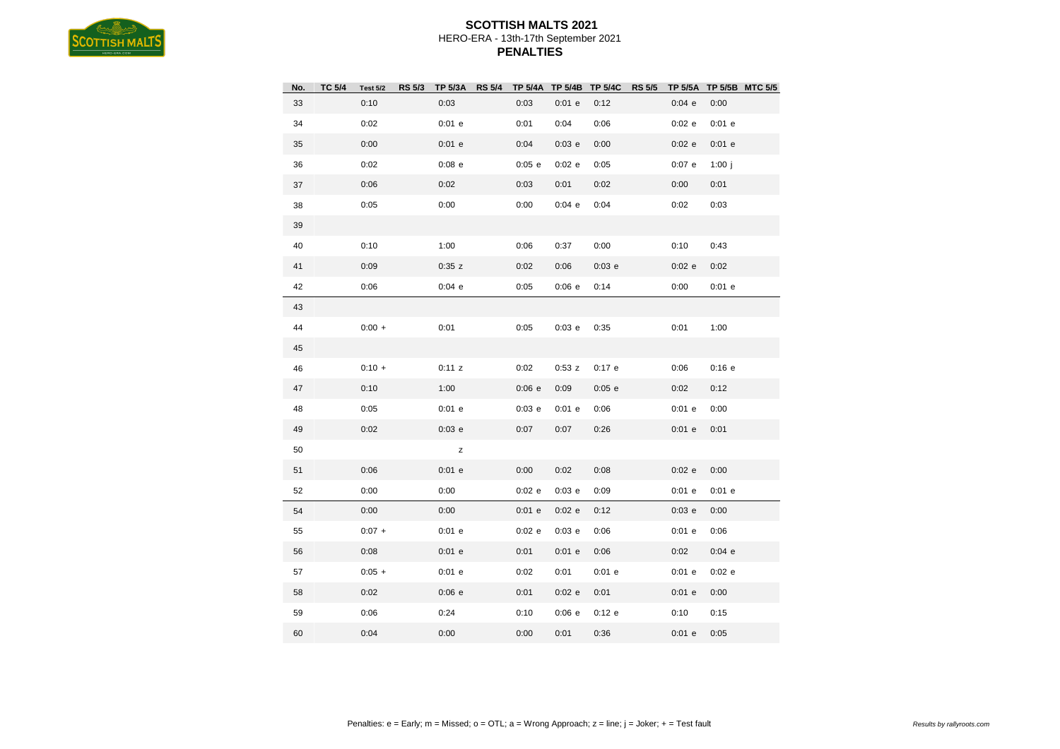**SCOTTISH MALTS 2021**
HERO-ERA - 13th-17th September 2021
**PENALTIES**

| No. | TC 5/4 | Test 5/2 | RS 5/3 | TP 5/3A | RS 5/4 | TP 5/4A | TP 5/4B | TP 5/4C | RS 5/5 | TP 5/5A | TP 5/5B | MTC 5/5 |
|---|---|---|---|---|---|---|---|---|---|---|---|---|
| 33 | | 0:10 | | 0:03 | | 0:03 | 0:01 e | 0:12 | | 0:04 e | 0:00 | |
| 34 | | 0:02 | | 0:01 e | | 0:01 | 0:04 | 0:06 | | 0:02 e | 0:01 e | |
| 35 | | 0:00 | | 0:01 e | | 0:04 | 0:03 e | 0:00 | | 0:02 e | 0:01 e | |
| 36 | | 0:02 | | 0:08 e | | 0:05 e | 0:02 e | 0:05 | | 0:07 e | 1:00 j | |
| 37 | | 0:06 | | 0:02 | | 0:03 | 0:01 | 0:02 | | 0:00 | 0:01 | |
| 38 | | 0:05 | | 0:00 | | 0:00 | 0:04 e | 0:04 | | 0:02 | 0:03 | |
| 39 | | | | | | | | | | | | |
| 40 | | 0:10 | | 1:00 | | 0:06 | 0:37 | 0:00 | | 0:10 | 0:43 | |
| 41 | | 0:09 | | 0:35 z | | 0:02 | 0:06 | 0:03 e | | 0:02 e | 0:02 | |
| 42 | | 0:06 | | 0:04 e | | 0:05 | 0:06 e | 0:14 | | 0:00 | 0:01 e | |
| 43 | | | | | | | | | | | | |
| 44 | | 0:00 + | | 0:01 | | 0:05 | 0:03 e | 0:35 | | 0:01 | 1:00 | |
| 45 | | | | | | | | | | | | |
| 46 | | 0:10 + | | 0:11 z | | 0:02 | 0:53 z | 0:17 e | | 0:06 | 0:16 e | |
| 47 | | 0:10 | | 1:00 | | 0:06 e | 0:09 | 0:05 e | | 0:02 | 0:12 | |
| 48 | | 0:05 | | 0:01 e | | 0:03 e | 0:01 e | 0:06 | | 0:01 e | 0:00 | |
| 49 | | 0:02 | | 0:03 e | | 0:07 | 0:07 | 0:26 | | 0:01 e | 0:01 | |
| 50 | | | | z | | | | | | | | |
| 51 | | 0:06 | | 0:01 e | | 0:00 | 0:02 | 0:08 | | 0:02 e | 0:00 | |
| 52 | | 0:00 | | 0:00 | | 0:02 e | 0:03 e | 0:09 | | 0:01 e | 0:01 e | |
| 54 | | 0:00 | | 0:00 | | 0:01 e | 0:02 e | 0:12 | | 0:03 e | 0:00 | |
| 55 | | 0:07 + | | 0:01 e | | 0:02 e | 0:03 e | 0:06 | | 0:01 e | 0:06 | |
| 56 | | 0:08 | | 0:01 e | | 0:01 | 0:01 e | 0:06 | | 0:02 | 0:04 e | |
| 57 | | 0:05 + | | 0:01 e | | 0:02 | 0:01 | 0:01 e | | 0:01 e | 0:02 e | |
| 58 | | 0:02 | | 0:06 e | | 0:01 | 0:02 e | 0:01 | | 0:01 e | 0:00 | |
| 59 | | 0:06 | | 0:24 | | 0:10 | 0:06 e | 0:12 e | | 0:10 | 0:15 | |
| 60 | | 0:04 | | 0:00 | | 0:00 | 0:01 | 0:36 | | 0:01 e | 0:05 | |

Penalties: e = Early; m = Missed; o = OTL; a = Wrong Approach; z = line; j = Joker; + = Test fault

*Results by rallyroots.com*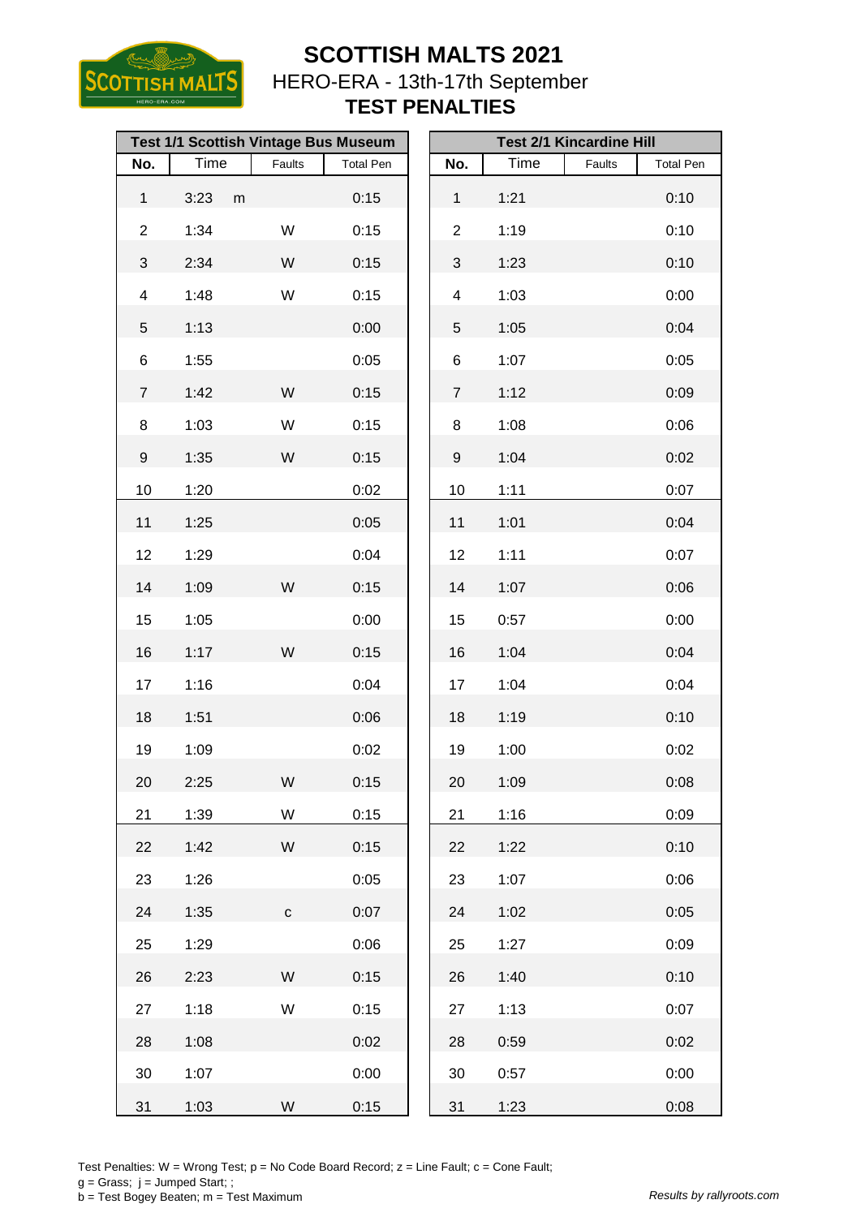# SCOTTISH MALTS 2021

HERO-ERA - 13th-17th September

**TEST PENALTIES**

| Test 1/1 Scottish Vintage Bus Museum | | | |
|---|---|---|---|
| **No.** | **Time** | **Faults** | **Total Pen** |
| 1 | 3:23 m | | 0:15 |
| 2 | 1:34 | W | 0:15 |
| 3 | 2:34 | W | 0:15 |
| 4 | 1:48 | W | 0:15 |
| 5 | 1:13 | | 0:00 |
| 6 | 1:55 | | 0:05 |
| 7 | 1:42 | W | 0:15 |
| 8 | 1:03 | W | 0:15 |
| 9 | 1:35 | W | 0:15 |
| 10 | 1:20 | | 0:02 |
| 11 | 1:25 | | 0:05 |
| 12 | 1:29 | | 0:04 |
| 14 | 1:09 | W | 0:15 |
| 15 | 1:05 | | 0:00 |
| 16 | 1:17 | W | 0:15 |
| 17 | 1:16 | | 0:04 |
| 18 | 1:51 | | 0:06 |
| 19 | 1:09 | | 0:02 |
| 20 | 2:25 | W | 0:15 |
| 21 | 1:39 | W | 0:15 |
| 22 | 1:42 | W | 0:15 |
| 23 | 1:26 | | 0:05 |
| 24 | 1:35 | c | 0:07 |
| 25 | 1:29 | | 0:06 |
| 26 | 2:23 | W | 0:15 |
| 27 | 1:18 | W | 0:15 |
| 28 | 1:08 | | 0:02 |
| 30 | 1:07 | | 0:00 |
| 31 | 1:03 | W | 0:15 |

| Test 2/1 Kincardine Hill | | | |
|---|---|---|---|
| **No.** | **Time** | **Faults** | **Total Pen** |
| 1 | 1:21 | | 0:10 |
| 2 | 1:19 | | 0:10 |
| 3 | 1:23 | | 0:10 |
| 4 | 1:03 | | 0:00 |
| 5 | 1:05 | | 0:04 |
| 6 | 1:07 | | 0:05 |
| 7 | 1:12 | | 0:09 |
| 8 | 1:08 | | 0:06 |
| 9 | 1:04 | | 0:02 |
| 10 | 1:11 | | 0:07 |
| 11 | 1:01 | | 0:04 |
| 12 | 1:11 | | 0:07 |
| 14 | 1:07 | | 0:06 |
| 15 | 0:57 | | 0:00 |
| 16 | 1:04 | | 0:04 |
| 17 | 1:04 | | 0:04 |
| 18 | 1:19 | | 0:10 |
| 19 | 1:00 | | 0:02 |
| 20 | 1:09 | | 0:08 |
| 21 | 1:16 | | 0:09 |
| 22 | 1:22 | | 0:10 |
| 23 | 1:07 | | 0:06 |
| 24 | 1:02 | | 0:05 |
| 25 | 1:27 | | 0:09 |
| 26 | 1:40 | | 0:10 |
| 27 | 1:13 | | 0:07 |
| 28 | 0:59 | | 0:02 |
| 30 | 0:57 | | 0:00 |
| 31 | 1:23 | | 0:08 |

Test Penalties: W = Wrong Test; p = No Code Board Record; z = Line Fault; c = Cone Fault;
g = Grass; j = Jumped Start; ;
b = Test Bogey Beaten; m = Test Maximum

*Results by rallyroots.com*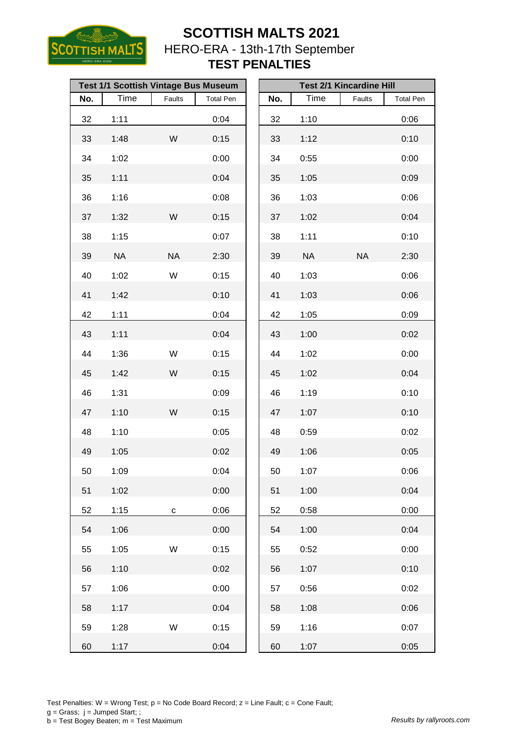# SCOTTISH MALTS 2021

HERO-ERA - 13th-17th September

**TEST PENALTIES**

| Test 1/1 Scottish Vintage Bus Museum | | | |
|---|---|---|---|
| **No.** | **Time** | **Faults** | **Total Pen** |
| 32 | 1:11 | | 0:04 |
| 33 | 1:48 | W | 0:15 |
| 34 | 1:02 | | 0:00 |
| 35 | 1:11 | | 0:04 |
| 36 | 1:16 | | 0:08 |
| 37 | 1:32 | W | 0:15 |
| 38 | 1:15 | | 0:07 |
| 39 | NA | NA | 2:30 |
| 40 | 1:02 | W | 0:15 |
| 41 | 1:42 | | 0:10 |
| 42 | 1:11 | | 0:04 |
| 43 | 1:11 | | 0:04 |
| 44 | 1:36 | W | 0:15 |
| 45 | 1:42 | W | 0:15 |
| 46 | 1:31 | | 0:09 |
| 47 | 1:10 | W | 0:15 |
| 48 | 1:10 | | 0:05 |
| 49 | 1:05 | | 0:02 |
| 50 | 1:09 | | 0:04 |
| 51 | 1:02 | | 0:00 |
| 52 | 1:15 | c | 0:06 |
| 54 | 1:06 | | 0:00 |
| 55 | 1:05 | W | 0:15 |
| 56 | 1:10 | | 0:02 |
| 57 | 1:06 | | 0:00 |
| 58 | 1:17 | | 0:04 |
| 59 | 1:28 | W | 0:15 |
| 60 | 1:17 | | 0:04 |

| Test 2/1 Kincardine Hill | | | |
|---|---|---|---|
| **No.** | **Time** | **Faults** | **Total Pen** |
| 32 | 1:10 | | 0:06 |
| 33 | 1:12 | | 0:10 |
| 34 | 0:55 | | 0:00 |
| 35 | 1:05 | | 0:09 |
| 36 | 1:03 | | 0:06 |
| 37 | 1:02 | | 0:04 |
| 38 | 1:11 | | 0:10 |
| 39 | NA | NA | 2:30 |
| 40 | 1:03 | | 0:06 |
| 41 | 1:03 | | 0:06 |
| 42 | 1:05 | | 0:09 |
| 43 | 1:00 | | 0:02 |
| 44 | 1:02 | | 0:00 |
| 45 | 1:02 | | 0:04 |
| 46 | 1:19 | | 0:10 |
| 47 | 1:07 | | 0:10 |
| 48 | 0:59 | | 0:02 |
| 49 | 1:06 | | 0:05 |
| 50 | 1:07 | | 0:06 |
| 51 | 1:00 | | 0:04 |
| 52 | 0:58 | | 0:00 |
| 54 | 1:00 | | 0:04 |
| 55 | 0:52 | | 0:00 |
| 56 | 1:07 | | 0:10 |
| 57 | 0:56 | | 0:02 |
| 58 | 1:08 | | 0:06 |
| 59 | 1:16 | | 0:07 |
| 60 | 1:07 | | 0:05 |

Test Penalties: W = Wrong Test; p = No Code Board Record; z = Line Fault; c = Cone Fault;
g = Grass; j = Jumped Start; ;
b = Test Bogey Beaten; m = Test Maximum

*Results by rallyroots.com*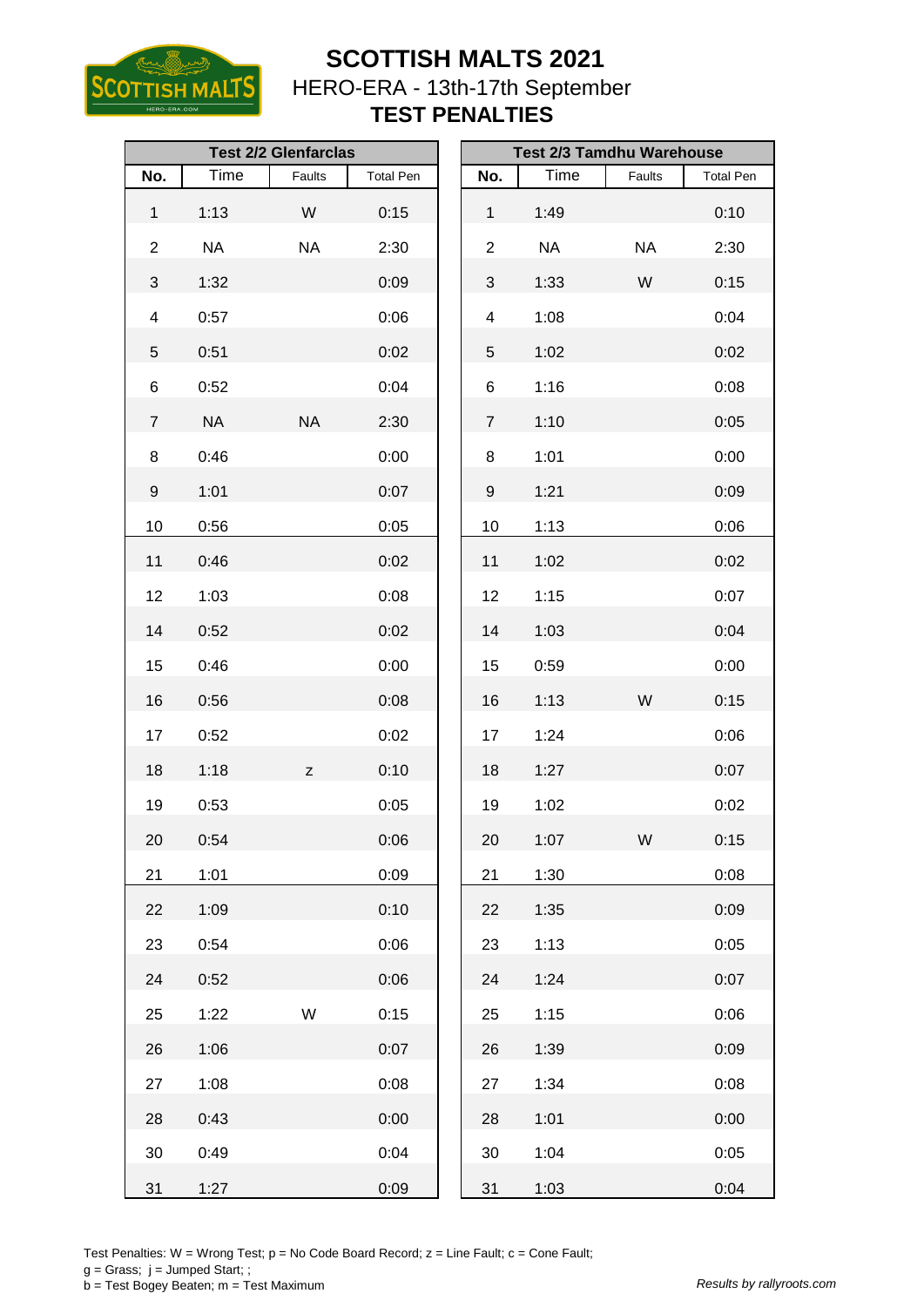# SCOTTISH MALTS 2021

HERO-ERA - 13th-17th September

**TEST PENALTIES**

| Test 2/2 Glenfarclas | | | |
|---|---|---|---|
| **No.** | **Time** | **Faults** | **Total Pen** |
| 1 | 1:13 | W | 0:15 |
| 2 | NA | NA | 2:30 |
| 3 | 1:32 | | 0:09 |
| 4 | 0:57 | | 0:06 |
| 5 | 0:51 | | 0:02 |
| 6 | 0:52 | | 0:04 |
| 7 | NA | NA | 2:30 |
| 8 | 0:46 | | 0:00 |
| 9 | 1:01 | | 0:07 |
| 10 | 0:56 | | 0:05 |
| 11 | 0:46 | | 0:02 |
| 12 | 1:03 | | 0:08 |
| 14 | 0:52 | | 0:02 |
| 15 | 0:46 | | 0:00 |
| 16 | 0:56 | | 0:08 |
| 17 | 0:52 | | 0:02 |
| 18 | 1:18 | z | 0:10 |
| 19 | 0:53 | | 0:05 |
| 20 | 0:54 | | 0:06 |
| 21 | 1:01 | | 0:09 |
| 22 | 1:09 | | 0:10 |
| 23 | 0:54 | | 0:06 |
| 24 | 0:52 | | 0:06 |
| 25 | 1:22 | W | 0:15 |
| 26 | 1:06 | | 0:07 |
| 27 | 1:08 | | 0:08 |
| 28 | 0:43 | | 0:00 |
| 30 | 0:49 | | 0:04 |
| 31 | 1:27 | | 0:09 |

| Test 2/3 Tamdhu Warehouse | | | |
|---|---|---|---|
| **No.** | **Time** | **Faults** | **Total Pen** |
| 1 | 1:49 | | 0:10 |
| 2 | NA | NA | 2:30 |
| 3 | 1:33 | W | 0:15 |
| 4 | 1:08 | | 0:04 |
| 5 | 1:02 | | 0:02 |
| 6 | 1:16 | | 0:08 |
| 7 | 1:10 | | 0:05 |
| 8 | 1:01 | | 0:00 |
| 9 | 1:21 | | 0:09 |
| 10 | 1:13 | | 0:06 |
| 11 | 1:02 | | 0:02 |
| 12 | 1:15 | | 0:07 |
| 14 | 1:03 | | 0:04 |
| 15 | 0:59 | | 0:00 |
| 16 | 1:13 | W | 0:15 |
| 17 | 1:24 | | 0:06 |
| 18 | 1:27 | | 0:07 |
| 19 | 1:02 | | 0:02 |
| 20 | 1:07 | W | 0:15 |
| 21 | 1:30 | | 0:08 |
| 22 | 1:35 | | 0:09 |
| 23 | 1:13 | | 0:05 |
| 24 | 1:24 | | 0:07 |
| 25 | 1:15 | | 0:06 |
| 26 | 1:39 | | 0:09 |
| 27 | 1:34 | | 0:08 |
| 28 | 1:01 | | 0:00 |
| 30 | 1:04 | | 0:05 |
| 31 | 1:03 | | 0:04 |

Test Penalties: W = Wrong Test; p = No Code Board Record; z = Line Fault; c = Cone Fault;
g = Grass; j = Jumped Start; ;
b = Test Bogey Beaten; m = Test Maximum

*Results by rallyroots.com*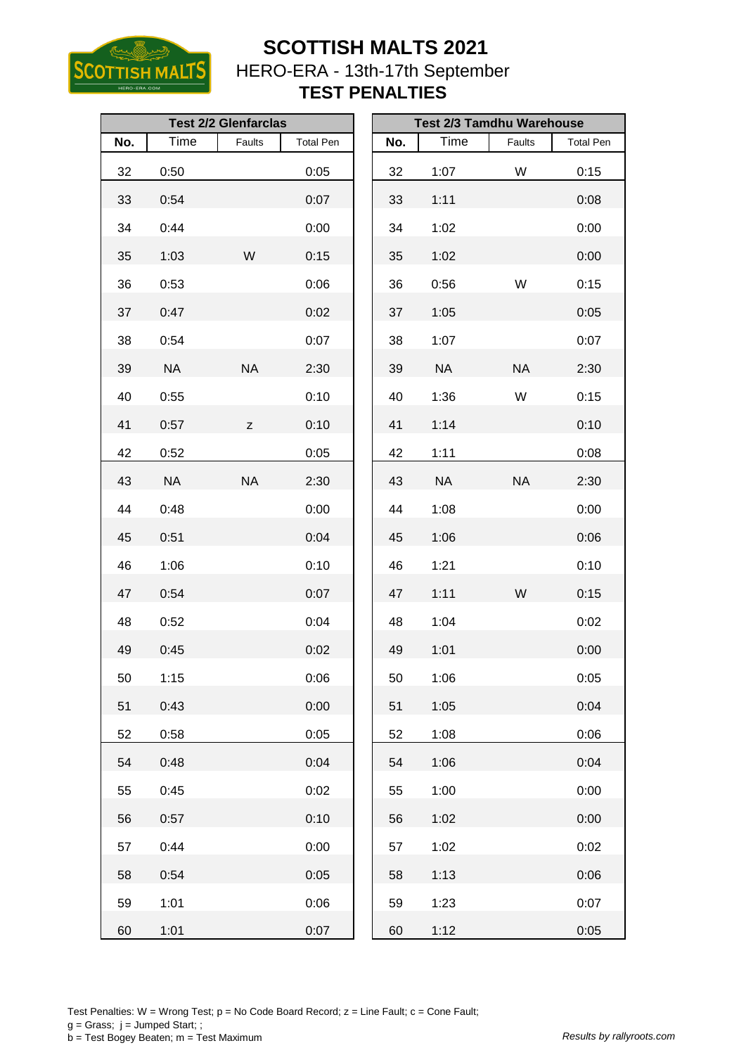# SCOTTISH MALTS 2021

HERO-ERA - 13th-17th September

**TEST PENALTIES**

| Test 2/2 Glenfarclas | | | | Test 2/3 Tamdhu Warehouse | | | |
|---|---|---|---|---|---|---|---|
| No. | Time | Faults | Total Pen | No. | Time | Faults | Total Pen |
| 32 | 0:50 | | 0:05 | 32 | 1:07 | W | 0:15 |
| 33 | 0:54 | | 0:07 | 33 | 1:11 | | 0:08 |
| 34 | 0:44 | | 0:00 | 34 | 1:02 | | 0:00 |
| 35 | 1:03 | W | 0:15 | 35 | 1:02 | | 0:00 |
| 36 | 0:53 | | 0:06 | 36 | 0:56 | W | 0:15 |
| 37 | 0:47 | | 0:02 | 37 | 1:05 | | 0:05 |
| 38 | 0:54 | | 0:07 | 38 | 1:07 | | 0:07 |
| 39 | NA | NA | 2:30 | 39 | NA | NA | 2:30 |
| 40 | 0:55 | | 0:10 | 40 | 1:36 | W | 0:15 |
| 41 | 0:57 | z | 0:10 | 41 | 1:14 | | 0:10 |
| 42 | 0:52 | | 0:05 | 42 | 1:11 | | 0:08 |
| 43 | NA | NA | 2:30 | 43 | NA | NA | 2:30 |
| 44 | 0:48 | | 0:00 | 44 | 1:08 | | 0:00 |
| 45 | 0:51 | | 0:04 | 45 | 1:06 | | 0:06 |
| 46 | 1:06 | | 0:10 | 46 | 1:21 | | 0:10 |
| 47 | 0:54 | | 0:07 | 47 | 1:11 | W | 0:15 |
| 48 | 0:52 | | 0:04 | 48 | 1:04 | | 0:02 |
| 49 | 0:45 | | 0:02 | 49 | 1:01 | | 0:00 |
| 50 | 1:15 | | 0:06 | 50 | 1:06 | | 0:05 |
| 51 | 0:43 | | 0:00 | 51 | 1:05 | | 0:04 |
| 52 | 0:58 | | 0:05 | 52 | 1:08 | | 0:06 |
| 54 | 0:48 | | 0:04 | 54 | 1:06 | | 0:04 |
| 55 | 0:45 | | 0:02 | 55 | 1:00 | | 0:00 |
| 56 | 0:57 | | 0:10 | 56 | 1:02 | | 0:00 |
| 57 | 0:44 | | 0:00 | 57 | 1:02 | | 0:02 |
| 58 | 0:54 | | 0:05 | 58 | 1:13 | | 0:06 |
| 59 | 1:01 | | 0:06 | 59 | 1:23 | | 0:07 |
| 60 | 1:01 | | 0:07 | 60 | 1:12 | | 0:05 |

Test Penalties: W = Wrong Test; p = No Code Board Record; z = Line Fault; c = Cone Fault;
g = Grass; j = Jumped Start; ;
b = Test Bogey Beaten; m = Test Maximum

*Results by rallyroots.com*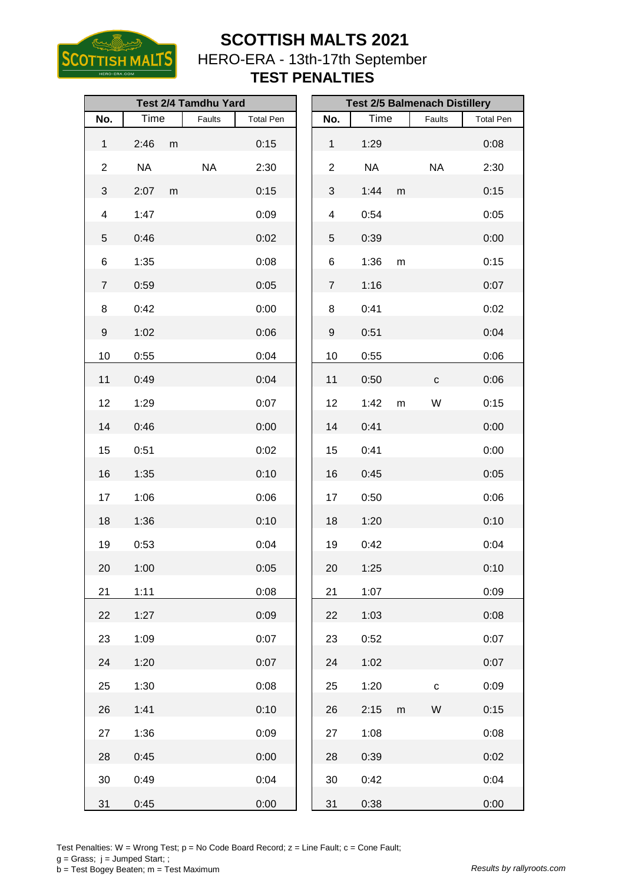# SCOTTISH MALTS 2021

HERO-ERA - 13th-17th September

**TEST PENALTIES**

| Test 2/4 Tamdhu Yard | | | | | Test 2/5 Balmenach Distillery | | | | |
|---|---|---|---|---|---|---|---|---|---|
| No. | Time | | Faults | Total Pen | No. | Time | | Faults | Total Pen |
| 1 | 2:46 | m | | 0:15 | 1 | 1:29 | | | 0:08 |
| 2 | NA | | NA | 2:30 | 2 | NA | | NA | 2:30 |
| 3 | 2:07 | m | | 0:15 | 3 | 1:44 | m | | 0:15 |
| 4 | 1:47 | | | 0:09 | 4 | 0:54 | | | 0:05 |
| 5 | 0:46 | | | 0:02 | 5 | 0:39 | | | 0:00 |
| 6 | 1:35 | | | 0:08 | 6 | 1:36 | m | | 0:15 |
| 7 | 0:59 | | | 0:05 | 7 | 1:16 | | | 0:07 |
| 8 | 0:42 | | | 0:00 | 8 | 0:41 | | | 0:02 |
| 9 | 1:02 | | | 0:06 | 9 | 0:51 | | | 0:04 |
| 10 | 0:55 | | | 0:04 | 10 | 0:55 | | | 0:06 |
| 11 | 0:49 | | | 0:04 | 11 | 0:50 | | c | 0:06 |
| 12 | 1:29 | | | 0:07 | 12 | 1:42 | m | W | 0:15 |
| 14 | 0:46 | | | 0:00 | 14 | 0:41 | | | 0:00 |
| 15 | 0:51 | | | 0:02 | 15 | 0:41 | | | 0:00 |
| 16 | 1:35 | | | 0:10 | 16 | 0:45 | | | 0:05 |
| 17 | 1:06 | | | 0:06 | 17 | 0:50 | | | 0:06 |
| 18 | 1:36 | | | 0:10 | 18 | 1:20 | | | 0:10 |
| 19 | 0:53 | | | 0:04 | 19 | 0:42 | | | 0:04 |
| 20 | 1:00 | | | 0:05 | 20 | 1:25 | | | 0:10 |
| 21 | 1:11 | | | 0:08 | 21 | 1:07 | | | 0:09 |
| 22 | 1:27 | | | 0:09 | 22 | 1:03 | | | 0:08 |
| 23 | 1:09 | | | 0:07 | 23 | 0:52 | | | 0:07 |
| 24 | 1:20 | | | 0:07 | 24 | 1:02 | | | 0:07 |
| 25 | 1:30 | | | 0:08 | 25 | 1:20 | | c | 0:09 |
| 26 | 1:41 | | | 0:10 | 26 | 2:15 | m | W | 0:15 |
| 27 | 1:36 | | | 0:09 | 27 | 1:08 | | | 0:08 |
| 28 | 0:45 | | | 0:00 | 28 | 0:39 | | | 0:02 |
| 30 | 0:49 | | | 0:04 | 30 | 0:42 | | | 0:04 |
| 31 | 0:45 | | | 0:00 | 31 | 0:38 | | | 0:00 |

Test Penalties: W = Wrong Test; p = No Code Board Record; z = Line Fault; c = Cone Fault;
g = Grass; j = Jumped Start; ;
b = Test Bogey Beaten; m = Test Maximum

*Results by rallyroots.com*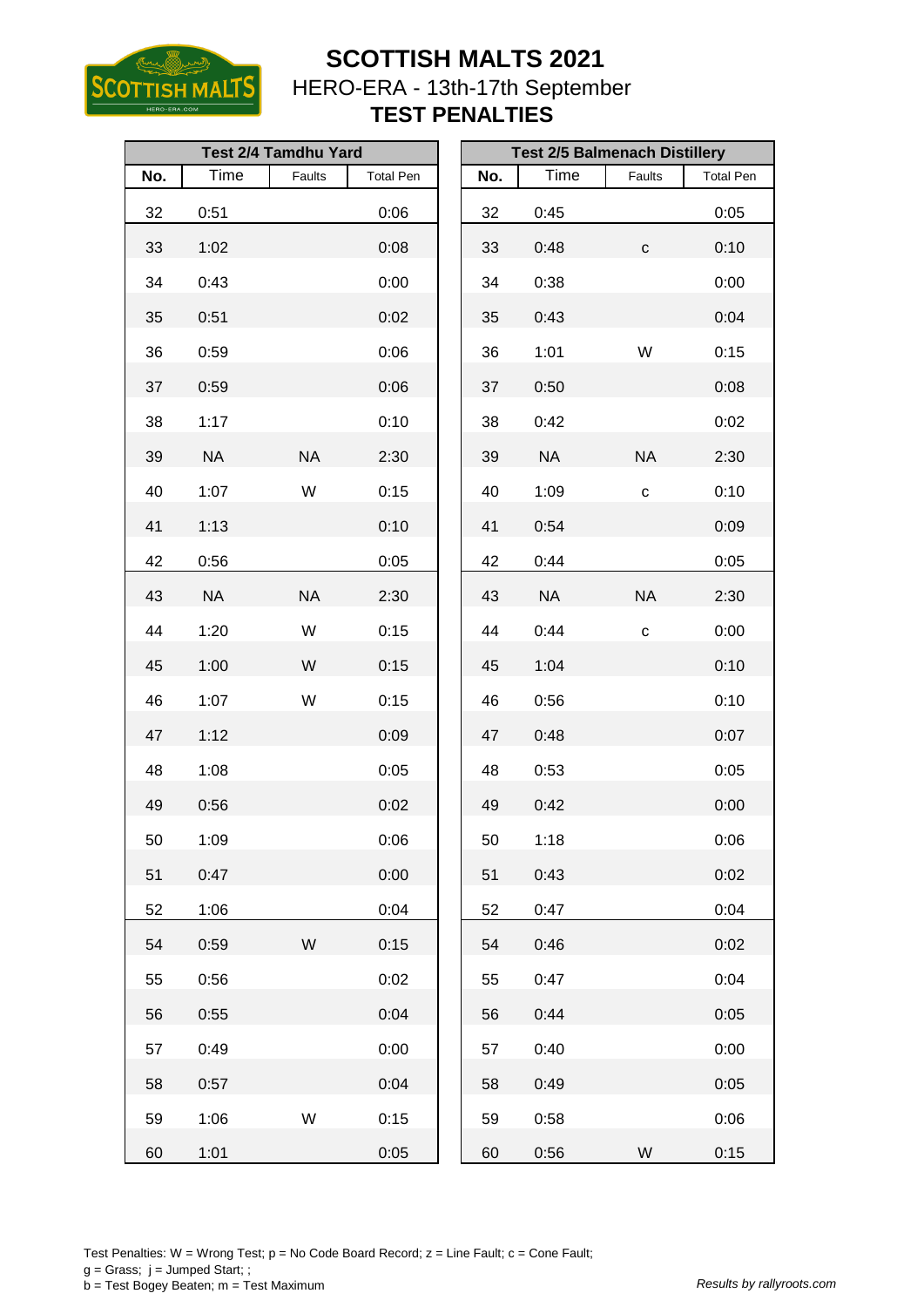# SCOTTISH MALTS 2021

HERO-ERA - 13th-17th September

## TEST PENALTIES

| Test 2/4 Tamdhu Yard | | | |
|---|---|---|---|
| No. | Time | Faults | Total Pen |
| 32 | 0:51 | | 0:06 |
| 33 | 1:02 | | 0:08 |
| 34 | 0:43 | | 0:00 |
| 35 | 0:51 | | 0:02 |
| 36 | 0:59 | | 0:06 |
| 37 | 0:59 | | 0:06 |
| 38 | 1:17 | | 0:10 |
| 39 | NA | NA | 2:30 |
| 40 | 1:07 | W | 0:15 |
| 41 | 1:13 | | 0:10 |
| 42 | 0:56 | | 0:05 |
| 43 | NA | NA | 2:30 |
| 44 | 1:20 | W | 0:15 |
| 45 | 1:00 | W | 0:15 |
| 46 | 1:07 | W | 0:15 |
| 47 | 1:12 | | 0:09 |
| 48 | 1:08 | | 0:05 |
| 49 | 0:56 | | 0:02 |
| 50 | 1:09 | | 0:06 |
| 51 | 0:47 | | 0:00 |
| 52 | 1:06 | | 0:04 |
| 54 | 0:59 | W | 0:15 |
| 55 | 0:56 | | 0:02 |
| 56 | 0:55 | | 0:04 |
| 57 | 0:49 | | 0:00 |
| 58 | 0:57 | | 0:04 |
| 59 | 1:06 | W | 0:15 |
| 60 | 1:01 | | 0:05 |

| Test 2/5 Balmenach Distillery | | | |
|---|---|---|---|
| No. | Time | Faults | Total Pen |
| 32 | 0:45 | | 0:05 |
| 33 | 0:48 | c | 0:10 |
| 34 | 0:38 | | 0:00 |
| 35 | 0:43 | | 0:04 |
| 36 | 1:01 | W | 0:15 |
| 37 | 0:50 | | 0:08 |
| 38 | 0:42 | | 0:02 |
| 39 | NA | NA | 2:30 |
| 40 | 1:09 | c | 0:10 |
| 41 | 0:54 | | 0:09 |
| 42 | 0:44 | | 0:05 |
| 43 | NA | NA | 2:30 |
| 44 | 0:44 | c | 0:00 |
| 45 | 1:04 | | 0:10 |
| 46 | 0:56 | | 0:10 |
| 47 | 0:48 | | 0:07 |
| 48 | 0:53 | | 0:05 |
| 49 | 0:42 | | 0:00 |
| 50 | 1:18 | | 0:06 |
| 51 | 0:43 | | 0:02 |
| 52 | 0:47 | | 0:04 |
| 54 | 0:46 | | 0:02 |
| 55 | 0:47 | | 0:04 |
| 56 | 0:44 | | 0:05 |
| 57 | 0:40 | | 0:00 |
| 58 | 0:49 | | 0:05 |
| 59 | 0:58 | | 0:06 |
| 60 | 0:56 | W | 0:15 |

Test Penalties: W = Wrong Test; p = No Code Board Record; z = Line Fault; c = Cone Fault;
g = Grass; j = Jumped Start; ;
b = Test Bogey Beaten; m = Test Maximum

*Results by rallyroots.com*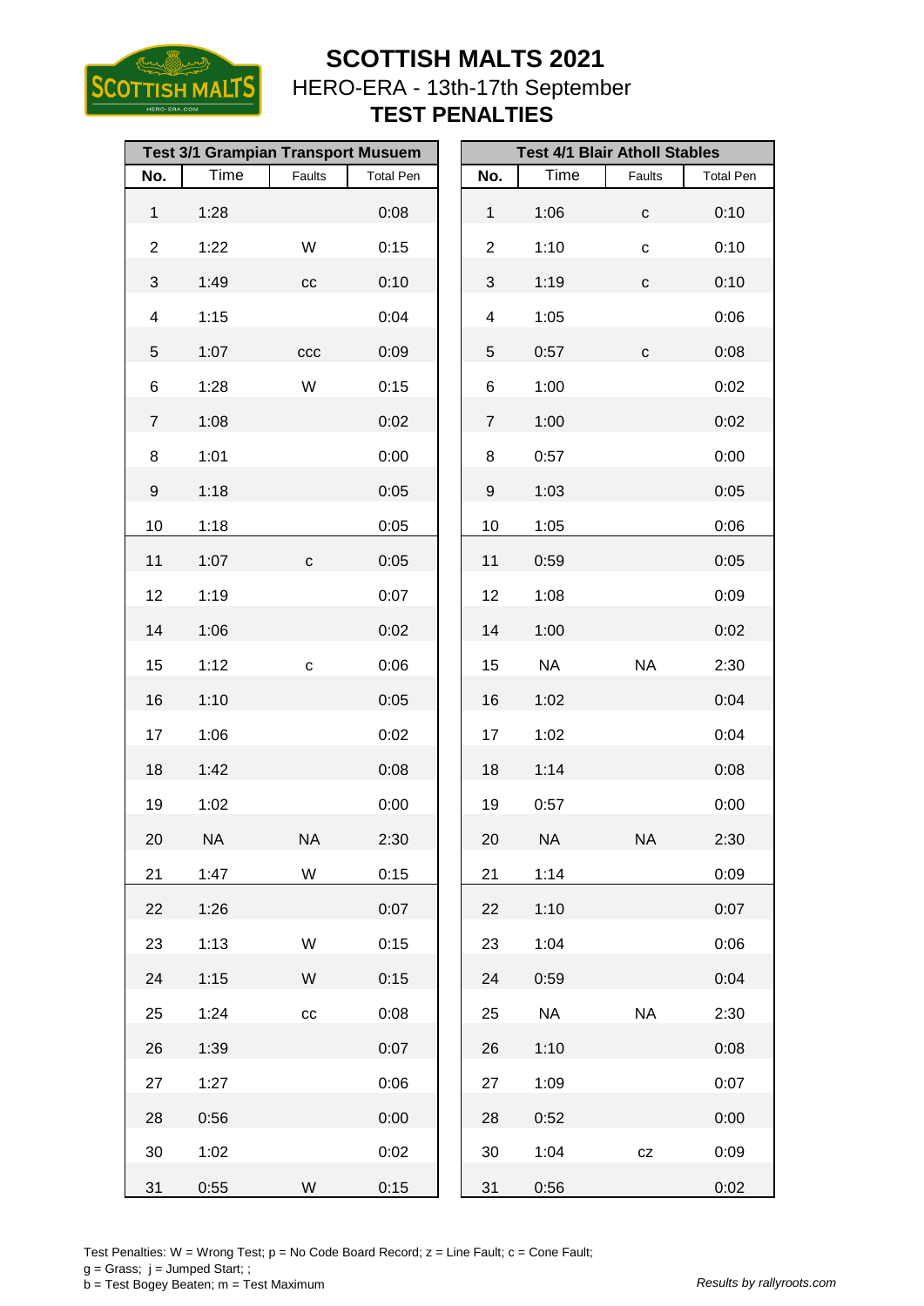# SCOTTISH MALTS 2021

HERO-ERA - 13th-17th September

**TEST PENALTIES**

| Test 3/1 Grampian Transport Musuem | | | |
|---|---|---|---|
| No. | Time | Faults | Total Pen |
| 1 | 1:28 | | 0:08 |
| 2 | 1:22 | W | 0:15 |
| 3 | 1:49 | cc | 0:10 |
| 4 | 1:15 | | 0:04 |
| 5 | 1:07 | ccc | 0:09 |
| 6 | 1:28 | W | 0:15 |
| 7 | 1:08 | | 0:02 |
| 8 | 1:01 | | 0:00 |
| 9 | 1:18 | | 0:05 |
| 10 | 1:18 | | 0:05 |
| 11 | 1:07 | c | 0:05 |
| 12 | 1:19 | | 0:07 |
| 14 | 1:06 | | 0:02 |
| 15 | 1:12 | c | 0:06 |
| 16 | 1:10 | | 0:05 |
| 17 | 1:06 | | 0:02 |
| 18 | 1:42 | | 0:08 |
| 19 | 1:02 | | 0:00 |
| 20 | NA | NA | 2:30 |
| 21 | 1:47 | W | 0:15 |
| 22 | 1:26 | | 0:07 |
| 23 | 1:13 | W | 0:15 |
| 24 | 1:15 | W | 0:15 |
| 25 | 1:24 | cc | 0:08 |
| 26 | 1:39 | | 0:07 |
| 27 | 1:27 | | 0:06 |
| 28 | 0:56 | | 0:00 |
| 30 | 1:02 | | 0:02 |
| 31 | 0:55 | W | 0:15 |

| Test 4/1 Blair Atholl Stables | | | |
|---|---|---|---|
| No. | Time | Faults | Total Pen |
| 1 | 1:06 | c | 0:10 |
| 2 | 1:10 | c | 0:10 |
| 3 | 1:19 | c | 0:10 |
| 4 | 1:05 | | 0:06 |
| 5 | 0:57 | c | 0:08 |
| 6 | 1:00 | | 0:02 |
| 7 | 1:00 | | 0:02 |
| 8 | 0:57 | | 0:00 |
| 9 | 1:03 | | 0:05 |
| 10 | 1:05 | | 0:06 |
| 11 | 0:59 | | 0:05 |
| 12 | 1:08 | | 0:09 |
| 14 | 1:00 | | 0:02 |
| 15 | NA | NA | 2:30 |
| 16 | 1:02 | | 0:04 |
| 17 | 1:02 | | 0:04 |
| 18 | 1:14 | | 0:08 |
| 19 | 0:57 | | 0:00 |
| 20 | NA | NA | 2:30 |
| 21 | 1:14 | | 0:09 |
| 22 | 1:10 | | 0:07 |
| 23 | 1:04 | | 0:06 |
| 24 | 0:59 | | 0:04 |
| 25 | NA | NA | 2:30 |
| 26 | 1:10 | | 0:08 |
| 27 | 1:09 | | 0:07 |
| 28 | 0:52 | | 0:00 |
| 30 | 1:04 | cz | 0:09 |
| 31 | 0:56 | | 0:02 |

Test Penalties: W = Wrong Test; p = No Code Board Record; z = Line Fault; c = Cone Fault;
g = Grass; j = Jumped Start; ;
b = Test Bogey Beaten; m = Test Maximum

*Results by rallyroots.com*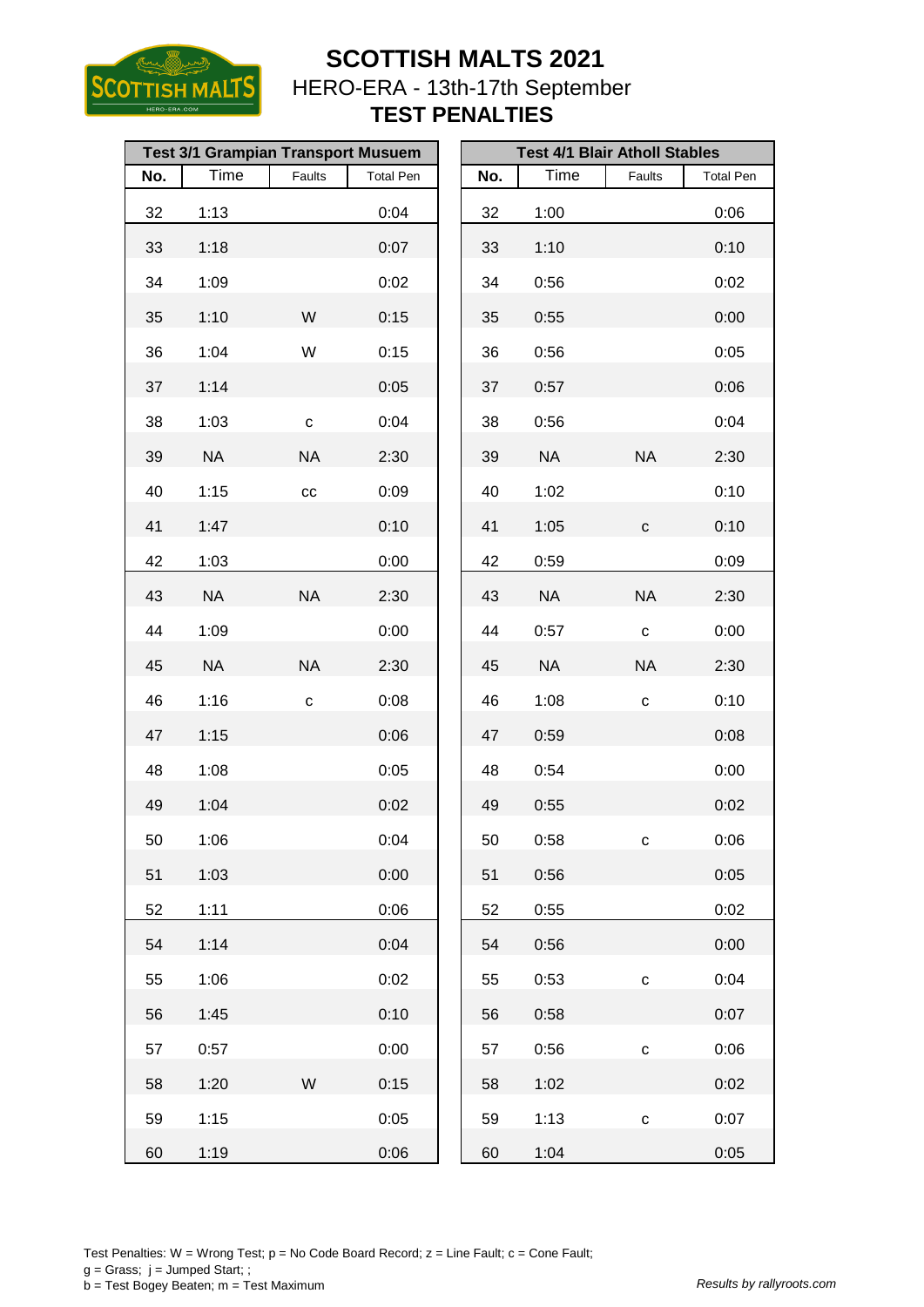# SCOTTISH MALTS 2021

HERO-ERA - 13th-17th September

**TEST PENALTIES**

| Test 3/1 Grampian Transport Musuem | | | |
|---|---|---|---|
| No. | Time | Faults | Total Pen |
| 32 | 1:13 | | 0:04 |
| 33 | 1:18 | | 0:07 |
| 34 | 1:09 | | 0:02 |
| 35 | 1:10 | W | 0:15 |
| 36 | 1:04 | W | 0:15 |
| 37 | 1:14 | | 0:05 |
| 38 | 1:03 | c | 0:04 |
| 39 | NA | NA | 2:30 |
| 40 | 1:15 | cc | 0:09 |
| 41 | 1:47 | | 0:10 |
| 42 | 1:03 | | 0:00 |
| 43 | NA | NA | 2:30 |
| 44 | 1:09 | | 0:00 |
| 45 | NA | NA | 2:30 |
| 46 | 1:16 | c | 0:08 |
| 47 | 1:15 | | 0:06 |
| 48 | 1:08 | | 0:05 |
| 49 | 1:04 | | 0:02 |
| 50 | 1:06 | | 0:04 |
| 51 | 1:03 | | 0:00 |
| 52 | 1:11 | | 0:06 |
| 54 | 1:14 | | 0:04 |
| 55 | 1:06 | | 0:02 |
| 56 | 1:45 | | 0:10 |
| 57 | 0:57 | | 0:00 |
| 58 | 1:20 | W | 0:15 |
| 59 | 1:15 | | 0:05 |
| 60 | 1:19 | | 0:06 |

| Test 4/1 Blair Atholl Stables | | | |
|---|---|---|---|
| No. | Time | Faults | Total Pen |
| 32 | 1:00 | | 0:06 |
| 33 | 1:10 | | 0:10 |
| 34 | 0:56 | | 0:02 |
| 35 | 0:55 | | 0:00 |
| 36 | 0:56 | | 0:05 |
| 37 | 0:57 | | 0:06 |
| 38 | 0:56 | | 0:04 |
| 39 | NA | NA | 2:30 |
| 40 | 1:02 | | 0:10 |
| 41 | 1:05 | c | 0:10 |
| 42 | 0:59 | | 0:09 |
| 43 | NA | NA | 2:30 |
| 44 | 0:57 | c | 0:00 |
| 45 | NA | NA | 2:30 |
| 46 | 1:08 | c | 0:10 |
| 47 | 0:59 | | 0:08 |
| 48 | 0:54 | | 0:00 |
| 49 | 0:55 | | 0:02 |
| 50 | 0:58 | c | 0:06 |
| 51 | 0:56 | | 0:05 |
| 52 | 0:55 | | 0:02 |
| 54 | 0:56 | | 0:00 |
| 55 | 0:53 | c | 0:04 |
| 56 | 0:58 | | 0:07 |
| 57 | 0:56 | c | 0:06 |
| 58 | 1:02 | | 0:02 |
| 59 | 1:13 | c | 0:07 |
| 60 | 1:04 | | 0:05 |

Test Penalties: W = Wrong Test; p = No Code Board Record; z = Line Fault; c = Cone Fault;
g = Grass; j = Jumped Start; ;
b = Test Bogey Beaten; m = Test Maximum

*Results by rallyroots.com*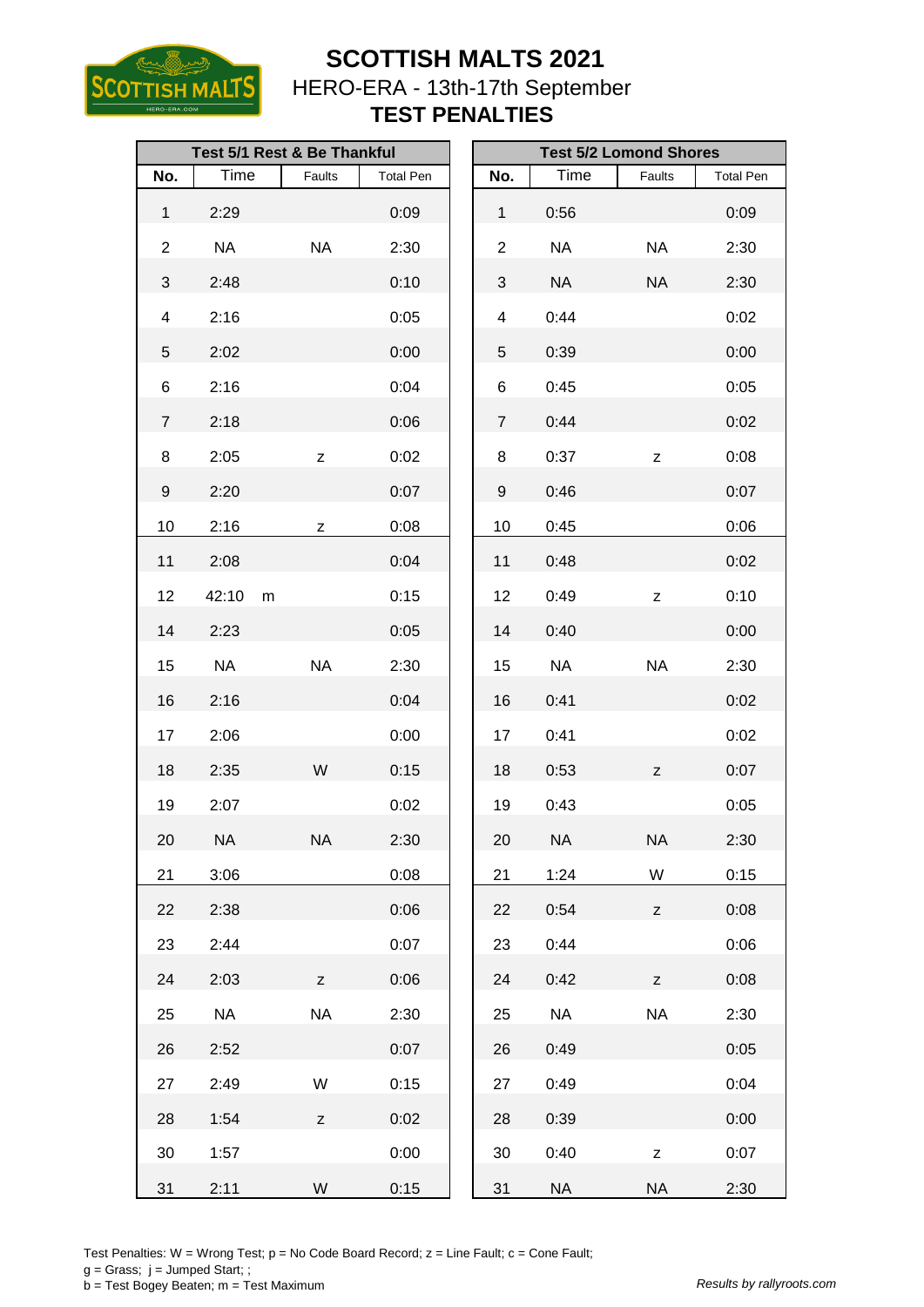# SCOTTISH MALTS 2021

HERO-ERA - 13th-17th September

**TEST PENALTIES**

| Test 5/1 Rest & Be Thankful | | | |
|---|---|---|---|
| No. | Time | Faults | Total Pen |
| 1 | 2:29 | | 0:09 |
| 2 | NA | NA | 2:30 |
| 3 | 2:48 | | 0:10 |
| 4 | 2:16 | | 0:05 |
| 5 | 2:02 | | 0:00 |
| 6 | 2:16 | | 0:04 |
| 7 | 2:18 | | 0:06 |
| 8 | 2:05 | z | 0:02 |
| 9 | 2:20 | | 0:07 |
| 10 | 2:16 | z | 0:08 |
| 11 | 2:08 | | 0:04 |
| 12 | 42:10 m | | 0:15 |
| 14 | 2:23 | | 0:05 |
| 15 | NA | NA | 2:30 |
| 16 | 2:16 | | 0:04 |
| 17 | 2:06 | | 0:00 |
| 18 | 2:35 | W | 0:15 |
| 19 | 2:07 | | 0:02 |
| 20 | NA | NA | 2:30 |
| 21 | 3:06 | | 0:08 |
| 22 | 2:38 | | 0:06 |
| 23 | 2:44 | | 0:07 |
| 24 | 2:03 | z | 0:06 |
| 25 | NA | NA | 2:30 |
| 26 | 2:52 | | 0:07 |
| 27 | 2:49 | W | 0:15 |
| 28 | 1:54 | z | 0:02 |
| 30 | 1:57 | | 0:00 |
| 31 | 2:11 | W | 0:15 |

| Test 5/2 Lomond Shores | | | |
|---|---|---|---|
| No. | Time | Faults | Total Pen |
| 1 | 0:56 | | 0:09 |
| 2 | NA | NA | 2:30 |
| 3 | NA | NA | 2:30 |
| 4 | 0:44 | | 0:02 |
| 5 | 0:39 | | 0:00 |
| 6 | 0:45 | | 0:05 |
| 7 | 0:44 | | 0:02 |
| 8 | 0:37 | z | 0:08 |
| 9 | 0:46 | | 0:07 |
| 10 | 0:45 | | 0:06 |
| 11 | 0:48 | | 0:02 |
| 12 | 0:49 | z | 0:10 |
| 14 | 0:40 | | 0:00 |
| 15 | NA | NA | 2:30 |
| 16 | 0:41 | | 0:02 |
| 17 | 0:41 | | 0:02 |
| 18 | 0:53 | z | 0:07 |
| 19 | 0:43 | | 0:05 |
| 20 | NA | NA | 2:30 |
| 21 | 1:24 | W | 0:15 |
| 22 | 0:54 | z | 0:08 |
| 23 | 0:44 | | 0:06 |
| 24 | 0:42 | z | 0:08 |
| 25 | NA | NA | 2:30 |
| 26 | 0:49 | | 0:05 |
| 27 | 0:49 | | 0:04 |
| 28 | 0:39 | | 0:00 |
| 30 | 0:40 | z | 0:07 |
| 31 | NA | NA | 2:30 |

Test Penalties: W = Wrong Test; p = No Code Board Record; z = Line Fault; c = Cone Fault;
g = Grass; j = Jumped Start; ;
b = Test Bogey Beaten; m = Test Maximum

*Results by rallyroots.com*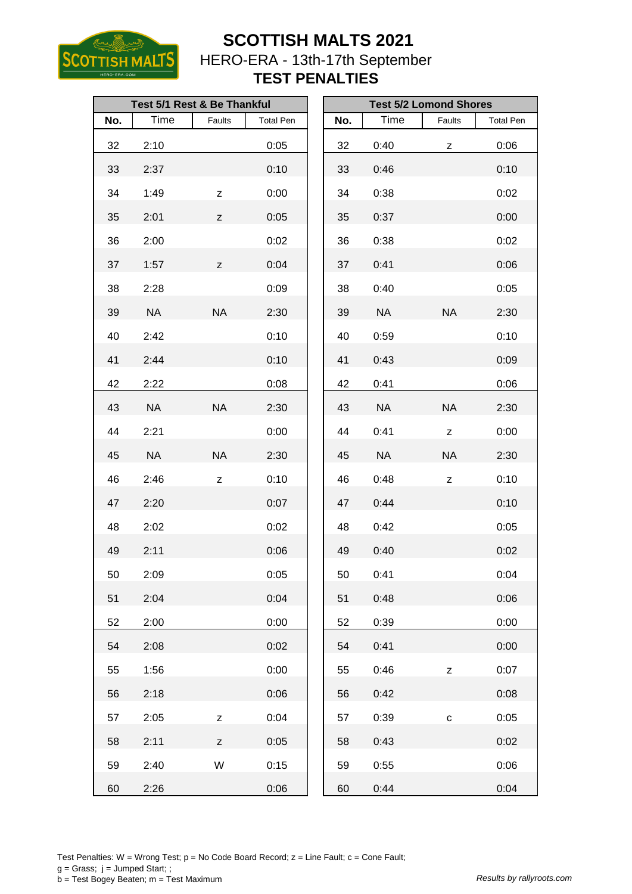# SCOTTISH MALTS 2021

HERO-ERA - 13th-17th September

## TEST PENALTIES

| Test 5/1 Rest & Be Thankful | | | |
|---|---|---|---|
| **No.** | **Time** | **Faults** | **Total Pen** |
| 32 | 2:10 | | 0:05 |
| 33 | 2:37 | | 0:10 |
| 34 | 1:49 | z | 0:00 |
| 35 | 2:01 | z | 0:05 |
| 36 | 2:00 | | 0:02 |
| 37 | 1:57 | z | 0:04 |
| 38 | 2:28 | | 0:09 |
| 39 | NA | NA | 2:30 |
| 40 | 2:42 | | 0:10 |
| 41 | 2:44 | | 0:10 |
| 42 | 2:22 | | 0:08 |
| 43 | NA | NA | 2:30 |
| 44 | 2:21 | | 0:00 |
| 45 | NA | NA | 2:30 |
| 46 | 2:46 | z | 0:10 |
| 47 | 2:20 | | 0:07 |
| 48 | 2:02 | | 0:02 |
| 49 | 2:11 | | 0:06 |
| 50 | 2:09 | | 0:05 |
| 51 | 2:04 | | 0:04 |
| 52 | 2:00 | | 0:00 |
| 54 | 2:08 | | 0:02 |
| 55 | 1:56 | | 0:00 |
| 56 | 2:18 | | 0:06 |
| 57 | 2:05 | z | 0:04 |
| 58 | 2:11 | z | 0:05 |
| 59 | 2:40 | W | 0:15 |
| 60 | 2:26 | | 0:06 |

| Test 5/2 Lomond Shores | | | |
|---|---|---|---|
| **No.** | **Time** | **Faults** | **Total Pen** |
| 32 | 0:40 | z | 0:06 |
| 33 | 0:46 | | 0:10 |
| 34 | 0:38 | | 0:02 |
| 35 | 0:37 | | 0:00 |
| 36 | 0:38 | | 0:02 |
| 37 | 0:41 | | 0:06 |
| 38 | 0:40 | | 0:05 |
| 39 | NA | NA | 2:30 |
| 40 | 0:59 | | 0:10 |
| 41 | 0:43 | | 0:09 |
| 42 | 0:41 | | 0:06 |
| 43 | NA | NA | 2:30 |
| 44 | 0:41 | z | 0:00 |
| 45 | NA | NA | 2:30 |
| 46 | 0:48 | z | 0:10 |
| 47 | 0:44 | | 0:10 |
| 48 | 0:42 | | 0:05 |
| 49 | 0:40 | | 0:02 |
| 50 | 0:41 | | 0:04 |
| 51 | 0:48 | | 0:06 |
| 52 | 0:39 | | 0:00 |
| 54 | 0:41 | | 0:00 |
| 55 | 0:46 | z | 0:07 |
| 56 | 0:42 | | 0:08 |
| 57 | 0:39 | c | 0:05 |
| 58 | 0:43 | | 0:02 |
| 59 | 0:55 | | 0:06 |
| 60 | 0:44 | | 0:04 |

Test Penalties: W = Wrong Test; p = No Code Board Record; z = Line Fault; c = Cone Fault;
g = Grass; j = Jumped Start; ;
b = Test Bogey Beaten; m = Test Maximum

*Results by rallyroots.com*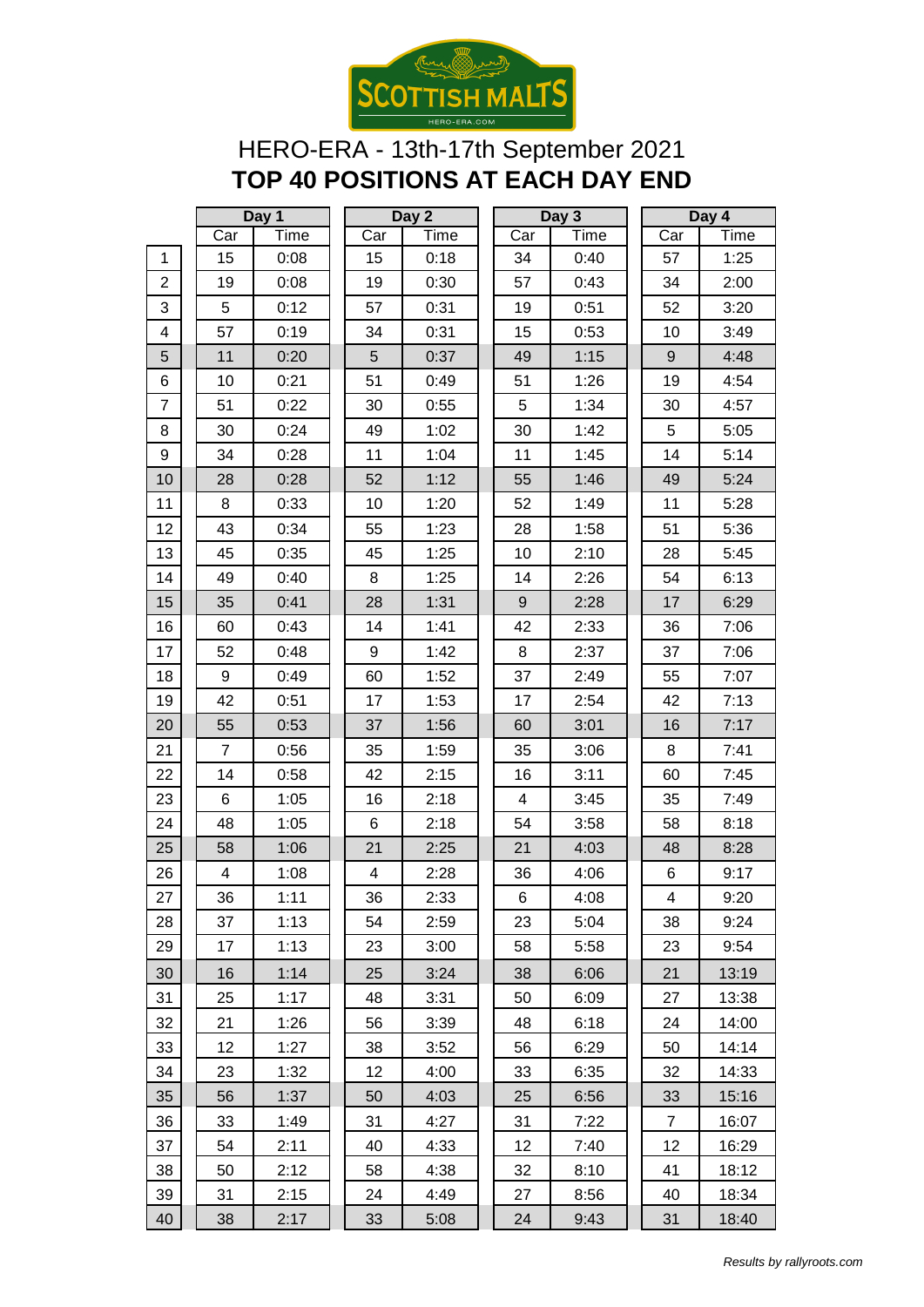SCOTTISH MALTS

HERO-ERA.COM

# HERO-ERA - 13th-17th September 2021

## TOP 40 POSITIONS AT EACH DAY END

| | Day 1 | | Day 2 | | Day 3 | | Day 4 | |
|---|---|---|---|---|---|---|---|---|
| | Car | Time | Car | Time | Car | Time | Car | Time |
| 1 | 15 | 0:08 | 15 | 0:18 | 34 | 0:40 | 57 | 1:25 |
| 2 | 19 | 0:08 | 19 | 0:30 | 57 | 0:43 | 34 | 2:00 |
| 3 | 5 | 0:12 | 57 | 0:31 | 19 | 0:51 | 52 | 3:20 |
| 4 | 57 | 0:19 | 34 | 0:31 | 15 | 0:53 | 10 | 3:49 |
| 5 | 11 | 0:20 | 5 | 0:37 | 49 | 1:15 | 9 | 4:48 |
| 6 | 10 | 0:21 | 51 | 0:49 | 51 | 1:26 | 19 | 4:54 |
| 7 | 51 | 0:22 | 30 | 0:55 | 5 | 1:34 | 30 | 4:57 |
| 8 | 30 | 0:24 | 49 | 1:02 | 30 | 1:42 | 5 | 5:05 |
| 9 | 34 | 0:28 | 11 | 1:04 | 11 | 1:45 | 14 | 5:14 |
| 10 | 28 | 0:28 | 52 | 1:12 | 55 | 1:46 | 49 | 5:24 |
| 11 | 8 | 0:33 | 10 | 1:20 | 52 | 1:49 | 11 | 5:28 |
| 12 | 43 | 0:34 | 55 | 1:23 | 28 | 1:58 | 51 | 5:36 |
| 13 | 45 | 0:35 | 45 | 1:25 | 10 | 2:10 | 28 | 5:45 |
| 14 | 49 | 0:40 | 8 | 1:25 | 14 | 2:26 | 54 | 6:13 |
| 15 | 35 | 0:41 | 28 | 1:31 | 9 | 2:28 | 17 | 6:29 |
| 16 | 60 | 0:43 | 14 | 1:41 | 42 | 2:33 | 36 | 7:06 |
| 17 | 52 | 0:48 | 9 | 1:42 | 8 | 2:37 | 37 | 7:06 |
| 18 | 9 | 0:49 | 60 | 1:52 | 37 | 2:49 | 55 | 7:07 |
| 19 | 42 | 0:51 | 17 | 1:53 | 17 | 2:54 | 42 | 7:13 |
| 20 | 55 | 0:53 | 37 | 1:56 | 60 | 3:01 | 16 | 7:17 |
| 21 | 7 | 0:56 | 35 | 1:59 | 35 | 3:06 | 8 | 7:41 |
| 22 | 14 | 0:58 | 42 | 2:15 | 16 | 3:11 | 60 | 7:45 |
| 23 | 6 | 1:05 | 16 | 2:18 | 4 | 3:45 | 35 | 7:49 |
| 24 | 48 | 1:05 | 6 | 2:18 | 54 | 3:58 | 58 | 8:18 |
| 25 | 58 | 1:06 | 21 | 2:25 | 21 | 4:03 | 48 | 8:28 |
| 26 | 4 | 1:08 | 4 | 2:28 | 36 | 4:06 | 6 | 9:17 |
| 27 | 36 | 1:11 | 36 | 2:33 | 6 | 4:08 | 4 | 9:20 |
| 28 | 37 | 1:13 | 54 | 2:59 | 23 | 5:04 | 38 | 9:24 |
| 29 | 17 | 1:13 | 23 | 3:00 | 58 | 5:58 | 23 | 9:54 |
| 30 | 16 | 1:14 | 25 | 3:24 | 38 | 6:06 | 21 | 13:19 |
| 31 | 25 | 1:17 | 48 | 3:31 | 50 | 6:09 | 27 | 13:38 |
| 32 | 21 | 1:26 | 56 | 3:39 | 48 | 6:18 | 24 | 14:00 |
| 33 | 12 | 1:27 | 38 | 3:52 | 56 | 6:29 | 50 | 14:14 |
| 34 | 23 | 1:32 | 12 | 4:00 | 33 | 6:35 | 32 | 14:33 |
| 35 | 56 | 1:37 | 50 | 4:03 | 25 | 6:56 | 33 | 15:16 |
| 36 | 33 | 1:49 | 31 | 4:27 | 31 | 7:22 | 7 | 16:07 |
| 37 | 54 | 2:11 | 40 | 4:33 | 12 | 7:40 | 12 | 16:29 |
| 38 | 50 | 2:12 | 58 | 4:38 | 32 | 8:10 | 41 | 18:12 |
| 39 | 31 | 2:15 | 24 | 4:49 | 27 | 8:56 | 40 | 18:34 |
| 40 | 38 | 2:17 | 33 | 5:08 | 24 | 9:43 | 31 | 18:40 |

*Results by rallyroots.com*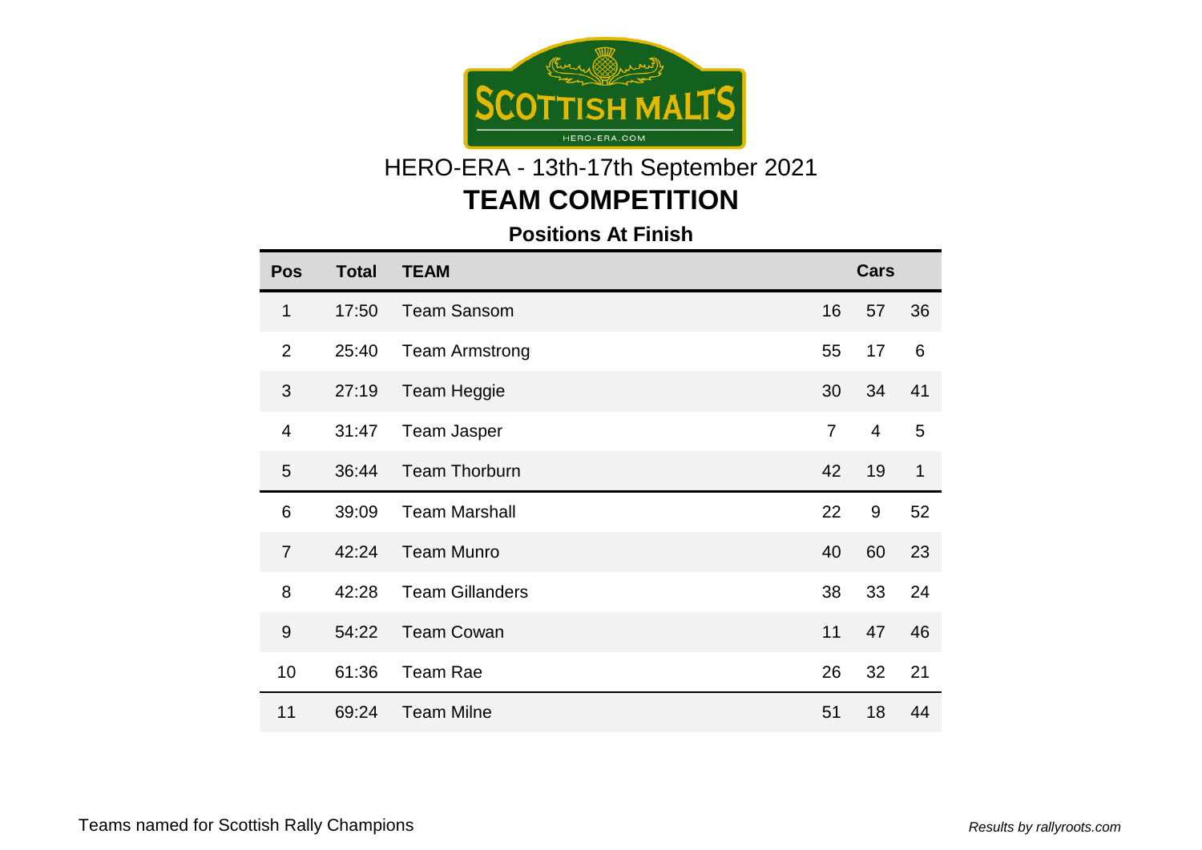SCOTTISH MALTS

HERO-ERA.COM

HERO-ERA - 13th-17th September 2021

# TEAM COMPETITION

**Positions At Finish**

| Pos | Total | TEAM | Cars | | |
|---|---|---|---|---|---|
| 1 | 17:50 | Team Sansom | 16 | 57 | 36 |
| 2 | 25:40 | Team Armstrong | 55 | 17 | 6 |
| 3 | 27:19 | Team Heggie | 30 | 34 | 41 |
| 4 | 31:47 | Team Jasper | 7 | 4 | 5 |
| 5 | 36:44 | Team Thorburn | 42 | 19 | 1 |
| 6 | 39:09 | Team Marshall | 22 | 9 | 52 |
| 7 | 42:24 | Team Munro | 40 | 60 | 23 |
| 8 | 42:28 | Team Gillanders | 38 | 33 | 24 |
| 9 | 54:22 | Team Cowan | 11 | 47 | 46 |
| 10 | 61:36 | Team Rae | 26 | 32 | 21 |
| 11 | 69:24 | Team Milne | 51 | 18 | 44 |

Teams named for Scottish Rally Champions

*Results by rallyroots.com*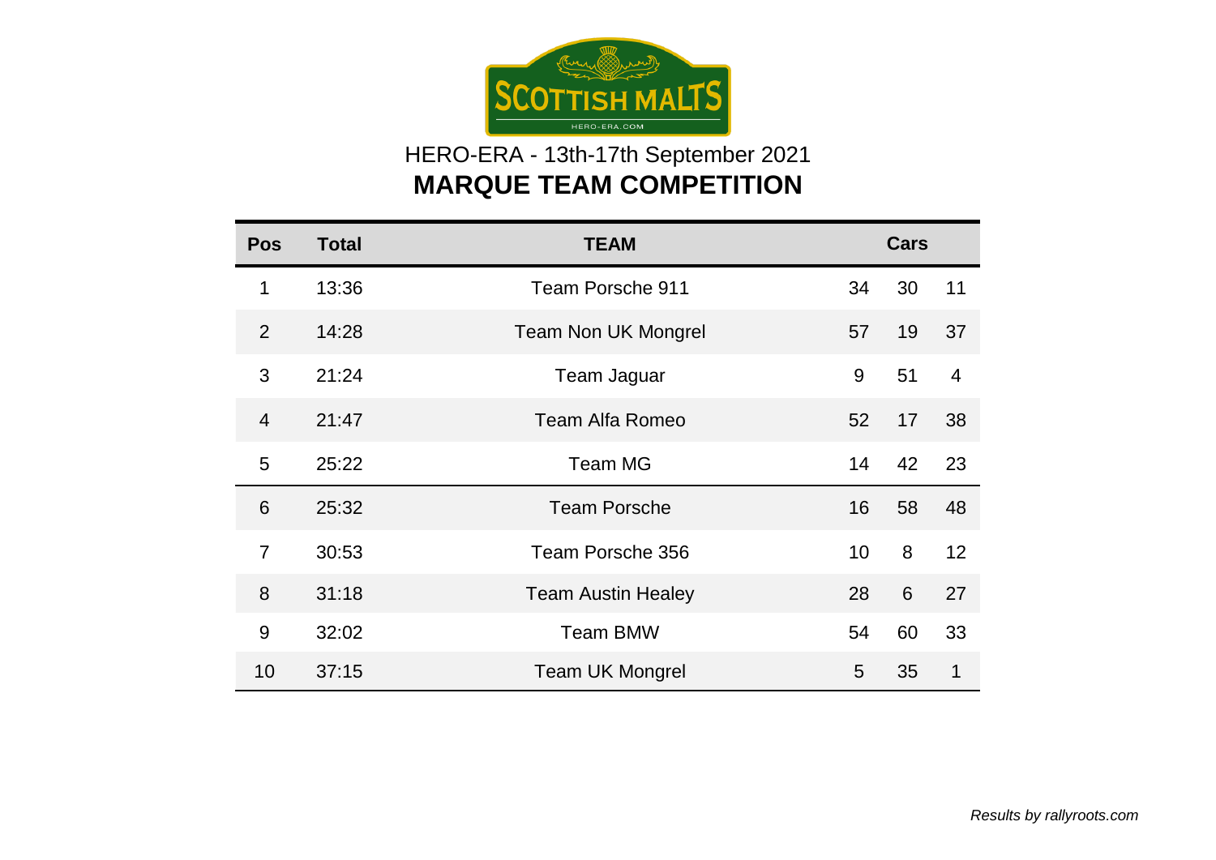HERO-ERA - 13th-17th September 2021

# MARQUE TEAM COMPETITION

| Pos | Total | TEAM | Cars | | |
|---|---|---|---|---|---|
| 1 | 13:36 | Team Porsche 911 | 34 | 30 | 11 |
| 2 | 14:28 | Team Non UK Mongrel | 57 | 19 | 37 |
| 3 | 21:24 | Team Jaguar | 9 | 51 | 4 |
| 4 | 21:47 | Team Alfa Romeo | 52 | 17 | 38 |
| 5 | 25:22 | Team MG | 14 | 42 | 23 |
| 6 | 25:32 | Team Porsche | 16 | 58 | 48 |
| 7 | 30:53 | Team Porsche 356 | 10 | 8 | 12 |
| 8 | 31:18 | Team Austin Healey | 28 | 6 | 27 |
| 9 | 32:02 | Team BMW | 54 | 60 | 33 |
| 10 | 37:15 | Team UK Mongrel | 5 | 35 | 1 |

*Results by rallyroots.com*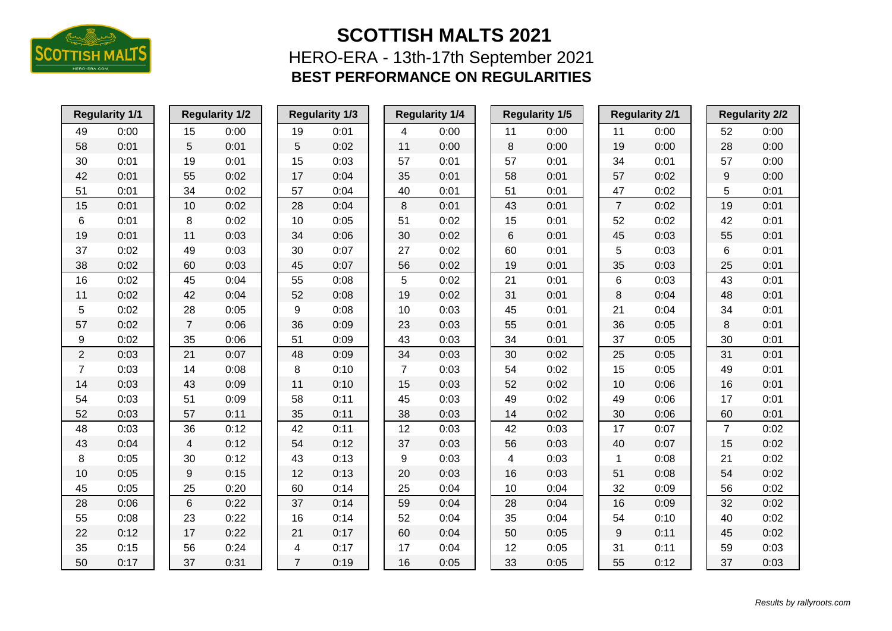# SCOTTISH MALTS 2021

## HERO-ERA - 13th-17th September 2021

### BEST PERFORMANCE ON REGULARITIES

| Regularity 1/1 | |
|---|---|
| 49 | 0:00 |
| 58 | 0:01 |
| 30 | 0:01 |
| 42 | 0:01 |
| 51 | 0:01 |
| 15 | 0:01 |
| 6 | 0:01 |
| 19 | 0:01 |
| 37 | 0:02 |
| 38 | 0:02 |
| 16 | 0:02 |
| 11 | 0:02 |
| 5 | 0:02 |
| 57 | 0:02 |
| 9 | 0:02 |
| 2 | 0:03 |
| 7 | 0:03 |
| 14 | 0:03 |
| 54 | 0:03 |
| 52 | 0:03 |
| 48 | 0:03 |
| 43 | 0:04 |
| 8 | 0:05 |
| 10 | 0:05 |
| 45 | 0:05 |
| 28 | 0:06 |
| 55 | 0:08 |
| 22 | 0:12 |
| 35 | 0:15 |
| 50 | 0:17 |

| Regularity 1/2 | |
|---|---|
| 15 | 0:00 |
| 5 | 0:01 |
| 19 | 0:01 |
| 55 | 0:02 |
| 34 | 0:02 |
| 10 | 0:02 |
| 8 | 0:02 |
| 11 | 0:03 |
| 49 | 0:03 |
| 60 | 0:03 |
| 45 | 0:04 |
| 42 | 0:04 |
| 28 | 0:05 |
| 7 | 0:06 |
| 35 | 0:06 |
| 21 | 0:07 |
| 14 | 0:08 |
| 43 | 0:09 |
| 51 | 0:09 |
| 57 | 0:11 |
| 36 | 0:12 |
| 4 | 0:12 |
| 30 | 0:12 |
| 9 | 0:15 |
| 25 | 0:20 |
| 6 | 0:22 |
| 23 | 0:22 |
| 17 | 0:22 |
| 56 | 0:24 |
| 37 | 0:31 |

| Regularity 1/3 | |
|---|---|
| 19 | 0:01 |
| 5 | 0:02 |
| 15 | 0:03 |
| 17 | 0:04 |
| 57 | 0:04 |
| 28 | 0:04 |
| 10 | 0:05 |
| 34 | 0:06 |
| 30 | 0:07 |
| 45 | 0:07 |
| 55 | 0:08 |
| 52 | 0:08 |
| 9 | 0:08 |
| 36 | 0:09 |
| 51 | 0:09 |
| 48 | 0:09 |
| 8 | 0:10 |
| 11 | 0:10 |
| 58 | 0:11 |
| 35 | 0:11 |
| 42 | 0:11 |
| 54 | 0:12 |
| 43 | 0:13 |
| 12 | 0:13 |
| 60 | 0:14 |
| 37 | 0:14 |
| 16 | 0:14 |
| 21 | 0:17 |
| 4 | 0:17 |
| 7 | 0:19 |

| Regularity 1/4 | |
|---|---|
| 4 | 0:00 |
| 11 | 0:00 |
| 57 | 0:01 |
| 35 | 0:01 |
| 40 | 0:01 |
| 8 | 0:01 |
| 51 | 0:02 |
| 30 | 0:02 |
| 27 | 0:02 |
| 56 | 0:02 |
| 5 | 0:02 |
| 19 | 0:02 |
| 10 | 0:03 |
| 23 | 0:03 |
| 43 | 0:03 |
| 34 | 0:03 |
| 7 | 0:03 |
| 15 | 0:03 |
| 45 | 0:03 |
| 38 | 0:03 |
| 12 | 0:03 |
| 37 | 0:03 |
| 9 | 0:03 |
| 20 | 0:03 |
| 25 | 0:04 |
| 59 | 0:04 |
| 52 | 0:04 |
| 60 | 0:04 |
| 17 | 0:04 |
| 16 | 0:05 |

| Regularity 1/5 | |
|---|---|
| 11 | 0:00 |
| 8 | 0:00 |
| 57 | 0:01 |
| 58 | 0:01 |
| 51 | 0:01 |
| 43 | 0:01 |
| 15 | 0:01 |
| 6 | 0:01 |
| 60 | 0:01 |
| 19 | 0:01 |
| 21 | 0:01 |
| 31 | 0:01 |
| 45 | 0:01 |
| 55 | 0:01 |
| 34 | 0:01 |
| 30 | 0:02 |
| 54 | 0:02 |
| 52 | 0:02 |
| 49 | 0:02 |
| 14 | 0:02 |
| 42 | 0:03 |
| 56 | 0:03 |
| 4 | 0:03 |
| 16 | 0:03 |
| 10 | 0:04 |
| 28 | 0:04 |
| 35 | 0:04 |
| 50 | 0:05 |
| 12 | 0:05 |
| 33 | 0:05 |

| Regularity 2/1 | |
|---|---|
| 11 | 0:00 |
| 19 | 0:00 |
| 34 | 0:01 |
| 57 | 0:02 |
| 47 | 0:02 |
| 7 | 0:02 |
| 52 | 0:02 |
| 45 | 0:03 |
| 5 | 0:03 |
| 35 | 0:03 |
| 6 | 0:03 |
| 8 | 0:04 |
| 21 | 0:04 |
| 36 | 0:05 |
| 37 | 0:05 |
| 25 | 0:05 |
| 15 | 0:05 |
| 10 | 0:06 |
| 49 | 0:06 |
| 30 | 0:06 |
| 17 | 0:07 |
| 40 | 0:07 |
| 1 | 0:08 |
| 51 | 0:08 |
| 32 | 0:09 |
| 16 | 0:09 |
| 54 | 0:10 |
| 9 | 0:11 |
| 31 | 0:11 |
| 55 | 0:12 |

| Regularity 2/2 | |
|---|---|
| 52 | 0:00 |
| 28 | 0:00 |
| 57 | 0:00 |
| 9 | 0:00 |
| 5 | 0:01 |
| 19 | 0:01 |
| 42 | 0:01 |
| 55 | 0:01 |
| 6 | 0:01 |
| 25 | 0:01 |
| 43 | 0:01 |
| 48 | 0:01 |
| 34 | 0:01 |
| 8 | 0:01 |
| 30 | 0:01 |
| 31 | 0:01 |
| 49 | 0:01 |
| 16 | 0:01 |
| 17 | 0:01 |
| 60 | 0:01 |
| 7 | 0:02 |
| 15 | 0:02 |
| 21 | 0:02 |
| 54 | 0:02 |
| 56 | 0:02 |
| 32 | 0:02 |
| 40 | 0:02 |
| 45 | 0:02 |
| 59 | 0:03 |
| 37 | 0:03 |

*Results by rallyroots.com*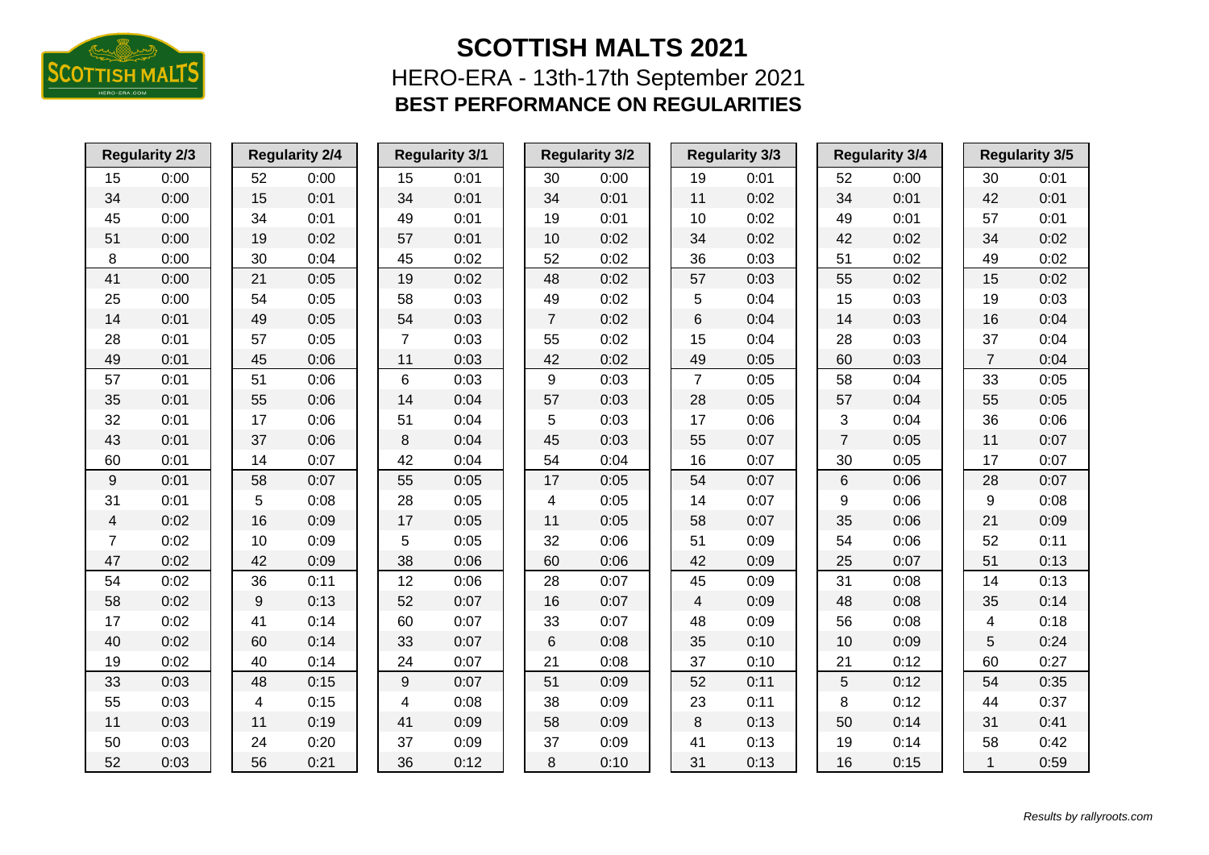# SCOTTISH MALTS 2021

## HERO-ERA - 13th-17th September 2021

### BEST PERFORMANCE ON REGULARITIES

| Regularity 2/3 | | Regularity 2/4 | | Regularity 3/1 | | Regularity 3/2 | | Regularity 3/3 | | Regularity 3/4 | | Regularity 3/5 | |
|---|---|---|---|---|---|---|---|---|---|---|---|---|---|
| 15 | 0:00 | 52 | 0:00 | 15 | 0:01 | 30 | 0:00 | 19 | 0:01 | 52 | 0:00 | 30 | 0:01 |
| 34 | 0:00 | 15 | 0:01 | 34 | 0:01 | 34 | 0:01 | 11 | 0:02 | 34 | 0:01 | 42 | 0:01 |
| 45 | 0:00 | 34 | 0:01 | 49 | 0:01 | 19 | 0:01 | 10 | 0:02 | 49 | 0:01 | 57 | 0:01 |
| 51 | 0:00 | 19 | 0:02 | 57 | 0:01 | 10 | 0:02 | 34 | 0:02 | 42 | 0:02 | 34 | 0:02 |
| 8 | 0:00 | 30 | 0:04 | 45 | 0:02 | 52 | 0:02 | 36 | 0:03 | 51 | 0:02 | 49 | 0:02 |
| 41 | 0:00 | 21 | 0:05 | 19 | 0:02 | 48 | 0:02 | 57 | 0:03 | 55 | 0:02 | 15 | 0:02 |
| 25 | 0:00 | 54 | 0:05 | 58 | 0:03 | 49 | 0:02 | 5 | 0:04 | 15 | 0:03 | 19 | 0:03 |
| 14 | 0:01 | 49 | 0:05 | 54 | 0:03 | 7 | 0:02 | 6 | 0:04 | 14 | 0:03 | 16 | 0:04 |
| 28 | 0:01 | 57 | 0:05 | 7 | 0:03 | 55 | 0:02 | 15 | 0:04 | 28 | 0:03 | 37 | 0:04 |
| 49 | 0:01 | 45 | 0:06 | 11 | 0:03 | 42 | 0:02 | 49 | 0:05 | 60 | 0:03 | 7 | 0:04 |
| 57 | 0:01 | 51 | 0:06 | 6 | 0:03 | 9 | 0:03 | 7 | 0:05 | 58 | 0:04 | 33 | 0:05 |
| 35 | 0:01 | 55 | 0:06 | 14 | 0:04 | 57 | 0:03 | 28 | 0:05 | 57 | 0:04 | 55 | 0:05 |
| 32 | 0:01 | 17 | 0:06 | 51 | 0:04 | 5 | 0:03 | 17 | 0:06 | 3 | 0:04 | 36 | 0:06 |
| 43 | 0:01 | 37 | 0:06 | 8 | 0:04 | 45 | 0:03 | 55 | 0:07 | 7 | 0:05 | 11 | 0:07 |
| 60 | 0:01 | 14 | 0:07 | 42 | 0:04 | 54 | 0:04 | 16 | 0:07 | 30 | 0:05 | 17 | 0:07 |
| 9 | 0:01 | 58 | 0:07 | 55 | 0:05 | 17 | 0:05 | 54 | 0:07 | 6 | 0:06 | 28 | 0:07 |
| 31 | 0:01 | 5 | 0:08 | 28 | 0:05 | 4 | 0:05 | 14 | 0:07 | 9 | 0:06 | 9 | 0:08 |
| 4 | 0:02 | 16 | 0:09 | 17 | 0:05 | 11 | 0:05 | 58 | 0:07 | 35 | 0:06 | 21 | 0:09 |
| 7 | 0:02 | 10 | 0:09 | 5 | 0:05 | 32 | 0:06 | 51 | 0:09 | 54 | 0:06 | 52 | 0:11 |
| 47 | 0:02 | 42 | 0:09 | 38 | 0:06 | 60 | 0:06 | 42 | 0:09 | 25 | 0:07 | 51 | 0:13 |
| 54 | 0:02 | 36 | 0:11 | 12 | 0:06 | 28 | 0:07 | 45 | 0:09 | 31 | 0:08 | 14 | 0:13 |
| 58 | 0:02 | 9 | 0:13 | 52 | 0:07 | 16 | 0:07 | 4 | 0:09 | 48 | 0:08 | 35 | 0:14 |
| 17 | 0:02 | 41 | 0:14 | 60 | 0:07 | 33 | 0:07 | 48 | 0:09 | 56 | 0:08 | 4 | 0:18 |
| 40 | 0:02 | 60 | 0:14 | 33 | 0:07 | 6 | 0:08 | 35 | 0:10 | 10 | 0:09 | 5 | 0:24 |
| 19 | 0:02 | 40 | 0:14 | 24 | 0:07 | 21 | 0:08 | 37 | 0:10 | 21 | 0:12 | 60 | 0:27 |
| 33 | 0:03 | 48 | 0:15 | 9 | 0:07 | 51 | 0:09 | 52 | 0:11 | 5 | 0:12 | 54 | 0:35 |
| 55 | 0:03 | 4 | 0:15 | 4 | 0:08 | 38 | 0:09 | 23 | 0:11 | 8 | 0:12 | 44 | 0:37 |
| 11 | 0:03 | 11 | 0:19 | 41 | 0:09 | 58 | 0:09 | 8 | 0:13 | 50 | 0:14 | 31 | 0:41 |
| 50 | 0:03 | 24 | 0:20 | 37 | 0:09 | 37 | 0:09 | 41 | 0:13 | 19 | 0:14 | 58 | 0:42 |
| 52 | 0:03 | 56 | 0:21 | 36 | 0:12 | 8 | 0:10 | 31 | 0:13 | 16 | 0:15 | 1 | 0:59 |

*Results by rallyroots.com*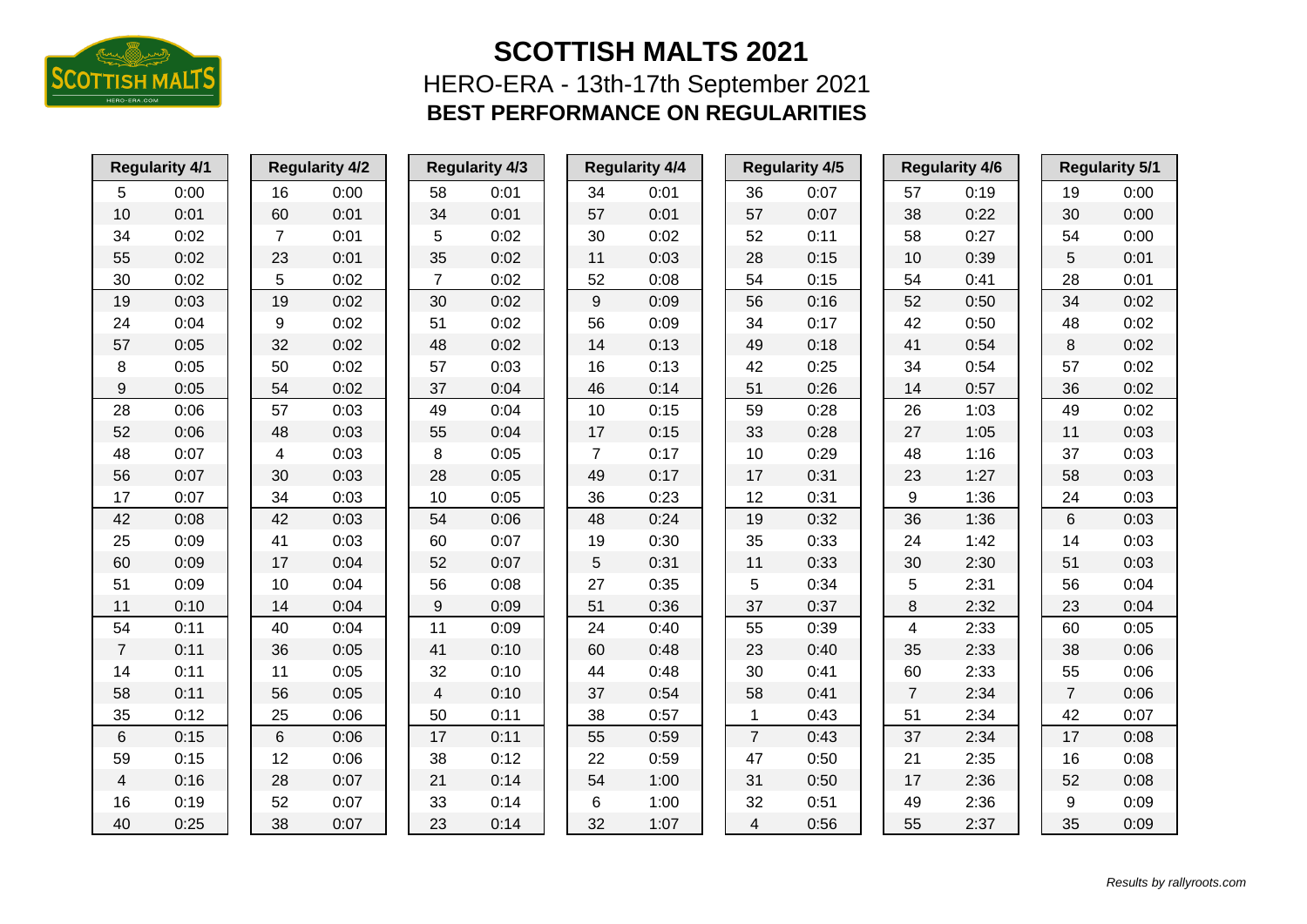# SCOTTISH MALTS 2021

## HERO-ERA - 13th-17th September 2021

### BEST PERFORMANCE ON REGULARITIES

| Regularity 4/1 | | Regularity 4/2 | | Regularity 4/3 | | Regularity 4/4 | | Regularity 4/5 | | Regularity 4/6 | | Regularity 5/1 | |
|---|---|---|---|---|---|---|---|---|---|---|---|---|---|
| 5 | 0:00 | 16 | 0:00 | 58 | 0:01 | 34 | 0:01 | 36 | 0:07 | 57 | 0:19 | 19 | 0:00 |
| 10 | 0:01 | 60 | 0:01 | 34 | 0:01 | 57 | 0:01 | 57 | 0:07 | 38 | 0:22 | 30 | 0:00 |
| 34 | 0:02 | 7 | 0:01 | 5 | 0:02 | 30 | 0:02 | 52 | 0:11 | 58 | 0:27 | 54 | 0:00 |
| 55 | 0:02 | 23 | 0:01 | 35 | 0:02 | 11 | 0:03 | 28 | 0:15 | 10 | 0:39 | 5 | 0:01 |
| 30 | 0:02 | 5 | 0:02 | 7 | 0:02 | 52 | 0:08 | 54 | 0:15 | 54 | 0:41 | 28 | 0:01 |
| 19 | 0:03 | 19 | 0:02 | 30 | 0:02 | 9 | 0:09 | 56 | 0:16 | 52 | 0:50 | 34 | 0:02 |
| 24 | 0:04 | 9 | 0:02 | 51 | 0:02 | 56 | 0:09 | 34 | 0:17 | 42 | 0:50 | 48 | 0:02 |
| 57 | 0:05 | 32 | 0:02 | 48 | 0:02 | 14 | 0:13 | 49 | 0:18 | 41 | 0:54 | 8 | 0:02 |
| 8 | 0:05 | 50 | 0:02 | 57 | 0:03 | 16 | 0:13 | 42 | 0:25 | 34 | 0:54 | 57 | 0:02 |
| 9 | 0:05 | 54 | 0:02 | 37 | 0:04 | 46 | 0:14 | 51 | 0:26 | 14 | 0:57 | 36 | 0:02 |
| 28 | 0:06 | 57 | 0:03 | 49 | 0:04 | 10 | 0:15 | 59 | 0:28 | 26 | 1:03 | 49 | 0:02 |
| 52 | 0:06 | 48 | 0:03 | 55 | 0:04 | 17 | 0:15 | 33 | 0:28 | 27 | 1:05 | 11 | 0:03 |
| 48 | 0:07 | 4 | 0:03 | 8 | 0:05 | 7 | 0:17 | 10 | 0:29 | 48 | 1:16 | 37 | 0:03 |
| 56 | 0:07 | 30 | 0:03 | 28 | 0:05 | 49 | 0:17 | 17 | 0:31 | 23 | 1:27 | 58 | 0:03 |
| 17 | 0:07 | 34 | 0:03 | 10 | 0:05 | 36 | 0:23 | 12 | 0:31 | 9 | 1:36 | 24 | 0:03 |
| 42 | 0:08 | 42 | 0:03 | 54 | 0:06 | 48 | 0:24 | 19 | 0:32 | 36 | 1:36 | 6 | 0:03 |
| 25 | 0:09 | 41 | 0:03 | 60 | 0:07 | 19 | 0:30 | 35 | 0:33 | 24 | 1:42 | 14 | 0:03 |
| 60 | 0:09 | 17 | 0:04 | 52 | 0:07 | 5 | 0:31 | 11 | 0:33 | 30 | 2:30 | 51 | 0:03 |
| 51 | 0:09 | 10 | 0:04 | 56 | 0:08 | 27 | 0:35 | 5 | 0:34 | 5 | 2:31 | 56 | 0:04 |
| 11 | 0:10 | 14 | 0:04 | 9 | 0:09 | 51 | 0:36 | 37 | 0:37 | 8 | 2:32 | 23 | 0:04 |
| 54 | 0:11 | 40 | 0:04 | 11 | 0:09 | 24 | 0:40 | 55 | 0:39 | 4 | 2:33 | 60 | 0:05 |
| 7 | 0:11 | 36 | 0:05 | 41 | 0:10 | 60 | 0:48 | 23 | 0:40 | 35 | 2:33 | 38 | 0:06 |
| 14 | 0:11 | 11 | 0:05 | 32 | 0:10 | 44 | 0:48 | 30 | 0:41 | 60 | 2:33 | 55 | 0:06 |
| 58 | 0:11 | 56 | 0:05 | 4 | 0:10 | 37 | 0:54 | 58 | 0:41 | 7 | 2:34 | 7 | 0:06 |
| 35 | 0:12 | 25 | 0:06 | 50 | 0:11 | 38 | 0:57 | 1 | 0:43 | 51 | 2:34 | 42 | 0:07 |
| 6 | 0:15 | 6 | 0:06 | 17 | 0:11 | 55 | 0:59 | 7 | 0:43 | 37 | 2:34 | 17 | 0:08 |
| 59 | 0:15 | 12 | 0:06 | 38 | 0:12 | 22 | 0:59 | 47 | 0:50 | 21 | 2:35 | 16 | 0:08 |
| 4 | 0:16 | 28 | 0:07 | 21 | 0:14 | 54 | 1:00 | 31 | 0:50 | 17 | 2:36 | 52 | 0:08 |
| 16 | 0:19 | 52 | 0:07 | 33 | 0:14 | 6 | 1:00 | 32 | 0:51 | 49 | 2:36 | 9 | 0:09 |
| 40 | 0:25 | 38 | 0:07 | 23 | 0:14 | 32 | 1:07 | 4 | 0:56 | 55 | 2:37 | 35 | 0:09 |

*Results by rallyroots.com*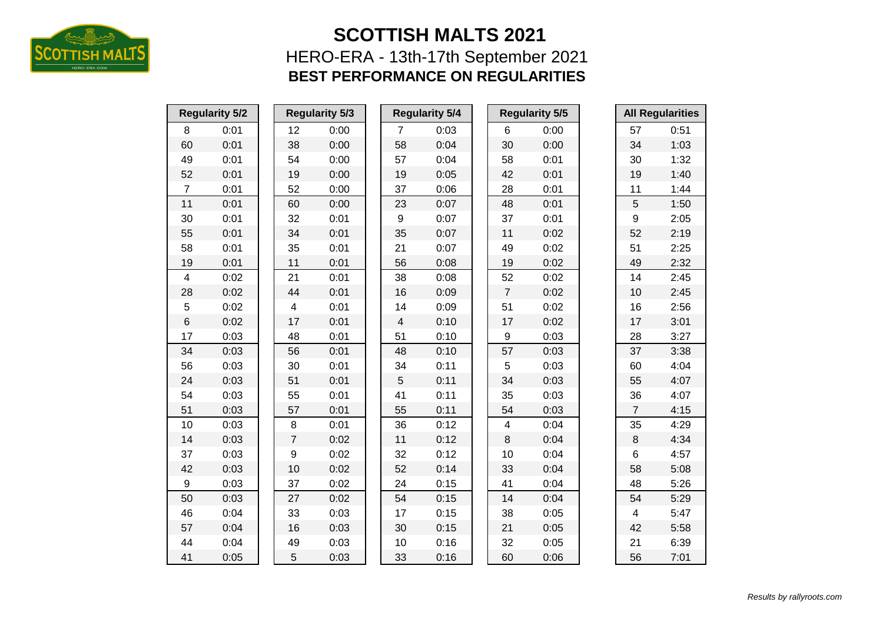# SCOTTISH MALTS 2021

## HERO-ERA - 13th-17th September 2021

### BEST PERFORMANCE ON REGULARITIES

| Regularity 5/2 | |
|---|---|
| 8 | 0:01 |
| 60 | 0:01 |
| 49 | 0:01 |
| 52 | 0:01 |
| 7 | 0:01 |
| 11 | 0:01 |
| 30 | 0:01 |
| 55 | 0:01 |
| 58 | 0:01 |
| 19 | 0:01 |
| 4 | 0:02 |
| 28 | 0:02 |
| 5 | 0:02 |
| 6 | 0:02 |
| 17 | 0:03 |
| 34 | 0:03 |
| 56 | 0:03 |
| 24 | 0:03 |
| 54 | 0:03 |
| 51 | 0:03 |
| 10 | 0:03 |
| 14 | 0:03 |
| 37 | 0:03 |
| 42 | 0:03 |
| 9 | 0:03 |
| 50 | 0:03 |
| 46 | 0:04 |
| 57 | 0:04 |
| 44 | 0:04 |
| 41 | 0:05 |

| Regularity 5/3 | |
|---|---|
| 12 | 0:00 |
| 38 | 0:00 |
| 54 | 0:00 |
| 19 | 0:00 |
| 52 | 0:00 |
| 60 | 0:00 |
| 32 | 0:01 |
| 34 | 0:01 |
| 35 | 0:01 |
| 11 | 0:01 |
| 21 | 0:01 |
| 44 | 0:01 |
| 4 | 0:01 |
| 17 | 0:01 |
| 48 | 0:01 |
| 56 | 0:01 |
| 30 | 0:01 |
| 51 | 0:01 |
| 55 | 0:01 |
| 57 | 0:01 |
| 8 | 0:01 |
| 7 | 0:02 |
| 9 | 0:02 |
| 10 | 0:02 |
| 37 | 0:02 |
| 27 | 0:02 |
| 33 | 0:03 |
| 16 | 0:03 |
| 49 | 0:03 |
| 5 | 0:03 |

| Regularity 5/4 | |
|---|---|
| 7 | 0:03 |
| 58 | 0:04 |
| 57 | 0:04 |
| 19 | 0:05 |
| 37 | 0:06 |
| 23 | 0:07 |
| 9 | 0:07 |
| 35 | 0:07 |
| 21 | 0:07 |
| 56 | 0:08 |
| 38 | 0:08 |
| 16 | 0:09 |
| 14 | 0:09 |
| 4 | 0:10 |
| 51 | 0:10 |
| 48 | 0:10 |
| 34 | 0:11 |
| 5 | 0:11 |
| 41 | 0:11 |
| 55 | 0:11 |
| 36 | 0:12 |
| 11 | 0:12 |
| 32 | 0:12 |
| 52 | 0:14 |
| 24 | 0:15 |
| 54 | 0:15 |
| 17 | 0:15 |
| 30 | 0:15 |
| 10 | 0:16 |
| 33 | 0:16 |

| Regularity 5/5 | |
|---|---|
| 6 | 0:00 |
| 30 | 0:00 |
| 58 | 0:01 |
| 42 | 0:01 |
| 28 | 0:01 |
| 48 | 0:01 |
| 37 | 0:01 |
| 11 | 0:02 |
| 49 | 0:02 |
| 19 | 0:02 |
| 52 | 0:02 |
| 7 | 0:02 |
| 51 | 0:02 |
| 17 | 0:02 |
| 9 | 0:03 |
| 57 | 0:03 |
| 5 | 0:03 |
| 34 | 0:03 |
| 35 | 0:03 |
| 54 | 0:03 |
| 4 | 0:04 |
| 8 | 0:04 |
| 10 | 0:04 |
| 33 | 0:04 |
| 41 | 0:04 |
| 14 | 0:04 |
| 38 | 0:05 |
| 21 | 0:05 |
| 32 | 0:05 |
| 60 | 0:06 |

| All Regularities | |
|---|---|
| 57 | 0:51 |
| 34 | 1:03 |
| 30 | 1:32 |
| 19 | 1:40 |
| 11 | 1:44 |
| 5 | 1:50 |
| 9 | 2:05 |
| 52 | 2:19 |
| 51 | 2:25 |
| 49 | 2:32 |
| 14 | 2:45 |
| 10 | 2:45 |
| 16 | 2:56 |
| 17 | 3:01 |
| 28 | 3:27 |
| 37 | 3:38 |
| 60 | 4:04 |
| 55 | 4:07 |
| 36 | 4:07 |
| 7 | 4:15 |
| 35 | 4:29 |
| 8 | 4:34 |
| 6 | 4:57 |
| 58 | 5:08 |
| 48 | 5:26 |
| 54 | 5:29 |
| 4 | 5:47 |
| 42 | 5:58 |
| 21 | 6:39 |
| 56 | 7:01 |

*Results by rallyroots.com*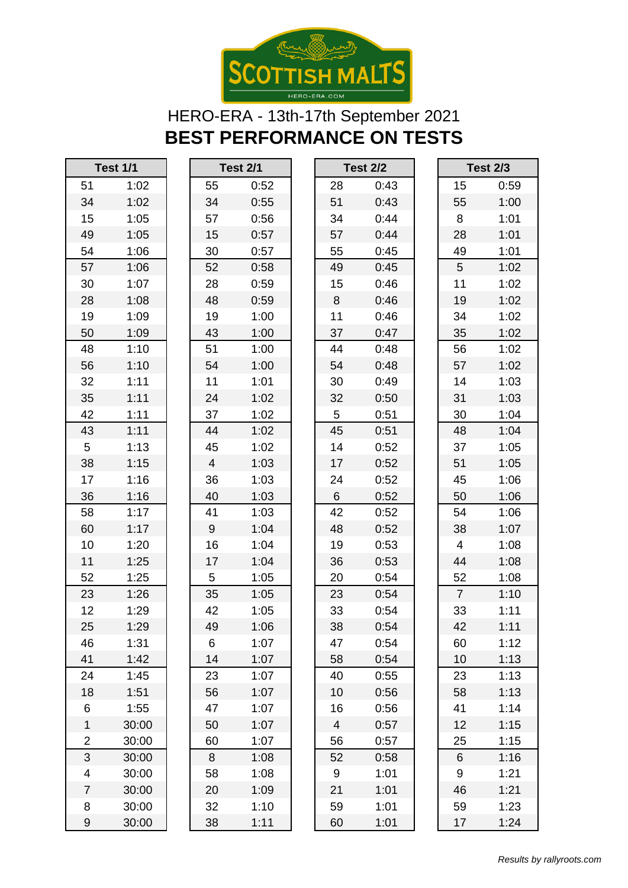SCOTTISH MALTS

HERO-ERA.COM

HERO-ERA - 13th-17th September 2021

# BEST PERFORMANCE ON TESTS

| Test 1/1 | |
|---|---|
| 51 | 1:02 |
| 34 | 1:02 |
| 15 | 1:05 |
| 49 | 1:05 |
| 54 | 1:06 |
| 57 | 1:06 |
| 30 | 1:07 |
| 28 | 1:08 |
| 19 | 1:09 |
| 50 | 1:09 |
| 48 | 1:10 |
| 56 | 1:10 |
| 32 | 1:11 |
| 35 | 1:11 |
| 42 | 1:11 |
| 43 | 1:11 |
| 5 | 1:13 |
| 38 | 1:15 |
| 17 | 1:16 |
| 36 | 1:16 |
| 58 | 1:17 |
| 60 | 1:17 |
| 10 | 1:20 |
| 11 | 1:25 |
| 52 | 1:25 |
| 23 | 1:26 |
| 12 | 1:29 |
| 25 | 1:29 |
| 46 | 1:31 |
| 41 | 1:42 |
| 24 | 1:45 |
| 18 | 1:51 |
| 6 | 1:55 |
| 1 | 30:00 |
| 2 | 30:00 |
| 3 | 30:00 |
| 4 | 30:00 |
| 7 | 30:00 |
| 8 | 30:00 |
| 9 | 30:00 |

| Test 2/1 | |
|---|---|
| 55 | 0:52 |
| 34 | 0:55 |
| 57 | 0:56 |
| 15 | 0:57 |
| 30 | 0:57 |
| 52 | 0:58 |
| 28 | 0:59 |
| 48 | 0:59 |
| 19 | 1:00 |
| 43 | 1:00 |
| 51 | 1:00 |
| 54 | 1:00 |
| 11 | 1:01 |
| 24 | 1:02 |
| 37 | 1:02 |
| 44 | 1:02 |
| 45 | 1:02 |
| 4 | 1:03 |
| 36 | 1:03 |
| 40 | 1:03 |
| 41 | 1:03 |
| 9 | 1:04 |
| 16 | 1:04 |
| 17 | 1:04 |
| 5 | 1:05 |
| 35 | 1:05 |
| 42 | 1:05 |
| 49 | 1:06 |
| 6 | 1:07 |
| 14 | 1:07 |
| 23 | 1:07 |
| 56 | 1:07 |
| 47 | 1:07 |
| 50 | 1:07 |
| 60 | 1:07 |
| 8 | 1:08 |
| 58 | 1:08 |
| 20 | 1:09 |
| 32 | 1:10 |
| 38 | 1:11 |

| Test 2/2 | |
|---|---|
| 28 | 0:43 |
| 51 | 0:43 |
| 34 | 0:44 |
| 57 | 0:44 |
| 55 | 0:45 |
| 49 | 0:45 |
| 15 | 0:46 |
| 8 | 0:46 |
| 11 | 0:46 |
| 37 | 0:47 |
| 44 | 0:48 |
| 54 | 0:48 |
| 30 | 0:49 |
| 32 | 0:50 |
| 5 | 0:51 |
| 45 | 0:51 |
| 14 | 0:52 |
| 17 | 0:52 |
| 24 | 0:52 |
| 6 | 0:52 |
| 42 | 0:52 |
| 48 | 0:52 |
| 19 | 0:53 |
| 36 | 0:53 |
| 20 | 0:54 |
| 23 | 0:54 |
| 33 | 0:54 |
| 38 | 0:54 |
| 47 | 0:54 |
| 58 | 0:54 |
| 40 | 0:55 |
| 10 | 0:56 |
| 16 | 0:56 |
| 4 | 0:57 |
| 56 | 0:57 |
| 52 | 0:58 |
| 9 | 1:01 |
| 21 | 1:01 |
| 59 | 1:01 |
| 60 | 1:01 |

| Test 2/3 | |
|---|---|
| 15 | 0:59 |
| 55 | 1:00 |
| 8 | 1:01 |
| 28 | 1:01 |
| 49 | 1:01 |
| 5 | 1:02 |
| 11 | 1:02 |
| 19 | 1:02 |
| 34 | 1:02 |
| 35 | 1:02 |
| 56 | 1:02 |
| 57 | 1:02 |
| 14 | 1:03 |
| 31 | 1:03 |
| 30 | 1:04 |
| 48 | 1:04 |
| 37 | 1:05 |
| 51 | 1:05 |
| 45 | 1:06 |
| 50 | 1:06 |
| 54 | 1:06 |
| 38 | 1:07 |
| 4 | 1:08 |
| 44 | 1:08 |
| 52 | 1:08 |
| 7 | 1:10 |
| 33 | 1:11 |
| 42 | 1:11 |
| 60 | 1:12 |
| 10 | 1:13 |
| 23 | 1:13 |
| 58 | 1:13 |
| 41 | 1:14 |
| 12 | 1:15 |
| 25 | 1:15 |
| 6 | 1:16 |
| 9 | 1:21 |
| 46 | 1:21 |
| 59 | 1:23 |
| 17 | 1:24 |

*Results by rallyroots.com*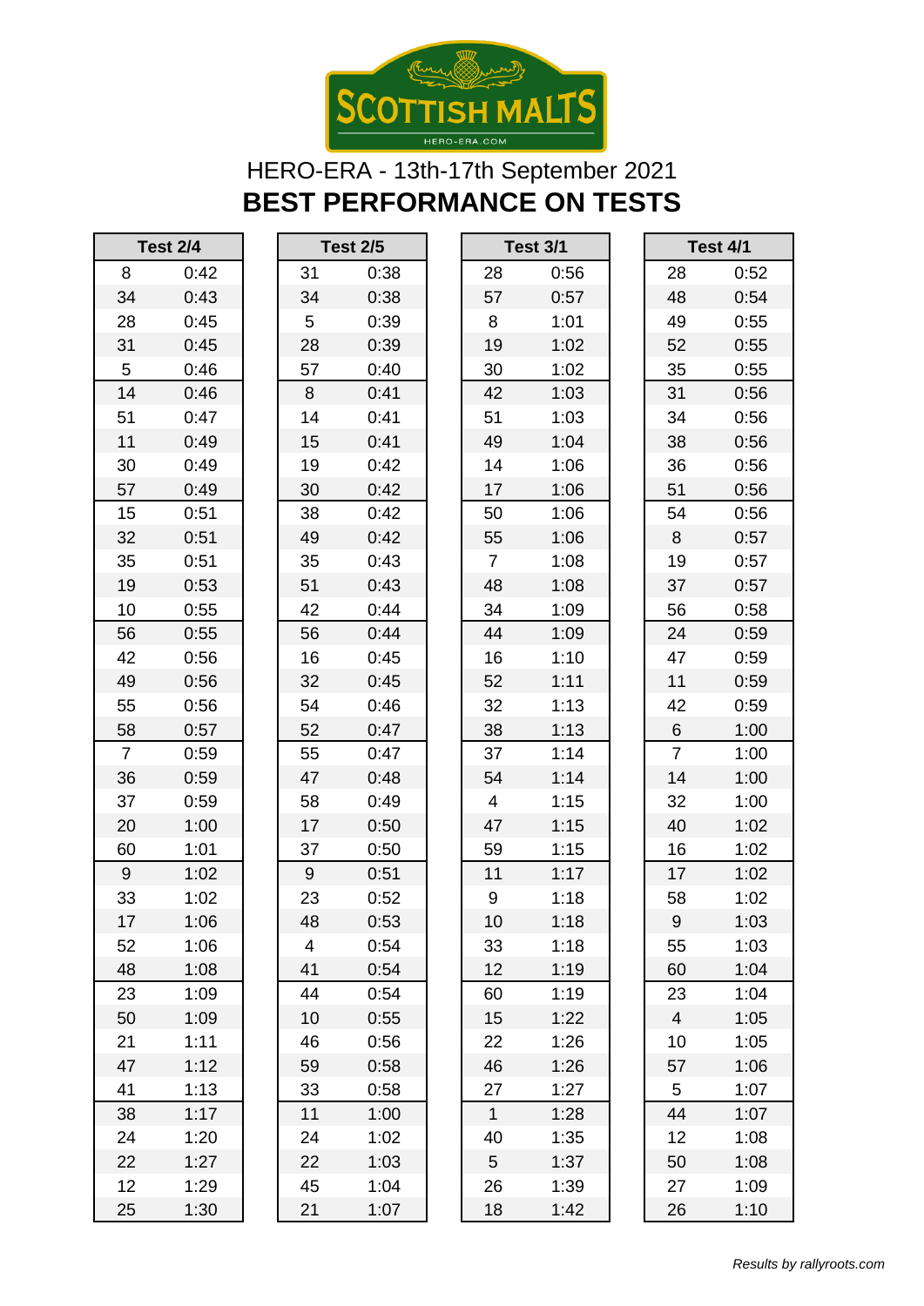SCOTTISH MALTS

HERO-ERA.COM

HERO-ERA - 13th-17th September 2021

**BEST PERFORMANCE ON TESTS**

| Test 2/4 | | Test 2/5 | | Test 3/1 | | Test 4/1 | |
|---|---|---|---|---|---|---|---|
| 8 | 0:42 | 31 | 0:38 | 28 | 0:56 | 28 | 0:52 |
| 34 | 0:43 | 34 | 0:38 | 57 | 0:57 | 48 | 0:54 |
| 28 | 0:45 | 5 | 0:39 | 8 | 1:01 | 49 | 0:55 |
| 31 | 0:45 | 28 | 0:39 | 19 | 1:02 | 52 | 0:55 |
| 5 | 0:46 | 57 | 0:40 | 30 | 1:02 | 35 | 0:55 |
| 14 | 0:46 | 8 | 0:41 | 42 | 1:03 | 31 | 0:56 |
| 51 | 0:47 | 14 | 0:41 | 51 | 1:03 | 34 | 0:56 |
| 11 | 0:49 | 15 | 0:41 | 49 | 1:04 | 38 | 0:56 |
| 30 | 0:49 | 19 | 0:42 | 14 | 1:06 | 36 | 0:56 |
| 57 | 0:49 | 30 | 0:42 | 17 | 1:06 | 51 | 0:56 |
| 15 | 0:51 | 38 | 0:42 | 50 | 1:06 | 54 | 0:56 |
| 32 | 0:51 | 49 | 0:42 | 55 | 1:06 | 8 | 0:57 |
| 35 | 0:51 | 35 | 0:43 | 7 | 1:08 | 19 | 0:57 |
| 19 | 0:53 | 51 | 0:43 | 48 | 1:08 | 37 | 0:57 |
| 10 | 0:55 | 42 | 0:44 | 34 | 1:09 | 56 | 0:58 |
| 56 | 0:55 | 56 | 0:44 | 44 | 1:09 | 24 | 0:59 |
| 42 | 0:56 | 16 | 0:45 | 16 | 1:10 | 47 | 0:59 |
| 49 | 0:56 | 32 | 0:45 | 52 | 1:11 | 11 | 0:59 |
| 55 | 0:56 | 54 | 0:46 | 32 | 1:13 | 42 | 0:59 |
| 58 | 0:57 | 52 | 0:47 | 38 | 1:13 | 6 | 1:00 |
| 7 | 0:59 | 55 | 0:47 | 37 | 1:14 | 7 | 1:00 |
| 36 | 0:59 | 47 | 0:48 | 54 | 1:14 | 14 | 1:00 |
| 37 | 0:59 | 58 | 0:49 | 4 | 1:15 | 32 | 1:00 |
| 20 | 1:00 | 17 | 0:50 | 47 | 1:15 | 40 | 1:02 |
| 60 | 1:01 | 37 | 0:50 | 59 | 1:15 | 16 | 1:02 |
| 9 | 1:02 | 9 | 0:51 | 11 | 1:17 | 17 | 1:02 |
| 33 | 1:02 | 23 | 0:52 | 9 | 1:18 | 58 | 1:02 |
| 17 | 1:06 | 48 | 0:53 | 10 | 1:18 | 9 | 1:03 |
| 52 | 1:06 | 4 | 0:54 | 33 | 1:18 | 55 | 1:03 |
| 48 | 1:08 | 41 | 0:54 | 12 | 1:19 | 60 | 1:04 |
| 23 | 1:09 | 44 | 0:54 | 60 | 1:19 | 23 | 1:04 |
| 50 | 1:09 | 10 | 0:55 | 15 | 1:22 | 4 | 1:05 |
| 21 | 1:11 | 46 | 0:56 | 22 | 1:26 | 10 | 1:05 |
| 47 | 1:12 | 59 | 0:58 | 46 | 1:26 | 57 | 1:06 |
| 41 | 1:13 | 33 | 0:58 | 27 | 1:27 | 5 | 1:07 |
| 38 | 1:17 | 11 | 1:00 | 1 | 1:28 | 44 | 1:07 |
| 24 | 1:20 | 24 | 1:02 | 40 | 1:35 | 12 | 1:08 |
| 22 | 1:27 | 22 | 1:03 | 5 | 1:37 | 50 | 1:08 |
| 12 | 1:29 | 45 | 1:04 | 26 | 1:39 | 27 | 1:09 |
| 25 | 1:30 | 21 | 1:07 | 18 | 1:42 | 26 | 1:10 |

*Results by rallyroots.com*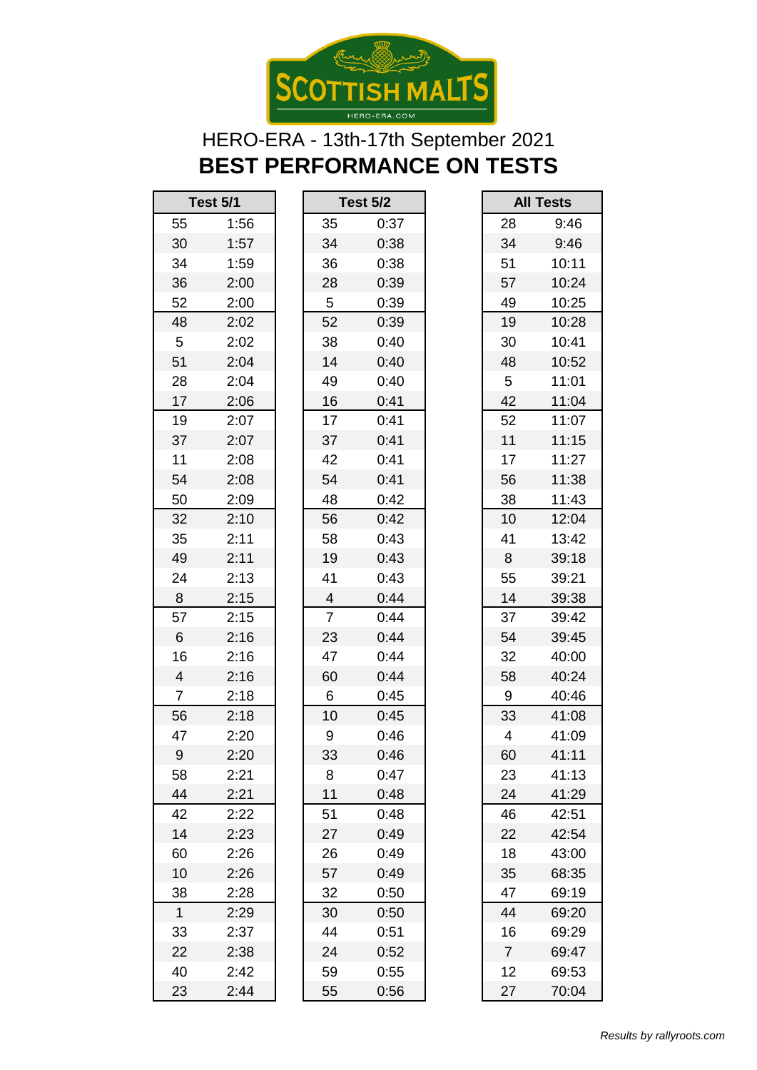SCOTTISH MALTS

HERO-ERA.COM

HERO-ERA - 13th-17th September 2021

# BEST PERFORMANCE ON TESTS

| Test 5/1 | |
|---|---|
| 55 | 1:56 |
| 30 | 1:57 |
| 34 | 1:59 |
| 36 | 2:00 |
| 52 | 2:00 |
| 48 | 2:02 |
| 5 | 2:02 |
| 51 | 2:04 |
| 28 | 2:04 |
| 17 | 2:06 |
| 19 | 2:07 |
| 37 | 2:07 |
| 11 | 2:08 |
| 54 | 2:08 |
| 50 | 2:09 |
| 32 | 2:10 |
| 35 | 2:11 |
| 49 | 2:11 |
| 24 | 2:13 |
| 8 | 2:15 |
| 57 | 2:15 |
| 6 | 2:16 |
| 16 | 2:16 |
| 4 | 2:16 |
| 7 | 2:18 |
| 56 | 2:18 |
| 47 | 2:20 |
| 9 | 2:20 |
| 58 | 2:21 |
| 44 | 2:21 |
| 42 | 2:22 |
| 14 | 2:23 |
| 60 | 2:26 |
| 10 | 2:26 |
| 38 | 2:28 |
| 1 | 2:29 |
| 33 | 2:37 |
| 22 | 2:38 |
| 40 | 2:42 |
| 23 | 2:44 |

| Test 5/2 | |
|---|---|
| 35 | 0:37 |
| 34 | 0:38 |
| 36 | 0:38 |
| 28 | 0:39 |
| 5 | 0:39 |
| 52 | 0:39 |
| 38 | 0:40 |
| 14 | 0:40 |
| 49 | 0:40 |
| 16 | 0:41 |
| 17 | 0:41 |
| 37 | 0:41 |
| 42 | 0:41 |
| 54 | 0:41 |
| 48 | 0:42 |
| 56 | 0:42 |
| 58 | 0:43 |
| 19 | 0:43 |
| 41 | 0:43 |
| 4 | 0:44 |
| 7 | 0:44 |
| 23 | 0:44 |
| 47 | 0:44 |
| 60 | 0:44 |
| 6 | 0:45 |
| 10 | 0:45 |
| 9 | 0:46 |
| 33 | 0:46 |
| 8 | 0:47 |
| 11 | 0:48 |
| 51 | 0:48 |
| 27 | 0:49 |
| 26 | 0:49 |
| 57 | 0:49 |
| 32 | 0:50 |
| 30 | 0:50 |
| 44 | 0:51 |
| 24 | 0:52 |
| 59 | 0:55 |
| 55 | 0:56 |

| All Tests | |
|---|---|
| 28 | 9:46 |
| 34 | 9:46 |
| 51 | 10:11 |
| 57 | 10:24 |
| 49 | 10:25 |
| 19 | 10:28 |
| 30 | 10:41 |
| 48 | 10:52 |
| 5 | 11:01 |
| 42 | 11:04 |
| 52 | 11:07 |
| 11 | 11:15 |
| 17 | 11:27 |
| 56 | 11:38 |
| 38 | 11:43 |
| 10 | 12:04 |
| 41 | 13:42 |
| 8 | 39:18 |
| 55 | 39:21 |
| 14 | 39:38 |
| 37 | 39:42 |
| 54 | 39:45 |
| 32 | 40:00 |
| 58 | 40:24 |
| 9 | 40:46 |
| 33 | 41:08 |
| 4 | 41:09 |
| 60 | 41:11 |
| 23 | 41:13 |
| 24 | 41:29 |
| 46 | 42:51 |
| 22 | 42:54 |
| 18 | 43:00 |
| 35 | 68:35 |
| 47 | 69:19 |
| 44 | 69:20 |
| 16 | 69:29 |
| 7 | 69:47 |
| 12 | 69:53 |
| 27 | 70:04 |

*Results by rallyroots.com*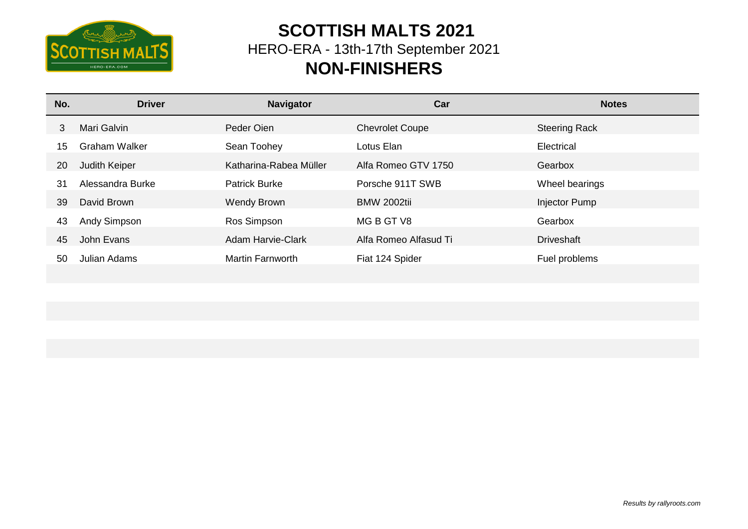# SCOTTISH MALTS 2021

HERO-ERA - 13th-17th September 2021

## NON-FINISHERS

| No. | Driver | Navigator | Car | Notes |
|---|---|---|---|---|
| 3 | Mari Galvin | Peder Oien | Chevrolet Coupe | Steering Rack |
| 15 | Graham Walker | Sean Toohey | Lotus Elan | Electrical |
| 20 | Judith Keiper | Katharina-Rabea Müller | Alfa Romeo GTV 1750 | Gearbox |
| 31 | Alessandra Burke | Patrick Burke | Porsche 911T SWB | Wheel bearings |
| 39 | David Brown | Wendy Brown | BMW 2002tii | Injector Pump |
| 43 | Andy Simpson | Ros Simpson | MG B GT V8 | Gearbox |
| 45 | John Evans | Adam Harvie-Clark | Alfa Romeo Alfasud Ti | Driveshaft |
| 50 | Julian Adams | Martin Farnworth | Fiat 124 Spider | Fuel problems |

*Results by rallyroots.com*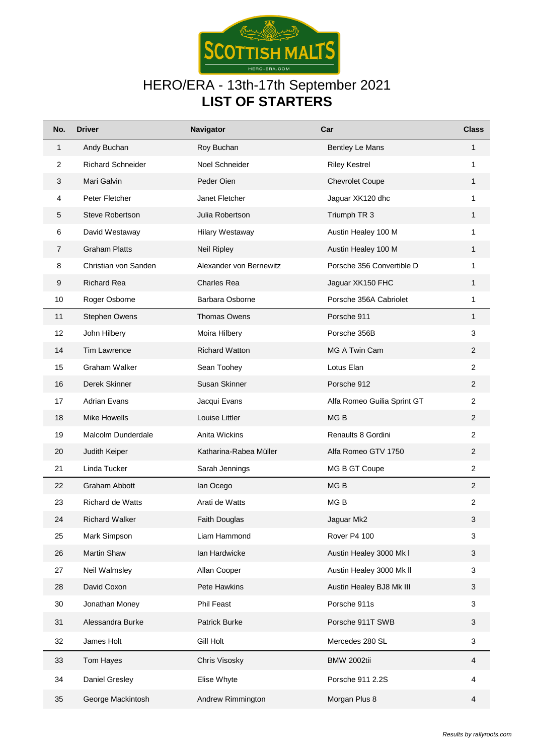# HERO/ERA - 13th-17th September 2021

## LIST OF STARTERS

| No. | Driver | Navigator | Car | Class |
|---|---|---|---|---|
| 1 | Andy Buchan | Roy Buchan | Bentley Le Mans | 1 |
| 2 | Richard Schneider | Noel Schneider | Riley Kestrel | 1 |
| 3 | Mari Galvin | Peder Oien | Chevrolet Coupe | 1 |
| 4 | Peter Fletcher | Janet Fletcher | Jaguar XK120 dhc | 1 |
| 5 | Steve Robertson | Julia Robertson | Triumph TR 3 | 1 |
| 6 | David Westaway | Hilary Westaway | Austin Healey 100 M | 1 |
| 7 | Graham Platts | Neil Ripley | Austin Healey 100 M | 1 |
| 8 | Christian von Sanden | Alexander von Bernewitz | Porsche 356 Convertible D | 1 |
| 9 | Richard Rea | Charles Rea | Jaguar XK150 FHC | 1 |
| 10 | Roger Osborne | Barbara Osborne | Porsche 356A Cabriolet | 1 |
| 11 | Stephen Owens | Thomas Owens | Porsche 911 | 1 |
| 12 | John Hilbery | Moira Hilbery | Porsche 356B | 3 |
| 14 | Tim Lawrence | Richard Watton | MG A Twin Cam | 2 |
| 15 | Graham Walker | Sean Toohey | Lotus Elan | 2 |
| 16 | Derek Skinner | Susan Skinner | Porsche 912 | 2 |
| 17 | Adrian Evans | Jacqui Evans | Alfa Romeo Guilia Sprint GT | 2 |
| 18 | Mike Howells | Louise Littler | MG B | 2 |
| 19 | Malcolm Dunderdale | Anita Wickins | Renaults 8 Gordini | 2 |
| 20 | Judith Keiper | Katharina-Rabea Müller | Alfa Romeo GTV 1750 | 2 |
| 21 | Linda Tucker | Sarah Jennings | MG B GT Coupe | 2 |
| 22 | Graham Abbott | Ian Ocego | MG B | 2 |
| 23 | Richard de Watts | Arati de Watts | MG B | 2 |
| 24 | Richard Walker | Faith Douglas | Jaguar Mk2 | 3 |
| 25 | Mark Simpson | Liam Hammond | Rover P4 100 | 3 |
| 26 | Martin Shaw | Ian Hardwicke | Austin Healey 3000 Mk I | 3 |
| 27 | Neil Walmsley | Allan Cooper | Austin Healey 3000 Mk II | 3 |
| 28 | David Coxon | Pete Hawkins | Austin Healey BJ8 Mk III | 3 |
| 30 | Jonathan Money | Phil Feast | Porsche 911s | 3 |
| 31 | Alessandra Burke | Patrick Burke | Porsche 911T SWB | 3 |
| 32 | James Holt | Gill Holt | Mercedes 280 SL | 3 |
| 33 | Tom Hayes | Chris Visosky | BMW 2002tii | 4 |
| 34 | Daniel Gresley | Elise Whyte | Porsche 911 2.2S | 4 |
| 35 | George Mackintosh | Andrew Rimmington | Morgan Plus 8 | 4 |

*Results by rallyroots.com*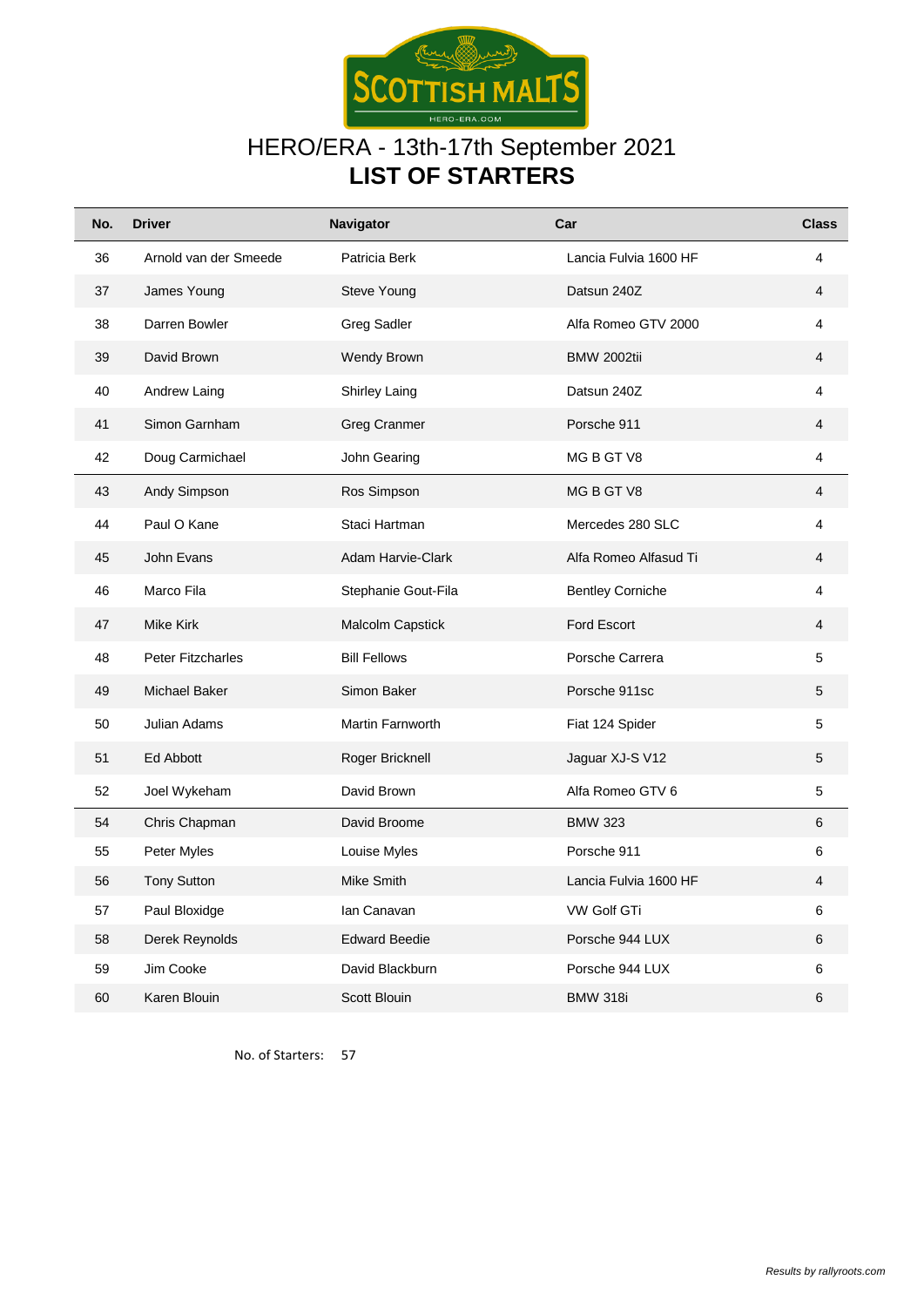SCOTTISH MALTS

HERO-ERA.COM

# HERO/ERA - 13th-17th September 2021

## LIST OF STARTERS

| No. | Driver | Navigator | Car | Class |
|---|---|---|---|---|
| 36 | Arnold van der Smeede | Patricia Berk | Lancia Fulvia 1600 HF | 4 |
| 37 | James Young | Steve Young | Datsun 240Z | 4 |
| 38 | Darren Bowler | Greg Sadler | Alfa Romeo GTV 2000 | 4 |
| 39 | David Brown | Wendy Brown | BMW 2002tii | 4 |
| 40 | Andrew Laing | Shirley Laing | Datsun 240Z | 4 |
| 41 | Simon Garnham | Greg Cranmer | Porsche 911 | 4 |
| 42 | Doug Carmichael | John Gearing | MG B GT V8 | 4 |
| 43 | Andy Simpson | Ros Simpson | MG B GT V8 | 4 |
| 44 | Paul O Kane | Staci Hartman | Mercedes 280 SLC | 4 |
| 45 | John Evans | Adam Harvie-Clark | Alfa Romeo Alfasud Ti | 4 |
| 46 | Marco Fila | Stephanie Gout-Fila | Bentley Corniche | 4 |
| 47 | Mike Kirk | Malcolm Capstick | Ford Escort | 4 |
| 48 | Peter Fitzcharles | Bill Fellows | Porsche Carrera | 5 |
| 49 | Michael Baker | Simon Baker | Porsche 911sc | 5 |
| 50 | Julian Adams | Martin Farnworth | Fiat 124 Spider | 5 |
| 51 | Ed Abbott | Roger Bricknell | Jaguar XJ-S V12 | 5 |
| 52 | Joel Wykeham | David Brown | Alfa Romeo GTV 6 | 5 |
| 54 | Chris Chapman | David Broome | BMW 323 | 6 |
| 55 | Peter Myles | Louise Myles | Porsche 911 | 6 |
| 56 | Tony Sutton | Mike Smith | Lancia Fulvia 1600 HF | 4 |
| 57 | Paul Bloxidge | Ian Canavan | VW Golf GTi | 6 |
| 58 | Derek Reynolds | Edward Beedie | Porsche 944 LUX | 6 |
| 59 | Jim Cooke | David Blackburn | Porsche 944 LUX | 6 |
| 60 | Karen Blouin | Scott Blouin | BMW 318i | 6 |

No. of Starters: 57

*Results by rallyroots.com*